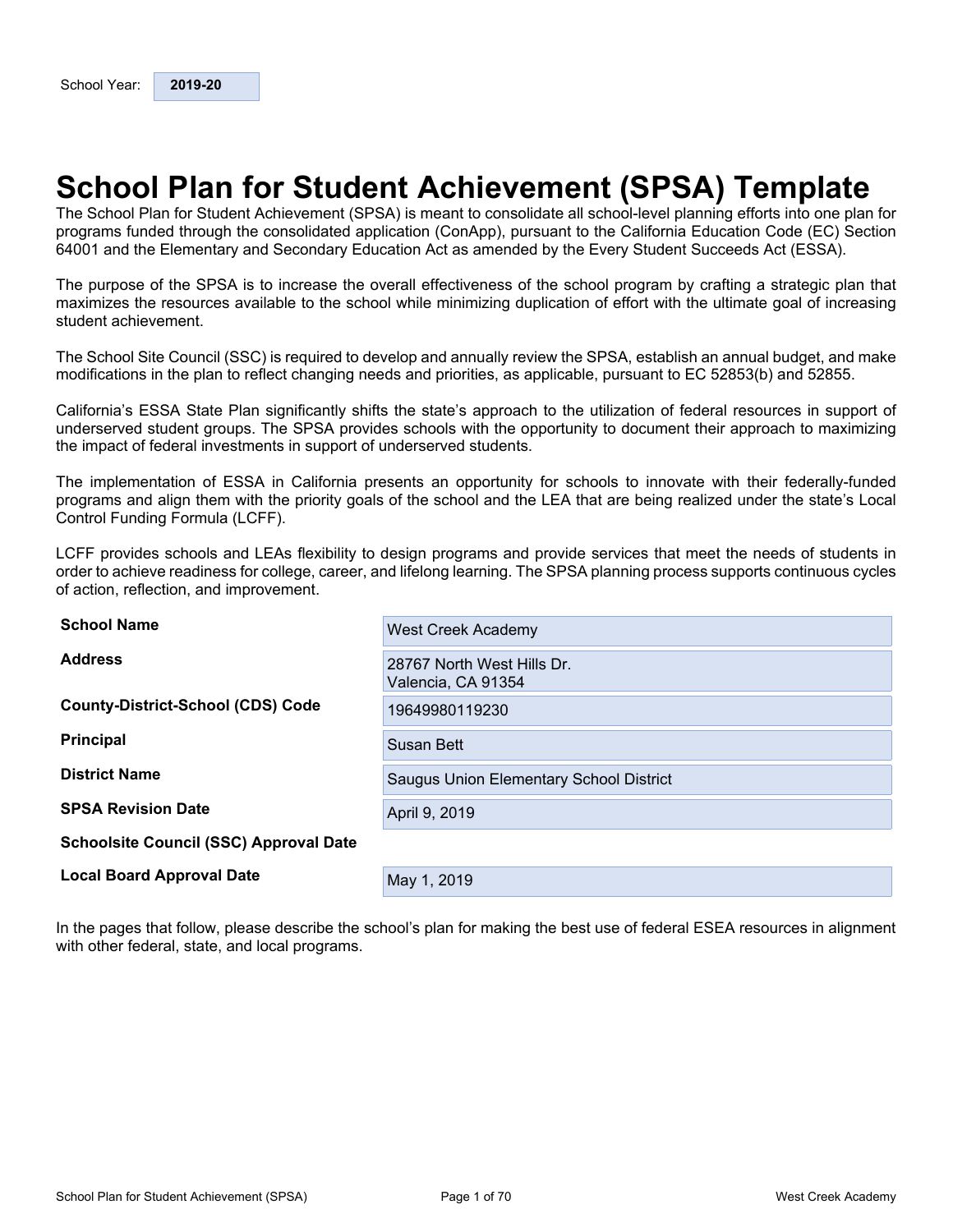| School Year: | 2019-20 |
|---|---|

# School Plan for Student Achievement (SPSA) Template

The School Plan for Student Achievement (SPSA) is meant to consolidate all school-level planning efforts into one plan for programs funded through the consolidated application (ConApp), pursuant to the California Education Code (EC) Section 64001 and the Elementary and Secondary Education Act as amended by the Every Student Succeeds Act (ESSA).

The purpose of the SPSA is to increase the overall effectiveness of the school program by crafting a strategic plan that maximizes the resources available to the school while minimizing duplication of effort with the ultimate goal of increasing student achievement.

The School Site Council (SSC) is required to develop and annually review the SPSA, establish an annual budget, and make modifications in the plan to reflect changing needs and priorities, as applicable, pursuant to EC 52853(b) and 52855.

California's ESSA State Plan significantly shifts the state's approach to the utilization of federal resources in support of underserved student groups. The SPSA provides schools with the opportunity to document their approach to maximizing the impact of federal investments in support of underserved students.

The implementation of ESSA in California presents an opportunity for schools to innovate with their federally-funded programs and align them with the priority goals of the school and the LEA that are being realized under the state's Local Control Funding Formula (LCFF).

LCFF provides schools and LEAs flexibility to design programs and provide services that meet the needs of students in order to achieve readiness for college, career, and lifelong learning. The SPSA planning process supports continuous cycles of action, reflection, and improvement.

| | |
|---|---|
| **School Name** | West Creek Academy |
| **Address** | 28767 North West Hills Dr.<br>Valencia, CA 91354 |
| **County-District-School (CDS) Code** | 19649980119230 |
| **Principal** | Susan Bett |
| **District Name** | Saugus Union Elementary School District |
| **SPSA Revision Date** | April 9, 2019 |
| **Schoolsite Council (SSC) Approval Date** | |
| **Local Board Approval Date** | May 1, 2019 |

In the pages that follow, please describe the school's plan for making the best use of federal ESEA resources in alignment with other federal, state, and local programs.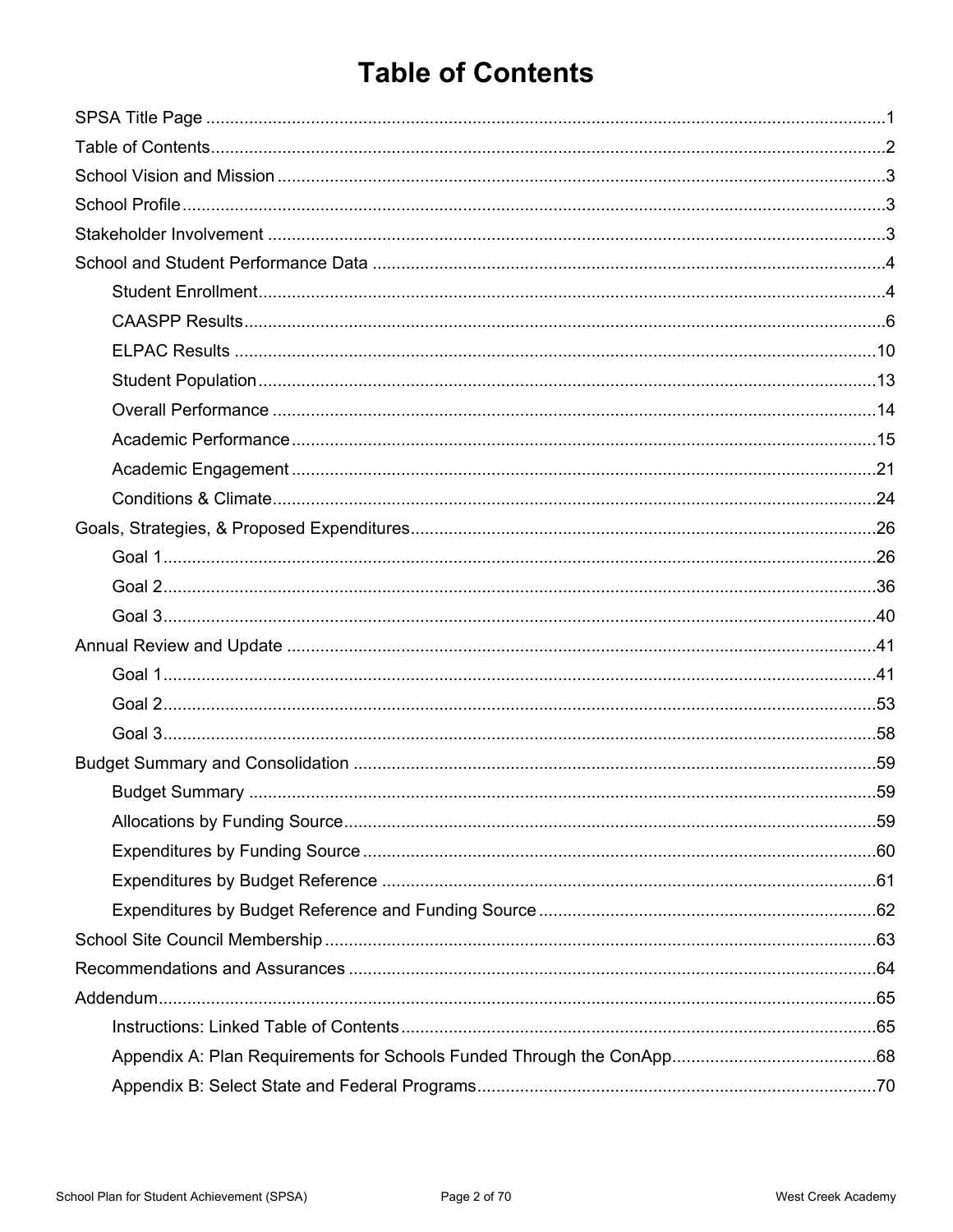# Table of Contents

- SPSA Title Page ... 1
- Table of Contents ... 2
- School Vision and Mission ... 3
- School Profile ... 3
- Stakeholder Involvement ... 3
- School and Student Performance Data ... 4
  - Student Enrollment ... 4
  - CAASPP Results ... 6
  - ELPAC Results ... 10
  - Student Population ... 13
  - Overall Performance ... 14
  - Academic Performance ... 15
  - Academic Engagement ... 21
  - Conditions & Climate ... 24
- Goals, Strategies, & Proposed Expenditures ... 26
  - Goal 1 ... 26
  - Goal 2 ... 36
  - Goal 3 ... 40
- Annual Review and Update ... 41
  - Goal 1 ... 41
  - Goal 2 ... 53
  - Goal 3 ... 58
- Budget Summary and Consolidation ... 59
  - Budget Summary ... 59
  - Allocations by Funding Source ... 59
  - Expenditures by Funding Source ... 60
  - Expenditures by Budget Reference ... 61
  - Expenditures by Budget Reference and Funding Source ... 62
- School Site Council Membership ... 63
- Recommendations and Assurances ... 64
- Addendum ... 65
  - Instructions: Linked Table of Contents ... 65
  - Appendix A: Plan Requirements for Schools Funded Through the ConApp ... 68
  - Appendix B: Select State and Federal Programs ... 70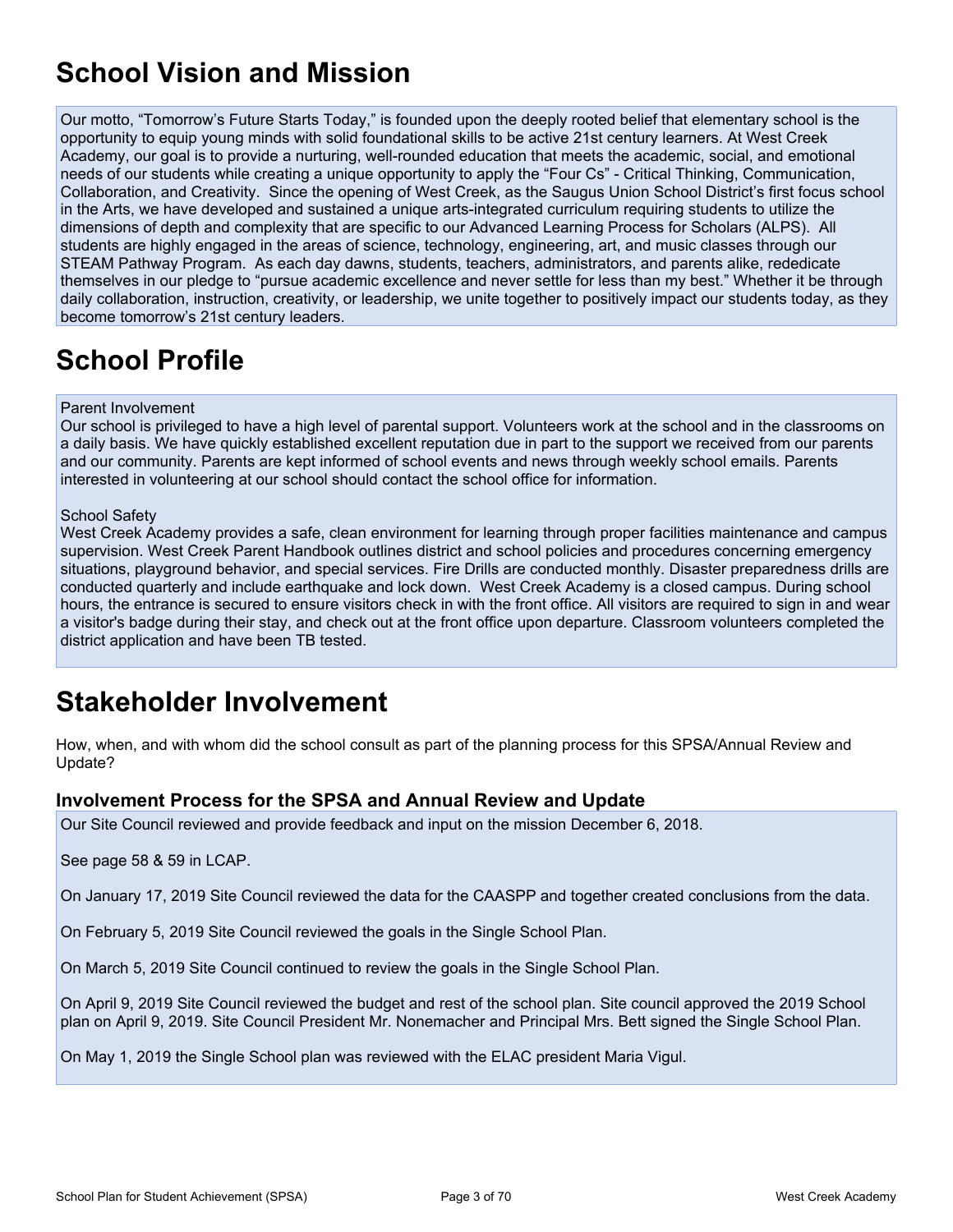# School Vision and Mission

Our motto, "Tomorrow's Future Starts Today," is founded upon the deeply rooted belief that elementary school is the opportunity to equip young minds with solid foundational skills to be active 21st century learners. At West Creek Academy, our goal is to provide a nurturing, well-rounded education that meets the academic, social, and emotional needs of our students while creating a unique opportunity to apply the "Four Cs" - Critical Thinking, Communication, Collaboration, and Creativity. Since the opening of West Creek, as the Saugus Union School District's first focus school in the Arts, we have developed and sustained a unique arts-integrated curriculum requiring students to utilize the dimensions of depth and complexity that are specific to our Advanced Learning Process for Scholars (ALPS). All students are highly engaged in the areas of science, technology, engineering, art, and music classes through our STEAM Pathway Program. As each day dawns, students, teachers, administrators, and parents alike, rededicate themselves in our pledge to "pursue academic excellence and never settle for less than my best." Whether it be through daily collaboration, instruction, creativity, or leadership, we unite together to positively impact our students today, as they become tomorrow's 21st century leaders.

# School Profile

Parent Involvement
Our school is privileged to have a high level of parental support. Volunteers work at the school and in the classrooms on a daily basis. We have quickly established excellent reputation due in part to the support we received from our parents and our community. Parents are kept informed of school events and news through weekly school emails. Parents interested in volunteering at our school should contact the school office for information.

School Safety
West Creek Academy provides a safe, clean environment for learning through proper facilities maintenance and campus supervision. West Creek Parent Handbook outlines district and school policies and procedures concerning emergency situations, playground behavior, and special services. Fire Drills are conducted monthly. Disaster preparedness drills are conducted quarterly and include earthquake and lock down. West Creek Academy is a closed campus. During school hours, the entrance is secured to ensure visitors check in with the front office. All visitors are required to sign in and wear a visitor's badge during their stay, and check out at the front office upon departure. Classroom volunteers completed the district application and have been TB tested.

# Stakeholder Involvement

How, when, and with whom did the school consult as part of the planning process for this SPSA/Annual Review and Update?

### Involvement Process for the SPSA and Annual Review and Update

Our Site Council reviewed and provide feedback and input on the mission December 6, 2018.

See page 58 & 59 in LCAP.

On January 17, 2019 Site Council reviewed the data for the CAASPP and together created conclusions from the data.

On February 5, 2019 Site Council reviewed the goals in the Single School Plan.

On March 5, 2019 Site Council continued to review the goals in the Single School Plan.

On April 9, 2019 Site Council reviewed the budget and rest of the school plan. Site council approved the 2019 School plan on April 9, 2019. Site Council President Mr. Nonemacher and Principal Mrs. Bett signed the Single School Plan.

On May 1, 2019 the Single School plan was reviewed with the ELAC president Maria Vigul.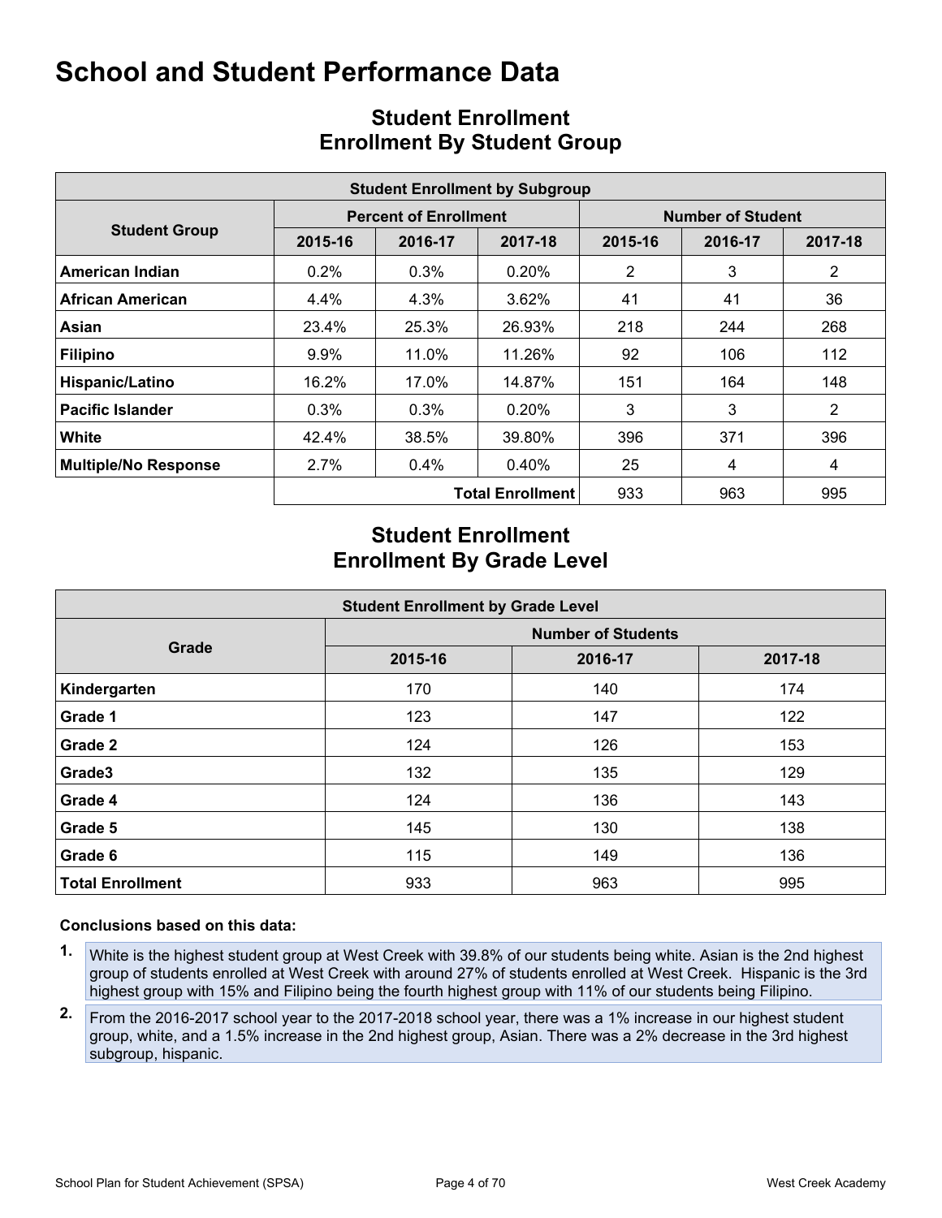# School and Student Performance Data

## Student Enrollment
## Enrollment By Student Group

| Student Enrollment by Subgroup | | | | | | |
|---|---|---|---|---|---|---|
| **Student Group** | **Percent of Enrollment** | | | **Number of Student** | | |
| | **2015-16** | **2016-17** | **2017-18** | **2015-16** | **2016-17** | **2017-18** |
| **American Indian** | 0.2% | 0.3% | 0.20% | 2 | 3 | 2 |
| **African American** | 4.4% | 4.3% | 3.62% | 41 | 41 | 36 |
| **Asian** | 23.4% | 25.3% | 26.93% | 218 | 244 | 268 |
| **Filipino** | 9.9% | 11.0% | 11.26% | 92 | 106 | 112 |
| **Hispanic/Latino** | 16.2% | 17.0% | 14.87% | 151 | 164 | 148 |
| **Pacific Islander** | 0.3% | 0.3% | 0.20% | 3 | 3 | 2 |
| **White** | 42.4% | 38.5% | 39.80% | 396 | 371 | 396 |
| **Multiple/No Response** | 2.7% | 0.4% | 0.40% | 25 | 4 | 4 |
| | | | **Total Enrollment** | 933 | 963 | 995 |

## Student Enrollment
## Enrollment By Grade Level

| Student Enrollment by Grade Level | | | |
|---|---|---|---|
| **Grade** | **Number of Students** | | |
| | **2015-16** | **2016-17** | **2017-18** |
| **Kindergarten** | 170 | 140 | 174 |
| **Grade 1** | 123 | 147 | 122 |
| **Grade 2** | 124 | 126 | 153 |
| **Grade3** | 132 | 135 | 129 |
| **Grade 4** | 124 | 136 | 143 |
| **Grade 5** | 145 | 130 | 138 |
| **Grade 6** | 115 | 149 | 136 |
| **Total Enrollment** | 933 | 963 | 995 |

**Conclusions based on this data:**

1. White is the highest student group at West Creek with 39.8% of our students being white. Asian is the 2nd highest group of students enrolled at West Creek with around 27% of students enrolled at West Creek. Hispanic is the 3rd highest group with 15% and Filipino being the fourth highest group with 11% of our students being Filipino.

2. From the 2016-2017 school year to the 2017-2018 school year, there was a 1% increase in our highest student group, white, and a 1.5% increase in the 2nd highest group, Asian. There was a 2% decrease in the 3rd highest subgroup, hispanic.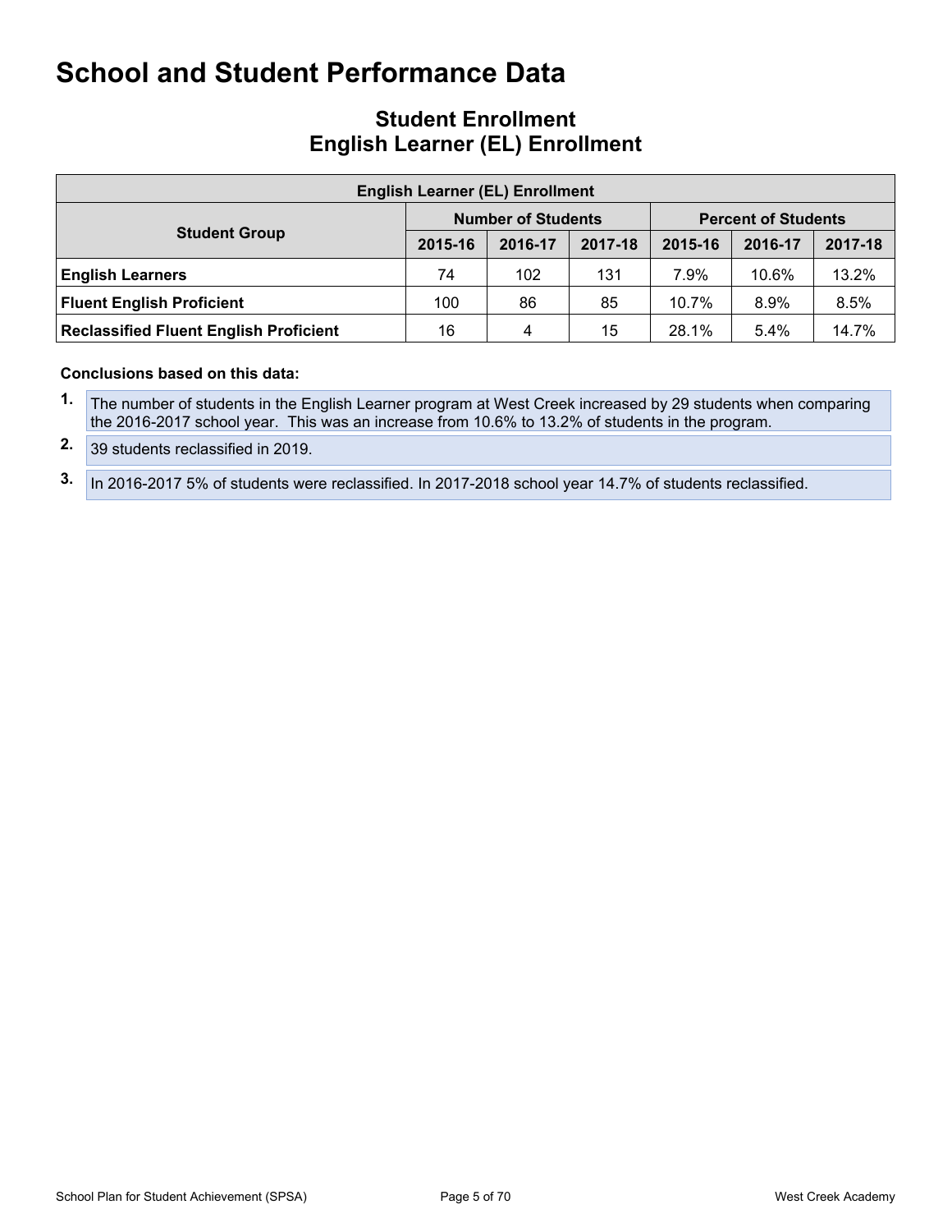# School and Student Performance Data

## Student Enrollment
## English Learner (EL) Enrollment

| English Learner (EL) Enrollment | | | | | | |
|---|---|---|---|---|---|---|
| Student Group | Number of Students | | | Percent of Students | | |
| | 2015-16 | 2016-17 | 2017-18 | 2015-16 | 2016-17 | 2017-18 |
| **English Learners** | 74 | 102 | 131 | 7.9% | 10.6% | 13.2% |
| **Fluent English Proficient** | 100 | 86 | 85 | 10.7% | 8.9% | 8.5% |
| **Reclassified Fluent English Proficient** | 16 | 4 | 15 | 28.1% | 5.4% | 14.7% |

**Conclusions based on this data:**

1. The number of students in the English Learner program at West Creek increased by 29 students when comparing the 2016-2017 school year. This was an increase from 10.6% to 13.2% of students in the program.
2. 39 students reclassified in 2019.
3. In 2016-2017 5% of students were reclassified. In 2017-2018 school year 14.7% of students reclassified.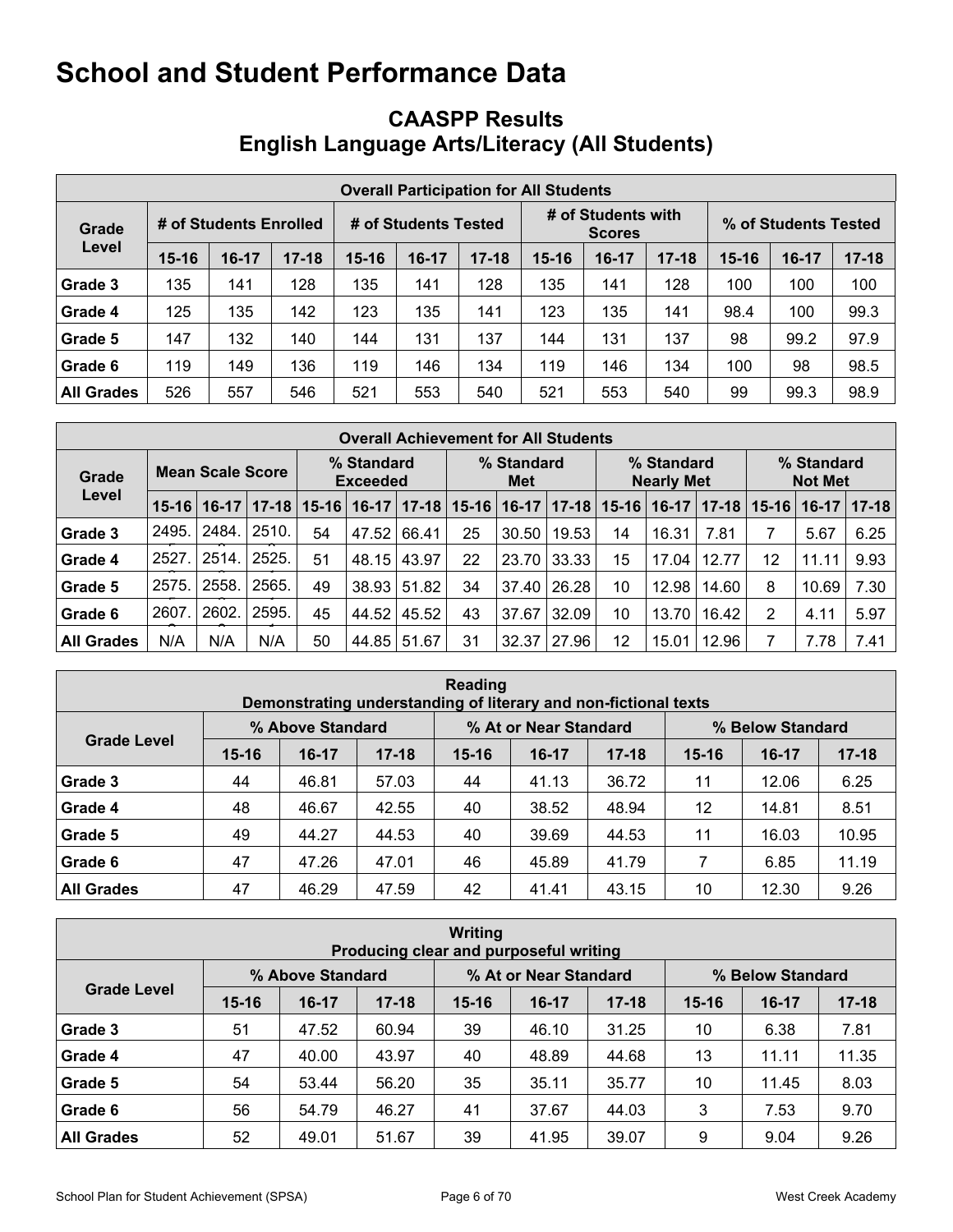# School and Student Performance Data

## CAASPP Results
## English Language Arts/Literacy (All Students)

| Overall Participation for All Students | | | | | | | | | | | | |
|---|---|---|---|---|---|---|---|---|---|---|---|---|
| Grade Level | # of Students Enrolled | | | # of Students Tested | | | # of Students with Scores | | | % of Students Tested | | |
| | 15-16 | 16-17 | 17-18 | 15-16 | 16-17 | 17-18 | 15-16 | 16-17 | 17-18 | 15-16 | 16-17 | 17-18 |
| Grade 3 | 135 | 141 | 128 | 135 | 141 | 128 | 135 | 141 | 128 | 100 | 100 | 100 |
| Grade 4 | 125 | 135 | 142 | 123 | 135 | 141 | 123 | 135 | 141 | 98.4 | 100 | 99.3 |
| Grade 5 | 147 | 132 | 140 | 144 | 131 | 137 | 144 | 131 | 137 | 98 | 99.2 | 97.9 |
| Grade 6 | 119 | 149 | 136 | 119 | 146 | 134 | 119 | 146 | 134 | 100 | 98 | 98.5 |
| All Grades | 526 | 557 | 546 | 521 | 553 | 540 | 521 | 553 | 540 | 99 | 99.3 | 98.9 |

| Overall Achievement for All Students | | | | | | | | | | | | | | | |
|---|---|---|---|---|---|---|---|---|---|---|---|---|---|---|---|
| Grade Level | Mean Scale Score | | | % Standard Exceeded | | | % Standard Met | | | % Standard Nearly Met | | | % Standard Not Met | | |
| | 15-16 | 16-17 | 17-18 | 15-16 | 16-17 | 17-18 | 15-16 | 16-17 | 17-18 | 15-16 | 16-17 | 17-18 | 15-16 | 16-17 | 17-18 |
| Grade 3 | 2495. | 2484. | 2510. | 54 | 47.52 | 66.41 | 25 | 30.50 | 19.53 | 14 | 16.31 | 7.81 | 7 | 5.67 | 6.25 |
| Grade 4 | 2527. | 2514. | 2525. | 51 | 48.15 | 43.97 | 22 | 23.70 | 33.33 | 15 | 17.04 | 12.77 | 12 | 11.11 | 9.93 |
| Grade 5 | 2575. | 2558. | 2565. | 49 | 38.93 | 51.82 | 34 | 37.40 | 26.28 | 10 | 12.98 | 14.60 | 8 | 10.69 | 7.30 |
| Grade 6 | 2607. | 2602. | 2595. | 45 | 44.52 | 45.52 | 43 | 37.67 | 32.09 | 10 | 13.70 | 16.42 | 2 | 4.11 | 5.97 |
| All Grades | N/A | N/A | N/A | 50 | 44.85 | 51.67 | 31 | 32.37 | 27.96 | 12 | 15.01 | 12.96 | 7 | 7.78 | 7.41 |

| Reading<br>Demonstrating understanding of literary and non-fictional texts | | | | | | | | | |
|---|---|---|---|---|---|---|---|---|---|
| Grade Level | % Above Standard | | | % At or Near Standard | | | % Below Standard | | |
| | 15-16 | 16-17 | 17-18 | 15-16 | 16-17 | 17-18 | 15-16 | 16-17 | 17-18 |
| Grade 3 | 44 | 46.81 | 57.03 | 44 | 41.13 | 36.72 | 11 | 12.06 | 6.25 |
| Grade 4 | 48 | 46.67 | 42.55 | 40 | 38.52 | 48.94 | 12 | 14.81 | 8.51 |
| Grade 5 | 49 | 44.27 | 44.53 | 40 | 39.69 | 44.53 | 11 | 16.03 | 10.95 |
| Grade 6 | 47 | 47.26 | 47.01 | 46 | 45.89 | 41.79 | 7 | 6.85 | 11.19 |
| All Grades | 47 | 46.29 | 47.59 | 42 | 41.41 | 43.15 | 10 | 12.30 | 9.26 |

| Writing<br>Producing clear and purposeful writing | | | | | | | | | |
|---|---|---|---|---|---|---|---|---|---|
| Grade Level | % Above Standard | | | % At or Near Standard | | | % Below Standard | | |
| | 15-16 | 16-17 | 17-18 | 15-16 | 16-17 | 17-18 | 15-16 | 16-17 | 17-18 |
| Grade 3 | 51 | 47.52 | 60.94 | 39 | 46.10 | 31.25 | 10 | 6.38 | 7.81 |
| Grade 4 | 47 | 40.00 | 43.97 | 40 | 48.89 | 44.68 | 13 | 11.11 | 11.35 |
| Grade 5 | 54 | 53.44 | 56.20 | 35 | 35.11 | 35.77 | 10 | 11.45 | 8.03 |
| Grade 6 | 56 | 54.79 | 46.27 | 41 | 37.67 | 44.03 | 3 | 7.53 | 9.70 |
| All Grades | 52 | 49.01 | 51.67 | 39 | 41.95 | 39.07 | 9 | 9.04 | 9.26 |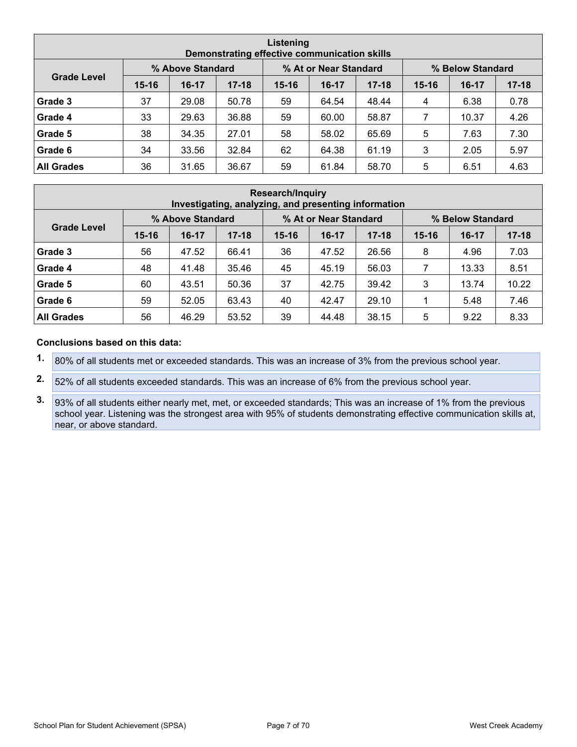| Listening<br>Demonstrating effective communication skills | | | | | | | | | |
|---|---|---|---|---|---|---|---|---|---|
| Grade Level | % Above Standard | | | % At or Near Standard | | | % Below Standard | | |
| | 15-16 | 16-17 | 17-18 | 15-16 | 16-17 | 17-18 | 15-16 | 16-17 | 17-18 |
| **Grade 3** | 37 | 29.08 | 50.78 | 59 | 64.54 | 48.44 | 4 | 6.38 | 0.78 |
| **Grade 4** | 33 | 29.63 | 36.88 | 59 | 60.00 | 58.87 | 7 | 10.37 | 4.26 |
| **Grade 5** | 38 | 34.35 | 27.01 | 58 | 58.02 | 65.69 | 5 | 7.63 | 7.30 |
| **Grade 6** | 34 | 33.56 | 32.84 | 62 | 64.38 | 61.19 | 3 | 2.05 | 5.97 |
| **All Grades** | 36 | 31.65 | 36.67 | 59 | 61.84 | 58.70 | 5 | 6.51 | 4.63 |

| Research/Inquiry<br>Investigating, analyzing, and presenting information | | | | | | | | | |
|---|---|---|---|---|---|---|---|---|---|
| Grade Level | % Above Standard | | | % At or Near Standard | | | % Below Standard | | |
| | 15-16 | 16-17 | 17-18 | 15-16 | 16-17 | 17-18 | 15-16 | 16-17 | 17-18 |
| **Grade 3** | 56 | 47.52 | 66.41 | 36 | 47.52 | 26.56 | 8 | 4.96 | 7.03 |
| **Grade 4** | 48 | 41.48 | 35.46 | 45 | 45.19 | 56.03 | 7 | 13.33 | 8.51 |
| **Grade 5** | 60 | 43.51 | 50.36 | 37 | 42.75 | 39.42 | 3 | 13.74 | 10.22 |
| **Grade 6** | 59 | 52.05 | 63.43 | 40 | 42.47 | 29.10 | 1 | 5.48 | 7.46 |
| **All Grades** | 56 | 46.29 | 53.52 | 39 | 44.48 | 38.15 | 5 | 9.22 | 8.33 |

**Conclusions based on this data:**

1. 80% of all students met or exceeded standards. This was an increase of 3% from the previous school year.
2. 52% of all students exceeded standards. This was an increase of 6% from the previous school year.
3. 93% of all students either nearly met, met, or exceeded standards; This was an increase of 1% from the previous school year. Listening was the strongest area with 95% of students demonstrating effective communication skills at, near, or above standard.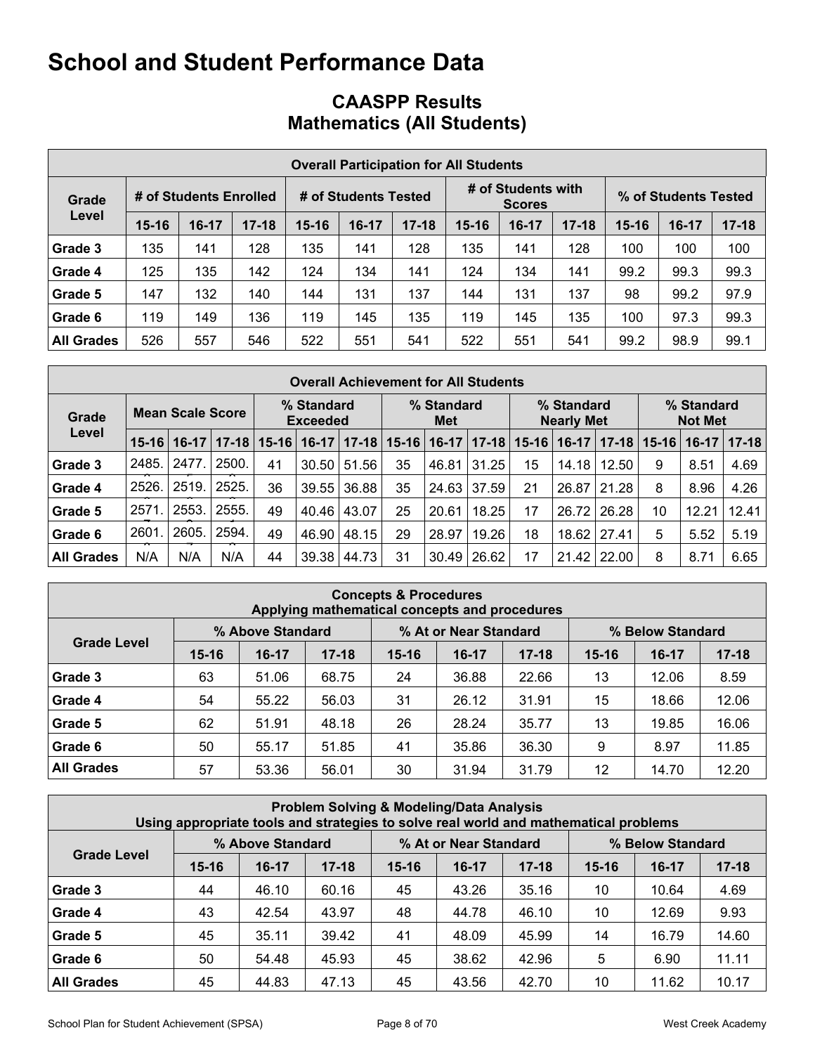# School and Student Performance Data

## CAASPP Results
## Mathematics (All Students)

| Overall Participation for All Students | | | | | | | | | | | | |
|---|---|---|---|---|---|---|---|---|---|---|---|---|
| Grade Level | # of Students Enrolled | | | # of Students Tested | | | # of Students with Scores | | | % of Students Tested | | |
| | 15-16 | 16-17 | 17-18 | 15-16 | 16-17 | 17-18 | 15-16 | 16-17 | 17-18 | 15-16 | 16-17 | 17-18 |
| Grade 3 | 135 | 141 | 128 | 135 | 141 | 128 | 135 | 141 | 128 | 100 | 100 | 100 |
| Grade 4 | 125 | 135 | 142 | 124 | 134 | 141 | 124 | 134 | 141 | 99.2 | 99.3 | 99.3 |
| Grade 5 | 147 | 132 | 140 | 144 | 131 | 137 | 144 | 131 | 137 | 98 | 99.2 | 97.9 |
| Grade 6 | 119 | 149 | 136 | 119 | 145 | 135 | 119 | 145 | 135 | 100 | 97.3 | 99.3 |
| All Grades | 526 | 557 | 546 | 522 | 551 | 541 | 522 | 551 | 541 | 99.2 | 98.9 | 99.1 |

| Overall Achievement for All Students | | | | | | | | | | | | | | | |
|---|---|---|---|---|---|---|---|---|---|---|---|---|---|---|---|
| Grade Level | Mean Scale Score | | | % Standard Exceeded | | | % Standard Met | | | % Standard Nearly Met | | | % Standard Not Met | | |
| | 15-16 | 16-17 | 17-18 | 15-16 | 16-17 | 17-18 | 15-16 | 16-17 | 17-18 | 15-16 | 16-17 | 17-18 | 15-16 | 16-17 | 17-18 |
| Grade 3 | 2485. | 2477. | 2500. | 41 | 30.50 | 51.56 | 35 | 46.81 | 31.25 | 15 | 14.18 | 12.50 | 9 | 8.51 | 4.69 |
| Grade 4 | 2526. | 2519. | 2525. | 36 | 39.55 | 36.88 | 35 | 24.63 | 37.59 | 21 | 26.87 | 21.28 | 8 | 8.96 | 4.26 |
| Grade 5 | 2571. | 2553. | 2555. | 49 | 40.46 | 43.07 | 25 | 20.61 | 18.25 | 17 | 26.72 | 26.28 | 10 | 12.21 | 12.41 |
| Grade 6 | 2601. | 2605. | 2594. | 49 | 46.90 | 48.15 | 29 | 28.97 | 19.26 | 18 | 18.62 | 27.41 | 5 | 5.52 | 5.19 |
| All Grades | N/A | N/A | N/A | 44 | 39.38 | 44.73 | 31 | 30.49 | 26.62 | 17 | 21.42 | 22.00 | 8 | 8.71 | 6.65 |

| Concepts & Procedures<br>Applying mathematical concepts and procedures | | | | | | | | | |
|---|---|---|---|---|---|---|---|---|---|
| Grade Level | % Above Standard | | | % At or Near Standard | | | % Below Standard | | |
| | 15-16 | 16-17 | 17-18 | 15-16 | 16-17 | 17-18 | 15-16 | 16-17 | 17-18 |
| Grade 3 | 63 | 51.06 | 68.75 | 24 | 36.88 | 22.66 | 13 | 12.06 | 8.59 |
| Grade 4 | 54 | 55.22 | 56.03 | 31 | 26.12 | 31.91 | 15 | 18.66 | 12.06 |
| Grade 5 | 62 | 51.91 | 48.18 | 26 | 28.24 | 35.77 | 13 | 19.85 | 16.06 |
| Grade 6 | 50 | 55.17 | 51.85 | 41 | 35.86 | 36.30 | 9 | 8.97 | 11.85 |
| All Grades | 57 | 53.36 | 56.01 | 30 | 31.94 | 31.79 | 12 | 14.70 | 12.20 |

| Problem Solving & Modeling/Data Analysis<br>Using appropriate tools and strategies to solve real world and mathematical problems | | | | | | | | | |
|---|---|---|---|---|---|---|---|---|---|
| Grade Level | % Above Standard | | | % At or Near Standard | | | % Below Standard | | |
| | 15-16 | 16-17 | 17-18 | 15-16 | 16-17 | 17-18 | 15-16 | 16-17 | 17-18 |
| Grade 3 | 44 | 46.10 | 60.16 | 45 | 43.26 | 35.16 | 10 | 10.64 | 4.69 |
| Grade 4 | 43 | 42.54 | 43.97 | 48 | 44.78 | 46.10 | 10 | 12.69 | 9.93 |
| Grade 5 | 45 | 35.11 | 39.42 | 41 | 48.09 | 45.99 | 14 | 16.79 | 14.60 |
| Grade 6 | 50 | 54.48 | 45.93 | 45 | 38.62 | 42.96 | 5 | 6.90 | 11.11 |
| All Grades | 45 | 44.83 | 47.13 | 45 | 43.56 | 42.70 | 10 | 11.62 | 10.17 |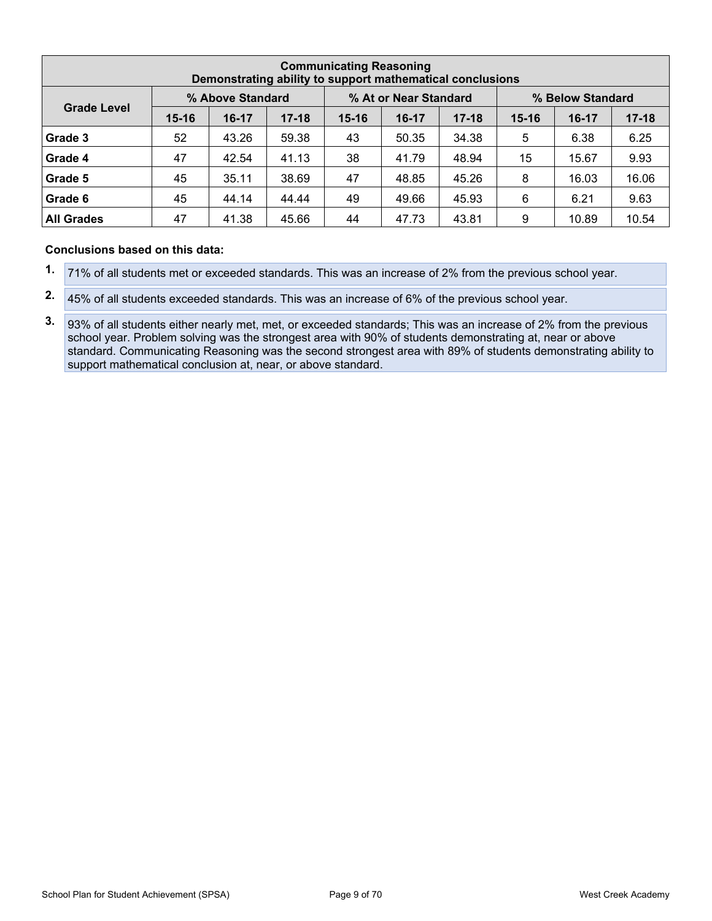| Communicating Reasoning<br>Demonstrating ability to support mathematical conclusions | | | | | | | | | |
|---|---|---|---|---|---|---|---|---|---|
| Grade Level | % Above Standard | | | % At or Near Standard | | | % Below Standard | | |
| | 15-16 | 16-17 | 17-18 | 15-16 | 16-17 | 17-18 | 15-16 | 16-17 | 17-18 |
| **Grade 3** | 52 | 43.26 | 59.38 | 43 | 50.35 | 34.38 | 5 | 6.38 | 6.25 |
| **Grade 4** | 47 | 42.54 | 41.13 | 38 | 41.79 | 48.94 | 15 | 15.67 | 9.93 |
| **Grade 5** | 45 | 35.11 | 38.69 | 47 | 48.85 | 45.26 | 8 | 16.03 | 16.06 |
| **Grade 6** | 45 | 44.14 | 44.44 | 49 | 49.66 | 45.93 | 6 | 6.21 | 9.63 |
| **All Grades** | 47 | 41.38 | 45.66 | 44 | 47.73 | 43.81 | 9 | 10.89 | 10.54 |

**Conclusions based on this data:**

1. 71% of all students met or exceeded standards. This was an increase of 2% from the previous school year.

2. 45% of all students exceeded standards. This was an increase of 6% of the previous school year.

3. 93% of all students either nearly met, met, or exceeded standards; This was an increase of 2% from the previous school year. Problem solving was the strongest area with 90% of students demonstrating at, near or above standard. Communicating Reasoning was the second strongest area with 89% of students demonstrating ability to support mathematical conclusion at, near, or above standard.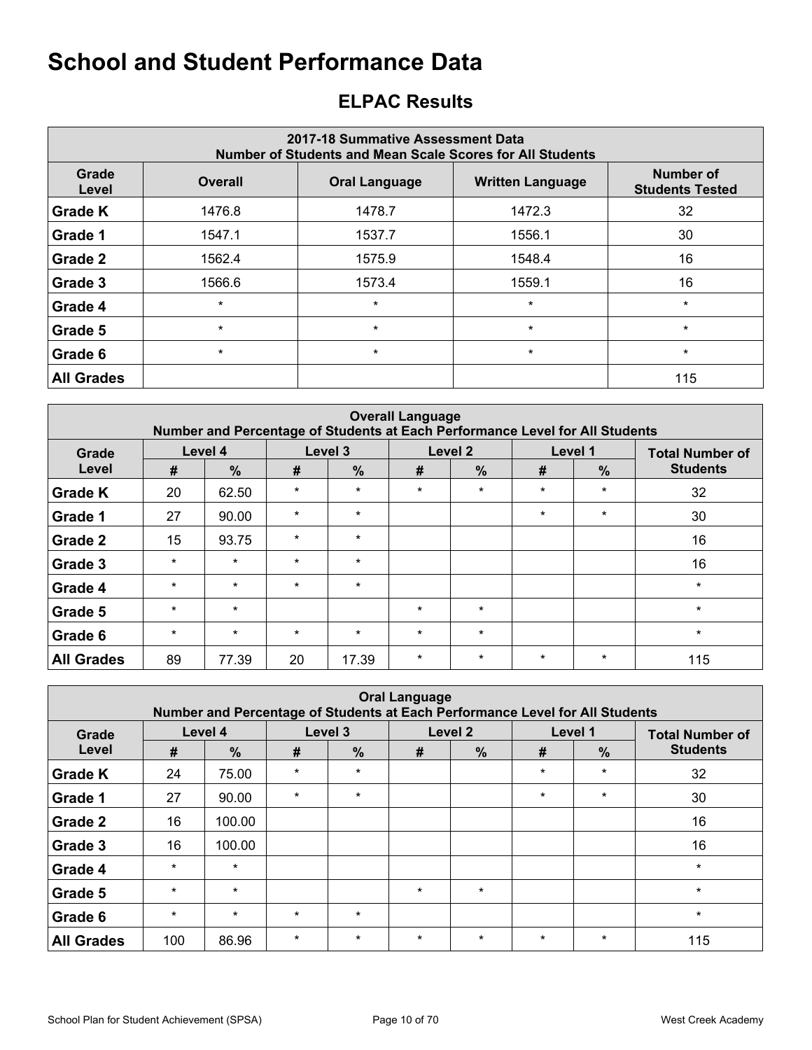# School and Student Performance Data

## ELPAC Results

| 2017-18 Summative Assessment Data<br>Number of Students and Mean Scale Scores for All Students | | | | |
|---|---|---|---|---|
| Grade Level | Overall | Oral Language | Written Language | Number of Students Tested |
| Grade K | 1476.8 | 1478.7 | 1472.3 | 32 |
| Grade 1 | 1547.1 | 1537.7 | 1556.1 | 30 |
| Grade 2 | 1562.4 | 1575.9 | 1548.4 | 16 |
| Grade 3 | 1566.6 | 1573.4 | 1559.1 | 16 |
| Grade 4 | * | * | * | * |
| Grade 5 | * | * | * | * |
| Grade 6 | * | * | * | * |
| All Grades | | | | 115 |

| Overall Language<br>Number and Percentage of Students at Each Performance Level for All Students | | | | | | | | | |
|---|---|---|---|---|---|---|---|---|---|
| Grade Level | Level 4 | | Level 3 | | Level 2 | | Level 1 | | Total Number of Students |
| | # | % | # | % | # | % | # | % | |
| Grade K | 20 | 62.50 | * | * | * | * | * | * | 32 |
| Grade 1 | 27 | 90.00 | * | * | | | * | * | 30 |
| Grade 2 | 15 | 93.75 | * | * | | | | | 16 |
| Grade 3 | * | * | * | * | | | | | 16 |
| Grade 4 | * | * | * | * | | | | | * |
| Grade 5 | * | * | | | * | * | | | * |
| Grade 6 | * | * | * | * | * | * | | | * |
| All Grades | 89 | 77.39 | 20 | 17.39 | * | * | * | * | 115 |

| Oral Language<br>Number and Percentage of Students at Each Performance Level for All Students | | | | | | | | | |
|---|---|---|---|---|---|---|---|---|---|
| Grade Level | Level 4 | | Level 3 | | Level 2 | | Level 1 | | Total Number of Students |
| | # | % | # | % | # | % | # | % | |
| Grade K | 24 | 75.00 | * | * | | | * | * | 32 |
| Grade 1 | 27 | 90.00 | * | * | | | * | * | 30 |
| Grade 2 | 16 | 100.00 | | | | | | | 16 |
| Grade 3 | 16 | 100.00 | | | | | | | 16 |
| Grade 4 | * | * | | | | | | | * |
| Grade 5 | * | * | | | * | * | | | * |
| Grade 6 | * | * | * | * | | | | | * |
| All Grades | 100 | 86.96 | * | * | * | * | * | * | 115 |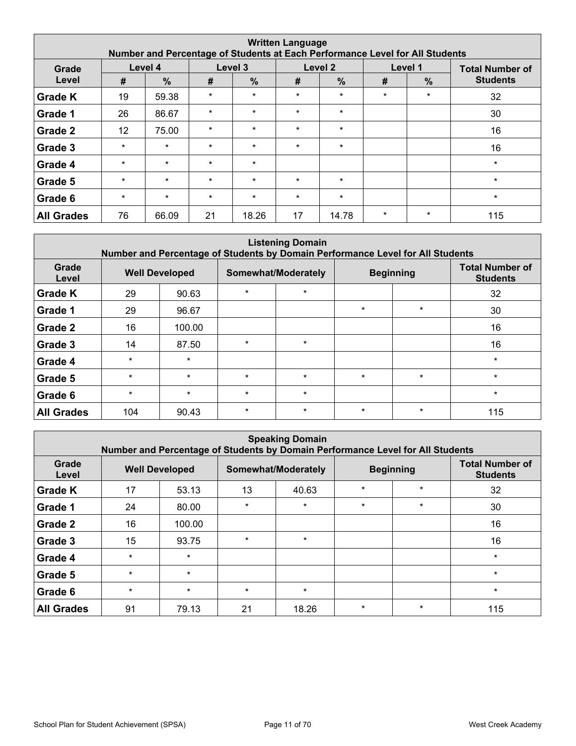| Written Language<br>Number and Percentage of Students at Each Performance Level for All Students | | | | | | | | | |
|---|---|---|---|---|---|---|---|---|---|
| Grade Level | Level 4 | | Level 3 | | Level 2 | | Level 1 | | Total Number of Students |
| | # | % | # | % | # | % | # | % | |
| Grade K | 19 | 59.38 | * | * | * | * | * | * | 32 |
| Grade 1 | 26 | 86.67 | * | * | * | * | | | 30 |
| Grade 2 | 12 | 75.00 | * | * | * | * | | | 16 |
| Grade 3 | * | * | * | * | * | * | | | 16 |
| Grade 4 | * | * | * | * | | | | | * |
| Grade 5 | * | * | * | * | * | * | | | * |
| Grade 6 | * | * | * | * | * | * | | | * |
| All Grades | 76 | 66.09 | 21 | 18.26 | 17 | 14.78 | * | * | 115 |

| Listening Domain<br>Number and Percentage of Students by Domain Performance Level for All Students | | | | | | | |
|---|---|---|---|---|---|---|---|
| Grade Level | Well Developed | | Somewhat/Moderately | | Beginning | | Total Number of Students |
| Grade K | 29 | 90.63 | * | * | | | 32 |
| Grade 1 | 29 | 96.67 | | | * | * | 30 |
| Grade 2 | 16 | 100.00 | | | | | 16 |
| Grade 3 | 14 | 87.50 | * | * | | | 16 |
| Grade 4 | * | * | | | | | * |
| Grade 5 | * | * | * | * | * | * | * |
| Grade 6 | * | * | * | * | | | * |
| All Grades | 104 | 90.43 | * | * | * | * | 115 |

| Speaking Domain<br>Number and Percentage of Students by Domain Performance Level for All Students | | | | | | | |
|---|---|---|---|---|---|---|---|
| Grade Level | Well Developed | | Somewhat/Moderately | | Beginning | | Total Number of Students |
| Grade K | 17 | 53.13 | 13 | 40.63 | * | * | 32 |
| Grade 1 | 24 | 80.00 | * | * | * | * | 30 |
| Grade 2 | 16 | 100.00 | | | | | 16 |
| Grade 3 | 15 | 93.75 | * | * | | | 16 |
| Grade 4 | * | * | | | | | * |
| Grade 5 | * | * | | | | | * |
| Grade 6 | * | * | * | * | | | * |
| All Grades | 91 | 79.13 | 21 | 18.26 | * | * | 115 |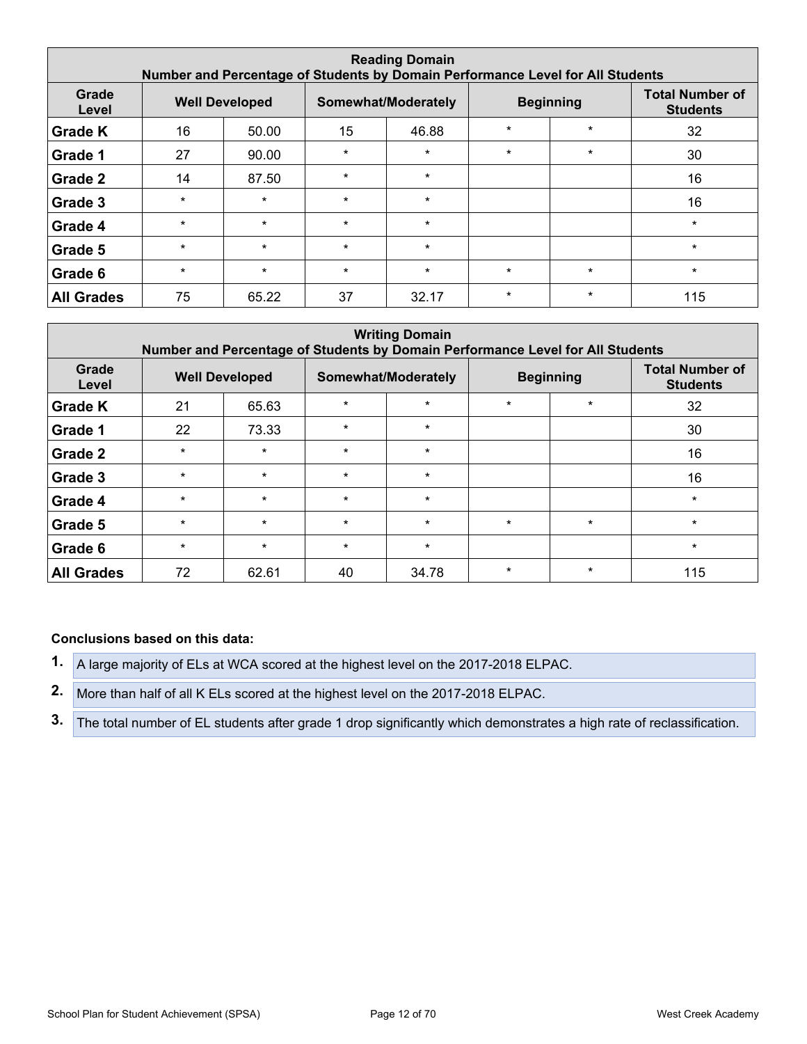| Reading Domain<br>Number and Percentage of Students by Domain Performance Level for All Students | | | | | | | |
|---|---|---|---|---|---|---|---|
| Grade Level | Well Developed | | Somewhat/Moderately | | Beginning | | Total Number of Students |
| **Grade K** | 16 | 50.00 | 15 | 46.88 | * | * | 32 |
| **Grade 1** | 27 | 90.00 | * | * | * | * | 30 |
| **Grade 2** | 14 | 87.50 | * | * | | | 16 |
| **Grade 3** | * | * | * | * | | | 16 |
| **Grade 4** | * | * | * | * | | | * |
| **Grade 5** | * | * | * | * | | | * |
| **Grade 6** | * | * | * | * | * | * | * |
| **All Grades** | 75 | 65.22 | 37 | 32.17 | * | * | 115 |

| Writing Domain<br>Number and Percentage of Students by Domain Performance Level for All Students | | | | | | | |
|---|---|---|---|---|---|---|---|
| Grade Level | Well Developed | | Somewhat/Moderately | | Beginning | | Total Number of Students |
| **Grade K** | 21 | 65.63 | * | * | * | * | 32 |
| **Grade 1** | 22 | 73.33 | * | * | | | 30 |
| **Grade 2** | * | * | * | * | | | 16 |
| **Grade 3** | * | * | * | * | | | 16 |
| **Grade 4** | * | * | * | * | | | * |
| **Grade 5** | * | * | * | * | * | * | * |
| **Grade 6** | * | * | * | * | | | * |
| **All Grades** | 72 | 62.61 | 40 | 34.78 | * | * | 115 |

**Conclusions based on this data:**

1. A large majority of ELs at WCA scored at the highest level on the 2017-2018 ELPAC.
2. More than half of all K ELs scored at the highest level on the 2017-2018 ELPAC.
3. The total number of EL students after grade 1 drop significantly which demonstrates a high rate of reclassification.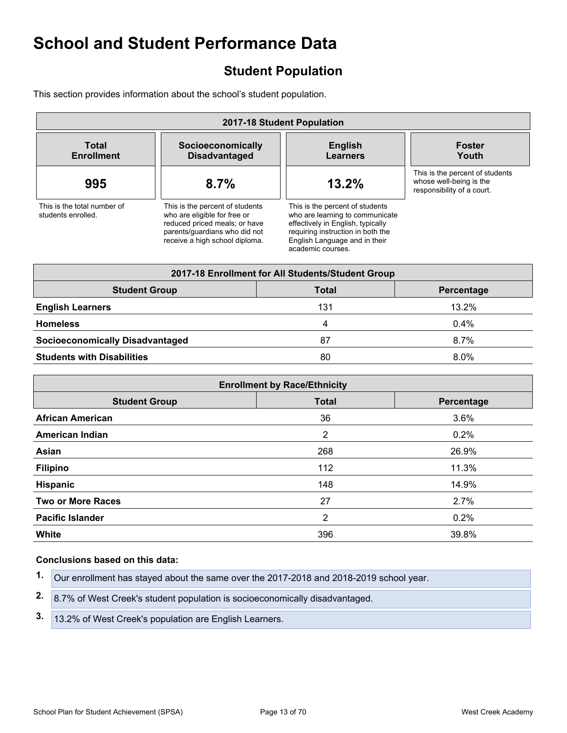# School and Student Performance Data

## Student Population

This section provides information about the school's student population.

| 2017-18 Student Population | | | |
|---|---|---|---|
| **Total Enrollment** | **Socioeconomically Disadvantaged** | **English Learners** | **Foster Youth** |
| **995** | **8.7%** | **13.2%** | |
| This is the total number of students enrolled. | This is the percent of students who are eligible for free or reduced priced meals; or have parents/guardians who did not receive a high school diploma. | This is the percent of students who are learning to communicate effectively in English, typically requiring instruction in both the English Language and in their academic courses. | This is the percent of students whose well-being is the responsibility of a court. |

| 2017-18 Enrollment for All Students/Student Group | | |
|---|---|---|
| **Student Group** | **Total** | **Percentage** |
| **English Learners** | 131 | 13.2% |
| **Homeless** | 4 | 0.4% |
| **Socioeconomically Disadvantaged** | 87 | 8.7% |
| **Students with Disabilities** | 80 | 8.0% |

| Enrollment by Race/Ethnicity | | |
|---|---|---|
| **Student Group** | **Total** | **Percentage** |
| **African American** | 36 | 3.6% |
| **American Indian** | 2 | 0.2% |
| **Asian** | 268 | 26.9% |
| **Filipino** | 112 | 11.3% |
| **Hispanic** | 148 | 14.9% |
| **Two or More Races** | 27 | 2.7% |
| **Pacific Islander** | 2 | 0.2% |
| **White** | 396 | 39.8% |

**Conclusions based on this data:**

1. Our enrollment has stayed about the same over the 2017-2018 and 2018-2019 school year.
2. 8.7% of West Creek's student population is socioeconomically disadvantaged.
3. 13.2% of West Creek's population are English Learners.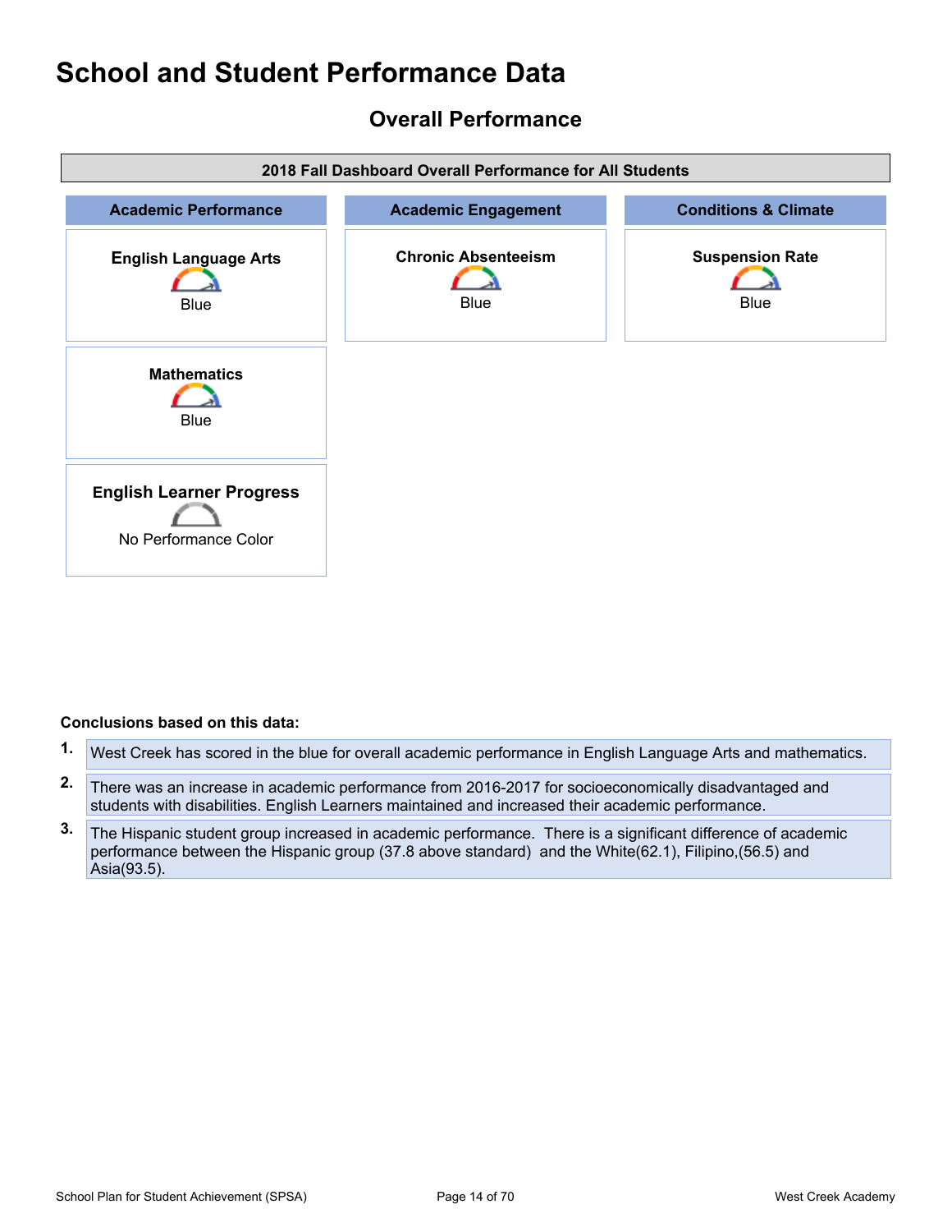# School and Student Performance Data

## Overall Performance

**2018 Fall Dashboard Overall Performance for All Students**

| Academic Performance | Academic Engagement | Conditions & Climate |
|---|---|---|
| **English Language Arts** Blue | **Chronic Absenteeism** Blue | **Suspension Rate** Blue |
| **Mathematics** Blue | | |
| **English Learner Progress** No Performance Color | | |

**Conclusions based on this data:**

1. West Creek has scored in the blue for overall academic performance in English Language Arts and mathematics.
2. There was an increase in academic performance from 2016-2017 for socioeconomically disadvantaged and students with disabilities. English Learners maintained and increased their academic performance.
3. The Hispanic student group increased in academic performance. There is a significant difference of academic performance between the Hispanic group (37.8 above standard) and the White(62.1), Filipino,(56.5) and Asia(93.5).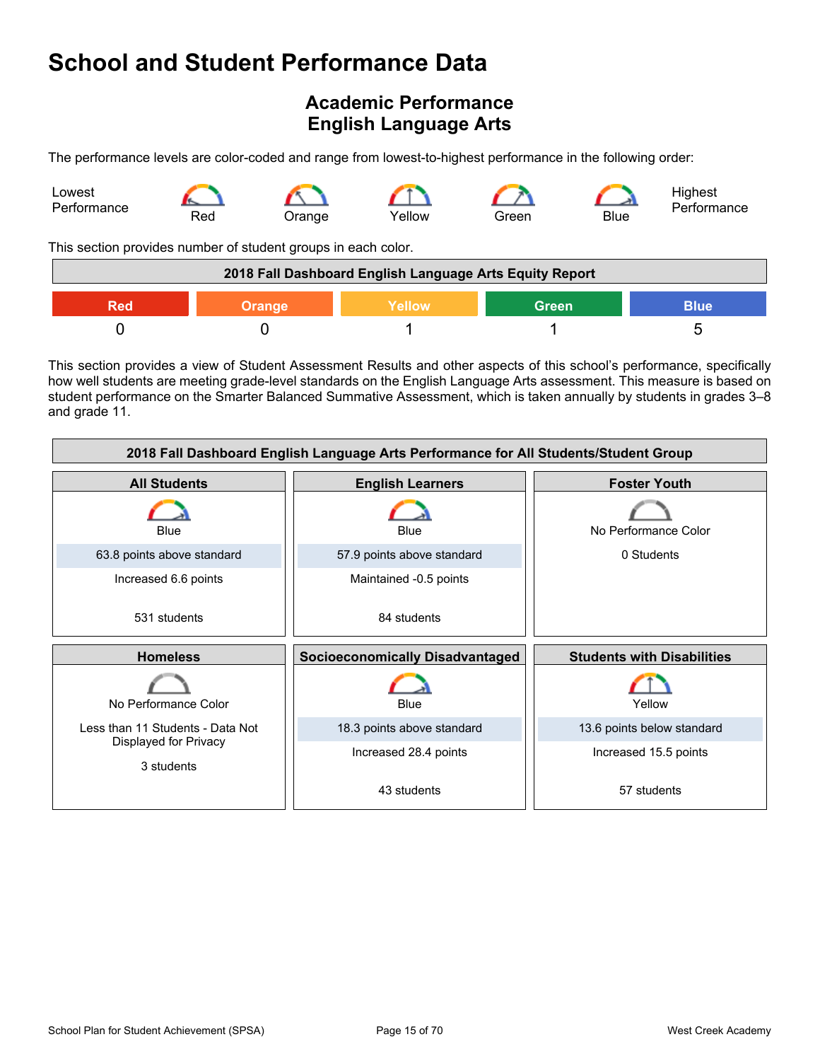# School and Student Performance Data

## Academic Performance
## English Language Arts

The performance levels are color-coded and range from lowest-to-highest performance in the following order:

Lowest Performance — Red — Orange — Yellow — Green — Blue — Highest Performance

This section provides number of student groups in each color.

| 2018 Fall Dashboard English Language Arts Equity Report | | | | |
|---|---|---|---|---|
| Red | Orange | Yellow | Green | Blue |
| 0 | 0 | 1 | 1 | 5 |

This section provides a view of Student Assessment Results and other aspects of this school's performance, specifically how well students are meeting grade-level standards on the English Language Arts assessment. This measure is based on student performance on the Smarter Balanced Summative Assessment, which is taken annually by students in grades 3–8 and grade 11.

| 2018 Fall Dashboard English Language Arts Performance for All Students/Student Group | | |
|---|---|---|
| **All Students** | **English Learners** | **Foster Youth** |
| Blue | Blue | No Performance Color |
| 63.8 points above standard | 57.9 points above standard | 0 Students |
| Increased 6.6 points | Maintained -0.5 points | |
| 531 students | 84 students | |
| **Homeless** | **Socioeconomically Disadvantaged** | **Students with Disabilities** |
| No Performance Color | Blue | Yellow |
| Less than 11 Students - Data Not Displayed for Privacy | 18.3 points above standard | 13.6 points below standard |
| 3 students | Increased 28.4 points | Increased 15.5 points |
| | 43 students | 57 students |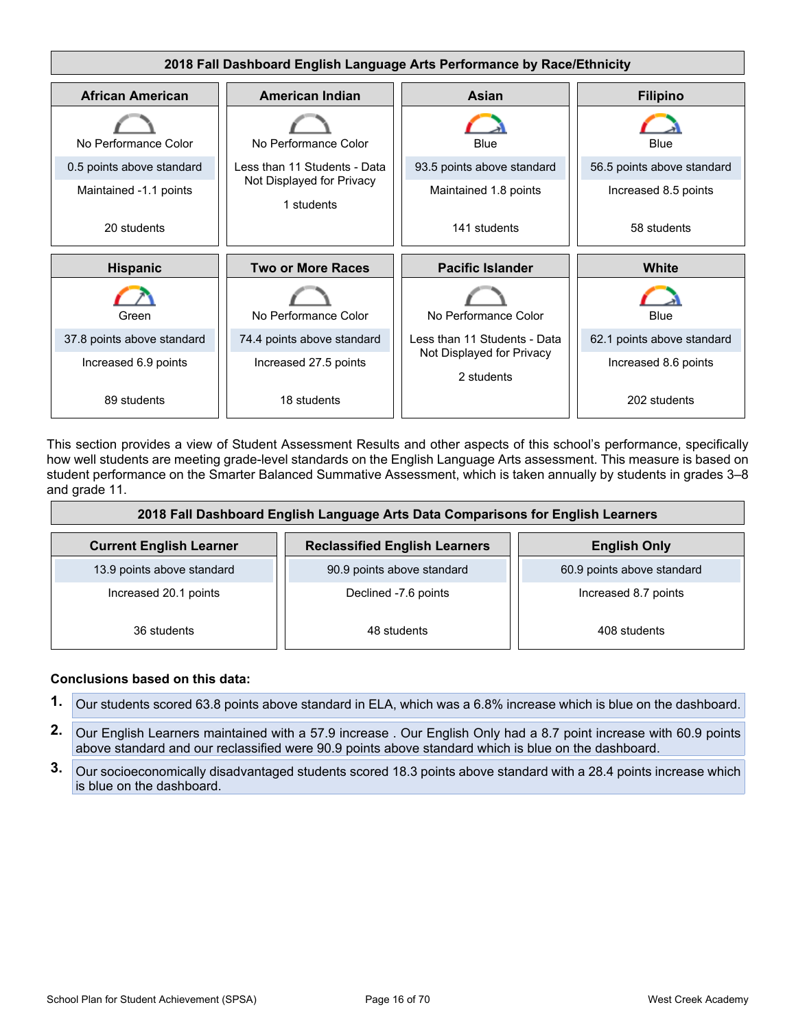## 2018 Fall Dashboard English Language Arts Performance by Race/Ethnicity

| African American | American Indian | Asian | Filipino |
|---|---|---|---|
| No Performance Color | No Performance Color | Blue | Blue |
| 0.5 points above standard | Less than 11 Students - Data Not Displayed for Privacy | 93.5 points above standard | 56.5 points above standard |
| Maintained -1.1 points | 1 students | Maintained 1.8 points | Increased 8.5 points |
| 20 students | | 141 students | 58 students |

| Hispanic | Two or More Races | Pacific Islander | White |
|---|---|---|---|
| Green | No Performance Color | No Performance Color | Blue |
| 37.8 points above standard | 74.4 points above standard | Less than 11 Students - Data Not Displayed for Privacy | 62.1 points above standard |
| Increased 6.9 points | Increased 27.5 points | 2 students | Increased 8.6 points |
| 89 students | 18 students | | 202 students |

This section provides a view of Student Assessment Results and other aspects of this school's performance, specifically how well students are meeting grade-level standards on the English Language Arts assessment. This measure is based on student performance on the Smarter Balanced Summative Assessment, which is taken annually by students in grades 3–8 and grade 11.

## 2018 Fall Dashboard English Language Arts Data Comparisons for English Learners

| Current English Learner | Reclassified English Learners | English Only |
|---|---|---|
| 13.9 points above standard | 90.9 points above standard | 60.9 points above standard |
| Increased 20.1 points | Declined -7.6 points | Increased 8.7 points |
| 36 students | 48 students | 408 students |

**Conclusions based on this data:**

1. Our students scored 63.8 points above standard in ELA, which was a 6.8% increase which is blue on the dashboard.
2. Our English Learners maintained with a 57.9 increase . Our English Only had a 8.7 point increase with 60.9 points above standard and our reclassified were 90.9 points above standard which is blue on the dashboard.
3. Our socioeconomically disadvantaged students scored 18.3 points above standard with a 28.4 points increase which is blue on the dashboard.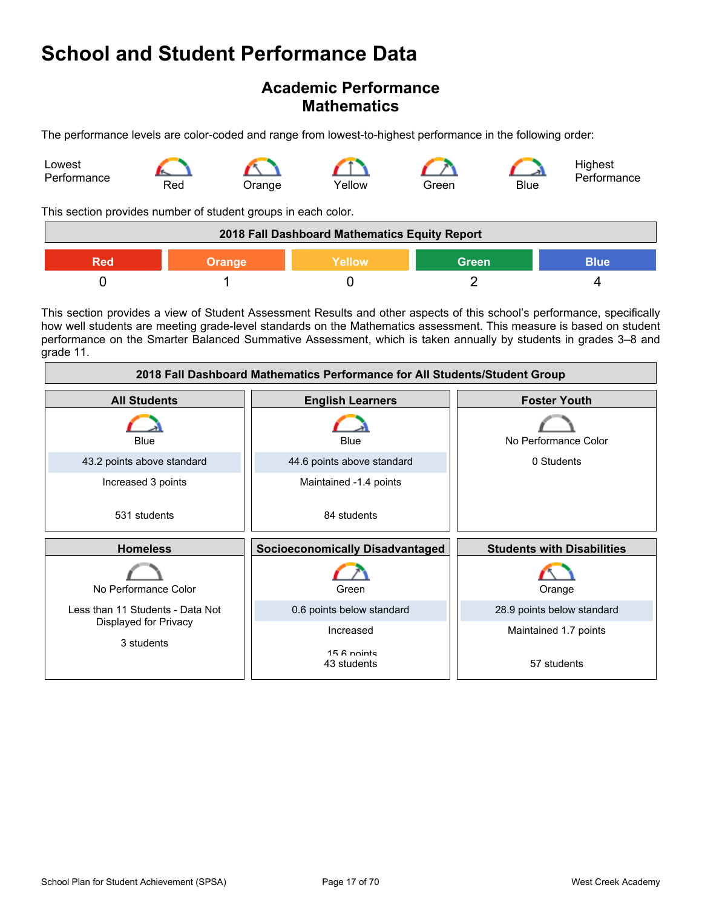# School and Student Performance Data

## Academic Performance
## Mathematics

The performance levels are color-coded and range from lowest-to-highest performance in the following order:

Lowest Performance — Red — Orange — Yellow — Green — Blue — Highest Performance

This section provides number of student groups in each color.

| 2018 Fall Dashboard Mathematics Equity Report | | | | |
|---|---|---|---|---|
| Red | Orange | Yellow | Green | Blue |
| 0 | 1 | 0 | 2 | 4 |

This section provides a view of Student Assessment Results and other aspects of this school's performance, specifically how well students are meeting grade-level standards on the Mathematics assessment. This measure is based on student performance on the Smarter Balanced Summative Assessment, which is taken annually by students in grades 3–8 and grade 11.

| 2018 Fall Dashboard Mathematics Performance for All Students/Student Group | | |
|---|---|---|
| **All Students** | **English Learners** | **Foster Youth** |
| Blue | Blue | No Performance Color |
| 43.2 points above standard | 44.6 points above standard | 0 Students |
| Increased 3 points | Maintained -1.4 points | |
| 531 students | 84 students | |
| **Homeless** | **Socioeconomically Disadvantaged** | **Students with Disabilities** |
| No Performance Color | Green | Orange |
| Less than 11 Students - Data Not Displayed for Privacy | 0.6 points below standard | 28.9 points below standard |
| 3 students | Increased 15.6 points | Maintained 1.7 points |
| | 43 students | 57 students |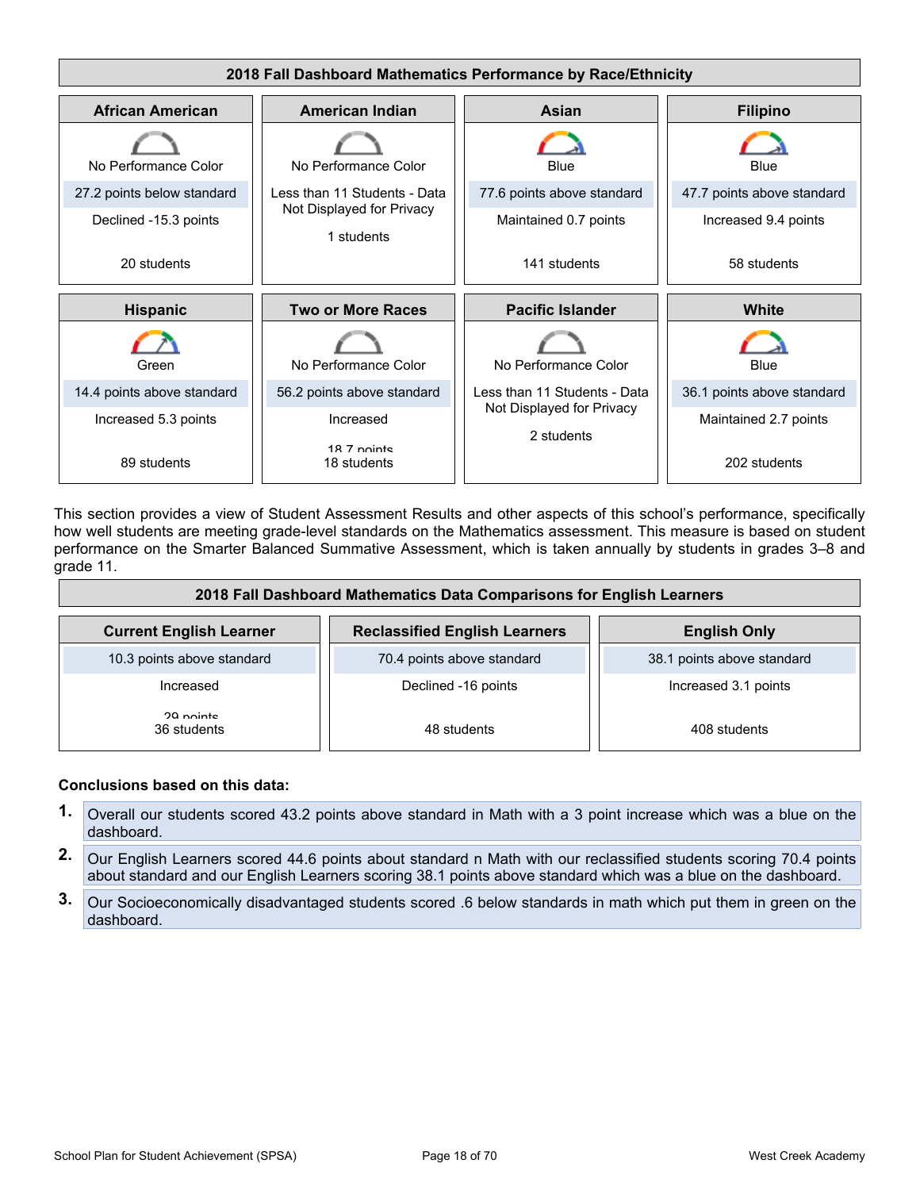## 2018 Fall Dashboard Mathematics Performance by Race/Ethnicity

| African American | American Indian | Asian | Filipino |
|---|---|---|---|
| No Performance Color | No Performance Color | Blue | Blue |
| 27.2 points below standard | Less than 11 Students - Data Not Displayed for Privacy | 77.6 points above standard | 47.7 points above standard |
| Declined -15.3 points | 1 students | Maintained 0.7 points | Increased 9.4 points |
| 20 students | | 141 students | 58 students |

| Hispanic | Two or More Races | Pacific Islander | White |
|---|---|---|---|
| Green | No Performance Color | No Performance Color | Blue |
| 14.4 points above standard | 56.2 points above standard | Less than 11 Students - Data Not Displayed for Privacy | 36.1 points above standard |
| Increased 5.3 points | Increased 18.7 points | 2 students | Maintained 2.7 points |
| 89 students | 18 students | | 202 students |

This section provides a view of Student Assessment Results and other aspects of this school's performance, specifically how well students are meeting grade-level standards on the Mathematics assessment. This measure is based on student performance on the Smarter Balanced Summative Assessment, which is taken annually by students in grades 3–8 and grade 11.

## 2018 Fall Dashboard Mathematics Data Comparisons for English Learners

| Current English Learner | Reclassified English Learners | English Only |
|---|---|---|
| 10.3 points above standard | 70.4 points above standard | 38.1 points above standard |
| Increased 29 points | Declined -16 points | Increased 3.1 points |
| 36 students | 48 students | 408 students |

**Conclusions based on this data:**

1. Overall our students scored 43.2 points above standard in Math with a 3 point increase which was a blue on the dashboard.
2. Our English Learners scored 44.6 points about standard n Math with our reclassified students scoring 70.4 points about standard and our English Learners scoring 38.1 points above standard which was a blue on the dashboard.
3. Our Socioeconomically disadvantaged students scored .6 below standards in math which put them in green on the dashboard.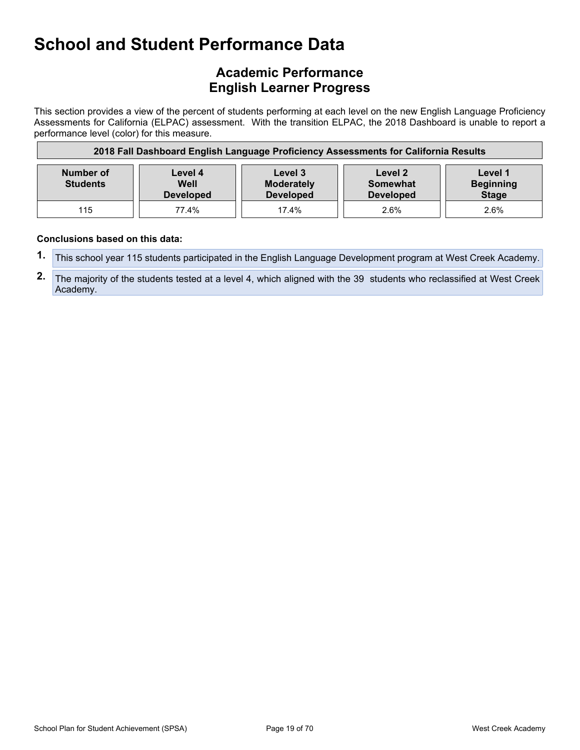# School and Student Performance Data

## Academic Performance
## English Learner Progress

This section provides a view of the percent of students performing at each level on the new English Language Proficiency Assessments for California (ELPAC) assessment. With the transition ELPAC, the 2018 Dashboard is unable to report a performance level (color) for this measure.

| 2018 Fall Dashboard English Language Proficiency Assessments for California Results | | | | |
|---|---|---|---|---|
| **Number of Students** | **Level 4 Well Developed** | **Level 3 Moderately Developed** | **Level 2 Somewhat Developed** | **Level 1 Beginning Stage** |
| 115 | 77.4% | 17.4% | 2.6% | 2.6% |

**Conclusions based on this data:**

1. This school year 115 students participated in the English Language Development program at West Creek Academy.
2. The majority of the students tested at a level 4, which aligned with the 39 students who reclassified at West Creek Academy.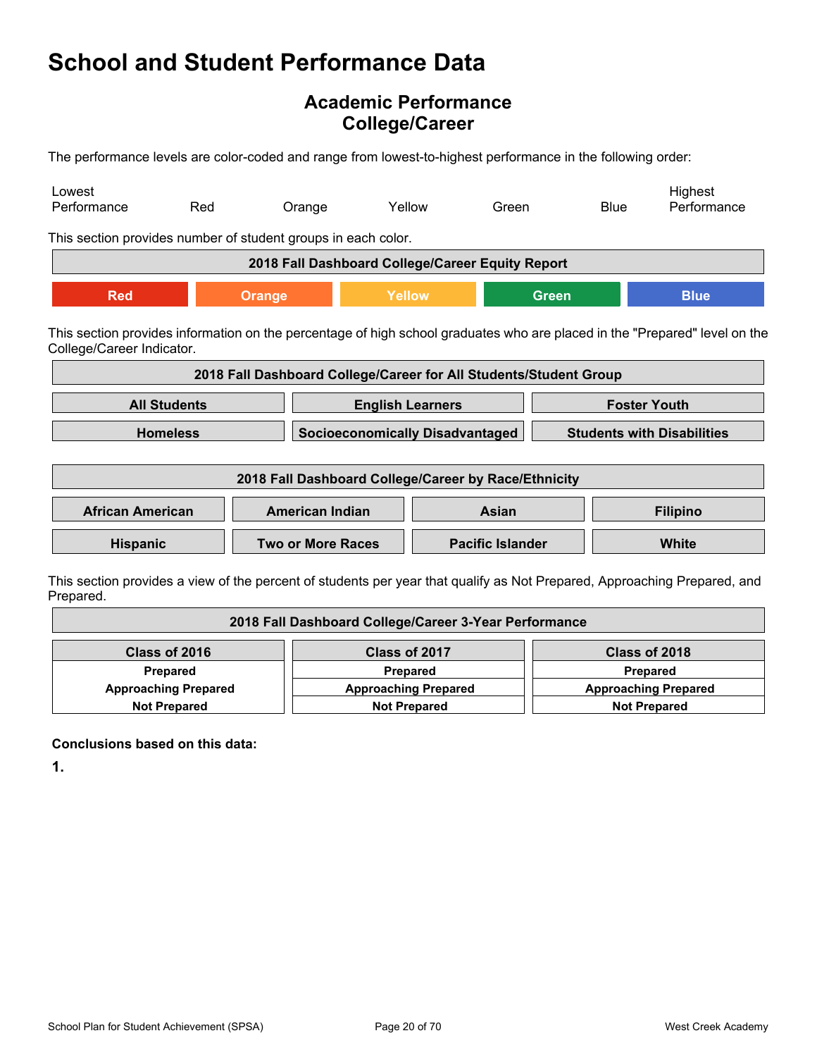# School and Student Performance Data

## Academic Performance
## College/Career

The performance levels are color-coded and range from lowest-to-highest performance in the following order:

| Lowest Performance | Red | Orange | Yellow | Green | Blue | Highest Performance |
|---|---|---|---|---|---|---|

This section provides number of student groups in each color.

| 2018 Fall Dashboard College/Career Equity Report | | | | |
|---|---|---|---|---|
| Red | Orange | Yellow | Green | Blue |

This section provides information on the percentage of high school graduates who are placed in the "Prepared" level on the College/Career Indicator.

| 2018 Fall Dashboard College/Career for All Students/Student Group | | |
|---|---|---|
| All Students | English Learners | Foster Youth |
| Homeless | Socioeconomically Disadvantaged | Students with Disabilities |

| 2018 Fall Dashboard College/Career by Race/Ethnicity | | | |
|---|---|---|---|
| African American | American Indian | Asian | Filipino |
| Hispanic | Two or More Races | Pacific Islander | White |

This section provides a view of the percent of students per year that qualify as Not Prepared, Approaching Prepared, and Prepared.

| 2018 Fall Dashboard College/Career 3-Year Performance | | |
|---|---|---|
| Class of 2016 | Class of 2017 | Class of 2018 |
| Prepared | Prepared | Prepared |
| Approaching Prepared | Approaching Prepared | Approaching Prepared |
| Not Prepared | Not Prepared | Not Prepared |

**Conclusions based on this data:**

**1.**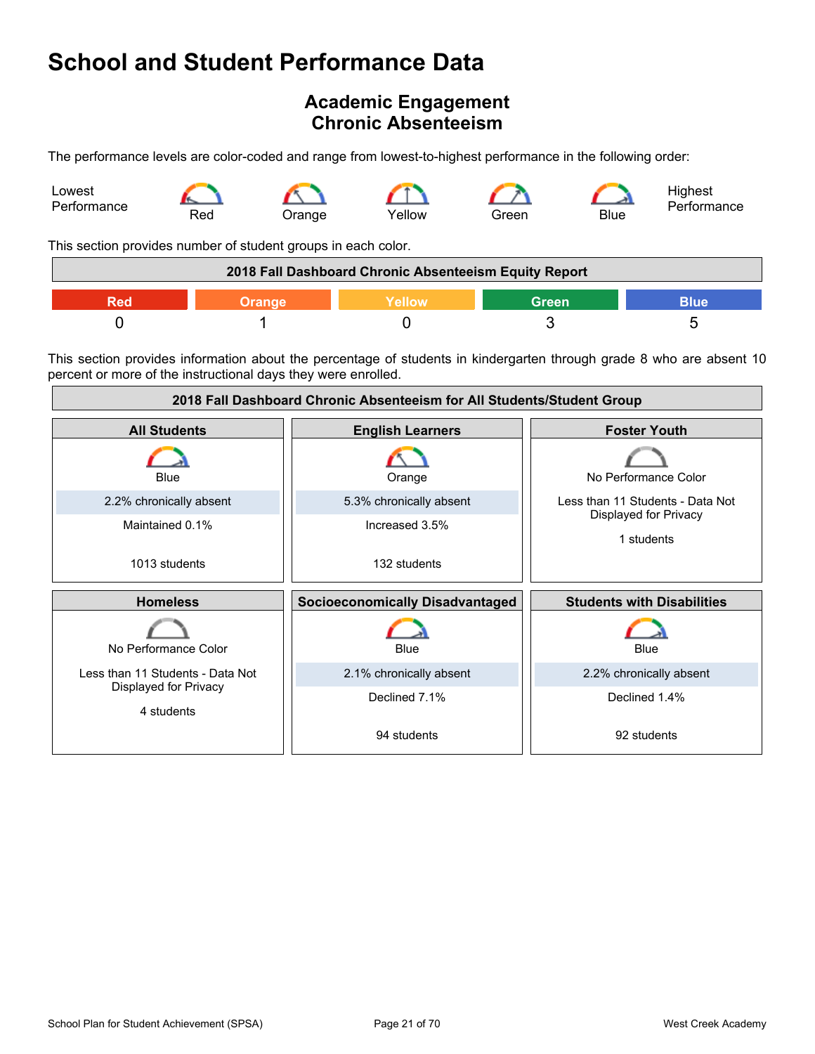# School and Student Performance Data

## Academic Engagement
## Chronic Absenteeism

The performance levels are color-coded and range from lowest-to-highest performance in the following order:

Lowest Performance — Red — Orange — Yellow — Green — Blue — Highest Performance

This section provides number of student groups in each color.

| 2018 Fall Dashboard Chronic Absenteeism Equity Report | | | | |
|---|---|---|---|---|
| Red | Orange | Yellow | Green | Blue |
| 0 | 1 | 0 | 3 | 5 |

This section provides information about the percentage of students in kindergarten through grade 8 who are absent 10 percent or more of the instructional days they were enrolled.

| 2018 Fall Dashboard Chronic Absenteeism for All Students/Student Group | | |
|---|---|---|
| **All Students** | **English Learners** | **Foster Youth** |
| Blue<br>2.2% chronically absent<br>Maintained 0.1%<br>1013 students | Orange<br>5.3% chronically absent<br>Increased 3.5%<br>132 students | No Performance Color<br>Less than 11 Students - Data Not Displayed for Privacy<br>1 students |
| **Homeless** | **Socioeconomically Disadvantaged** | **Students with Disabilities** |
| No Performance Color<br>Less than 11 Students - Data Not Displayed for Privacy<br>4 students | Blue<br>2.1% chronically absent<br>Declined 7.1%<br>94 students | Blue<br>2.2% chronically absent<br>Declined 1.4%<br>92 students |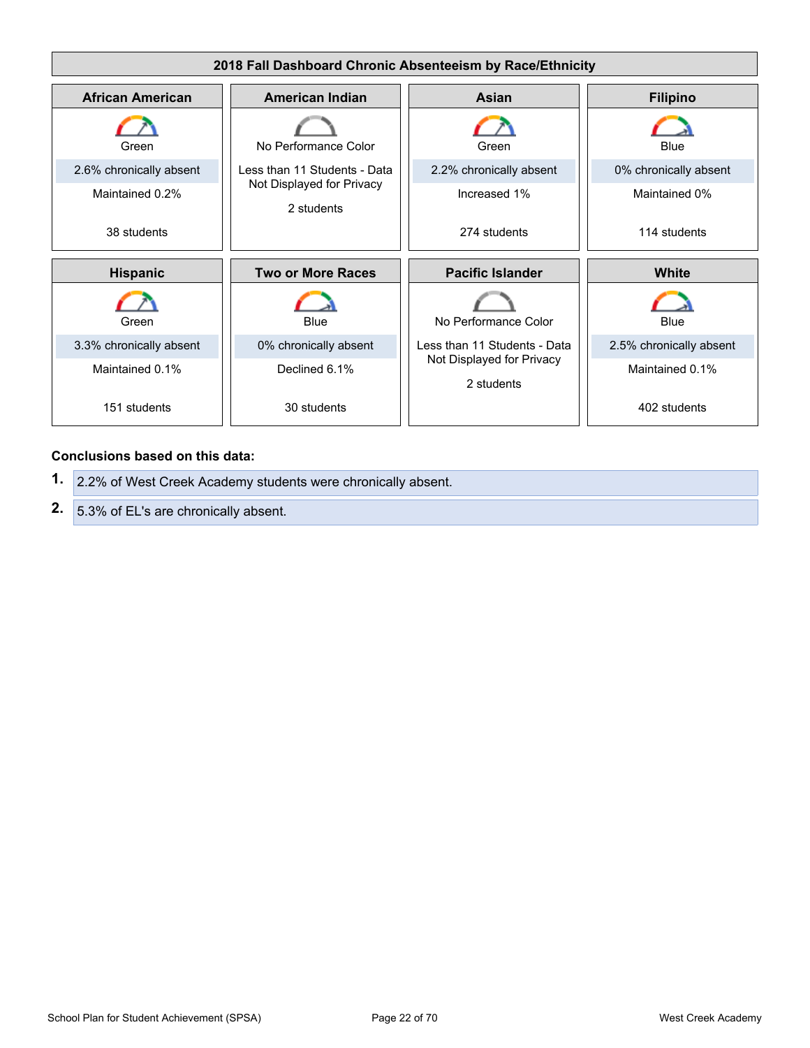| 2018 Fall Dashboard Chronic Absenteeism by Race/Ethnicity | | | |
|---|---|---|---|
| **African American** | **American Indian** | **Asian** | **Filipino** |
| Green | No Performance Color | Green | Blue |
| 2.6% chronically absent | Less than 11 Students - Data Not Displayed for Privacy | 2.2% chronically absent | 0% chronically absent |
| Maintained 0.2% | 2 students | Increased 1% | Maintained 0% |
| 38 students | | 274 students | 114 students |
| **Hispanic** | **Two or More Races** | **Pacific Islander** | **White** |
| Green | Blue | No Performance Color | Blue |
| 3.3% chronically absent | 0% chronically absent | Less than 11 Students - Data Not Displayed for Privacy | 2.5% chronically absent |
| Maintained 0.1% | Declined 6.1% | 2 students | Maintained 0.1% |
| 151 students | 30 students | | 402 students |

**Conclusions based on this data:**

1. 2.2% of West Creek Academy students were chronically absent.
2. 5.3% of EL's are chronically absent.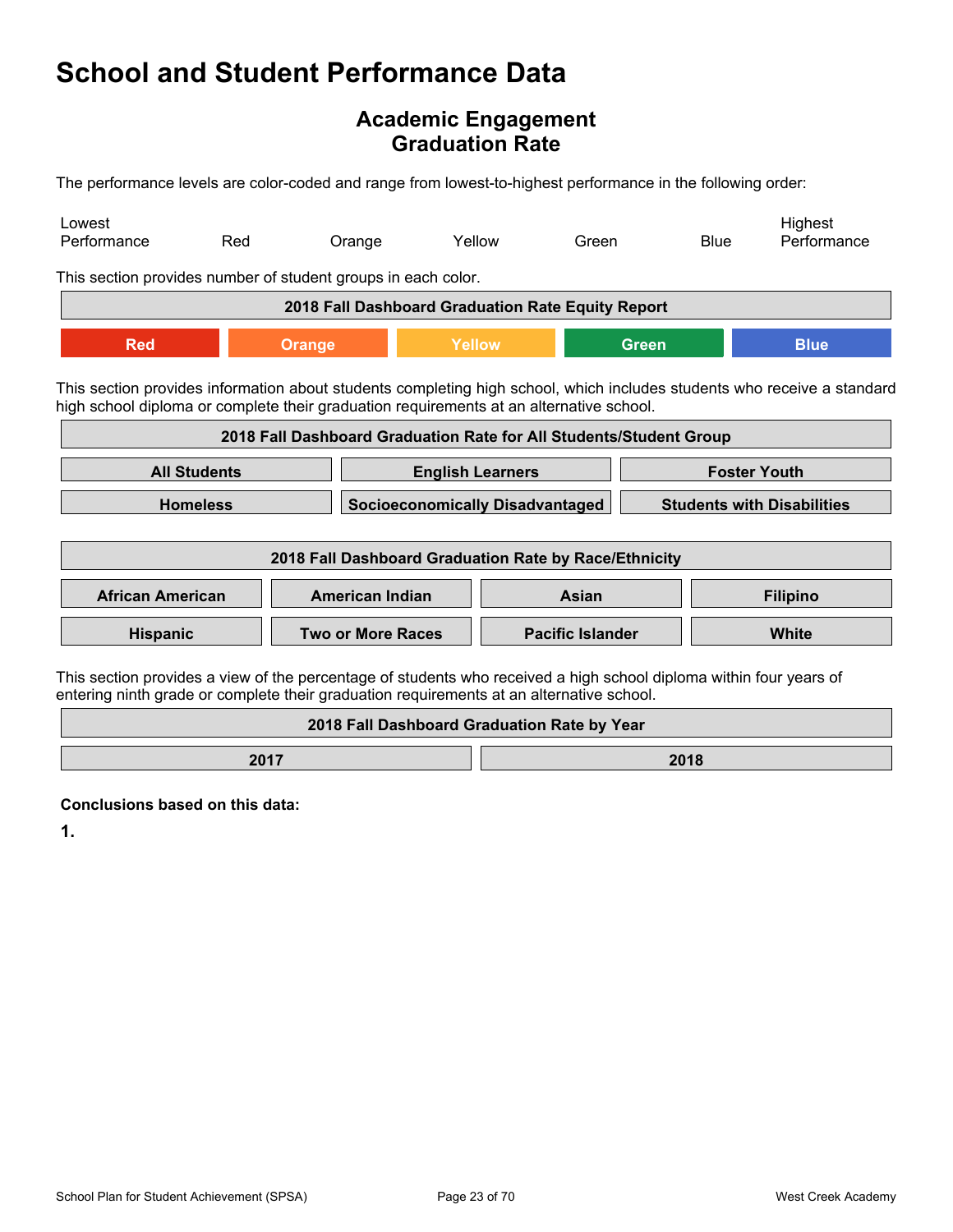# School and Student Performance Data

## Academic Engagement
## Graduation Rate

The performance levels are color-coded and range from lowest-to-highest performance in the following order:

| Lowest Performance | Red | Orange | Yellow | Green | Blue | Highest Performance |
|---|---|---|---|---|---|---|

This section provides number of student groups in each color.

| 2018 Fall Dashboard Graduation Rate Equity Report | | | | |
|---|---|---|---|---|
| Red | Orange | Yellow | Green | Blue |

This section provides information about students completing high school, which includes students who receive a standard high school diploma or complete their graduation requirements at an alternative school.

| 2018 Fall Dashboard Graduation Rate for All Students/Student Group | | |
|---|---|---|
| All Students | English Learners | Foster Youth |
| Homeless | Socioeconomically Disadvantaged | Students with Disabilities |

| 2018 Fall Dashboard Graduation Rate by Race/Ethnicity | | | |
|---|---|---|---|
| African American | American Indian | Asian | Filipino |
| Hispanic | Two or More Races | Pacific Islander | White |

This section provides a view of the percentage of students who received a high school diploma within four years of entering ninth grade or complete their graduation requirements at an alternative school.

| 2018 Fall Dashboard Graduation Rate by Year | |
|---|---|
| 2017 | 2018 |

**Conclusions based on this data:**

**1.**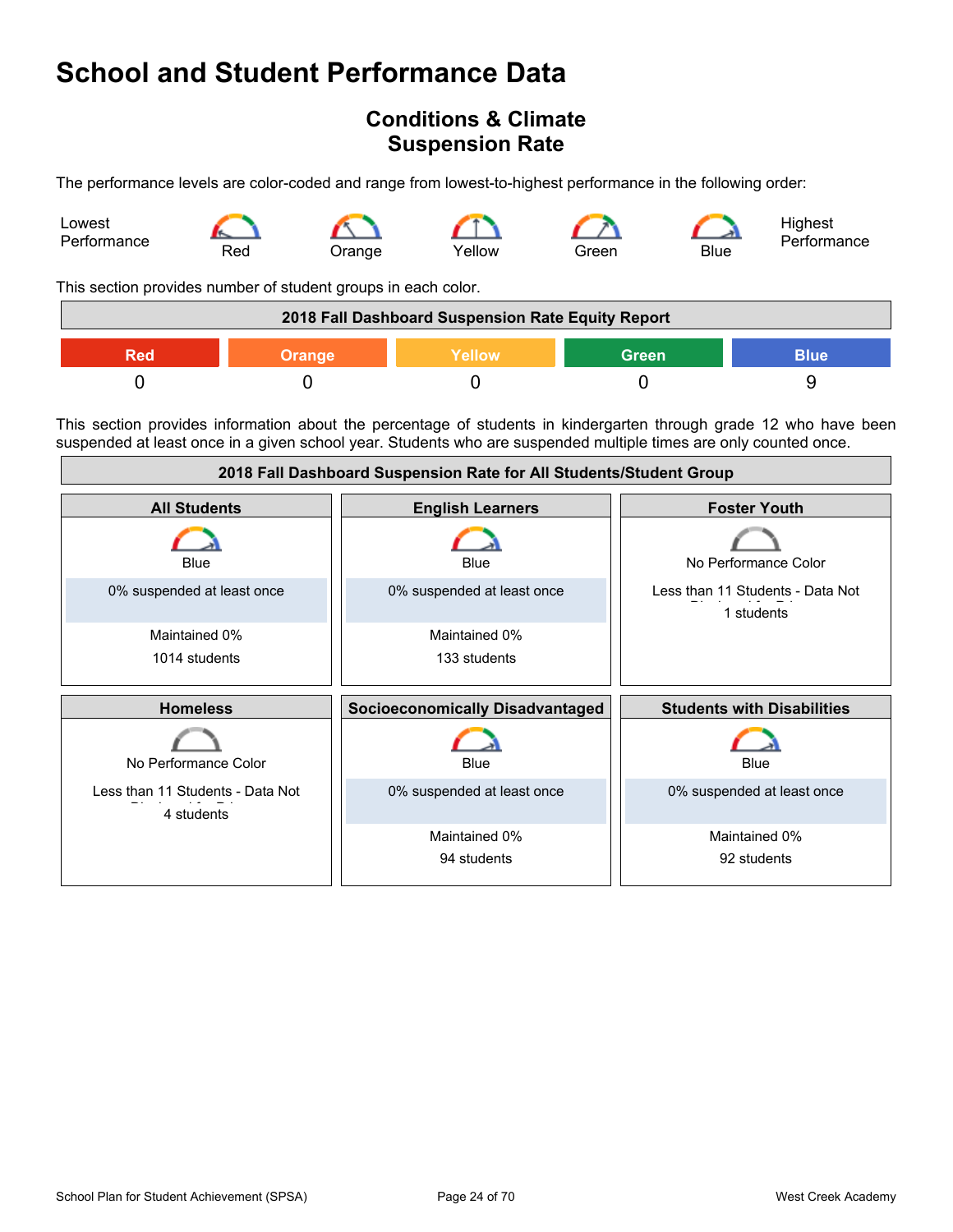# School and Student Performance Data

## Conditions & Climate
## Suspension Rate

The performance levels are color-coded and range from lowest-to-highest performance in the following order:

Lowest Performance — Red — Orange — Yellow — Green — Blue — Highest Performance

This section provides number of student groups in each color.

| 2018 Fall Dashboard Suspension Rate Equity Report | | | | |
|---|---|---|---|---|
| Red | Orange | Yellow | Green | Blue |
| 0 | 0 | 0 | 0 | 9 |

This section provides information about the percentage of students in kindergarten through grade 12 who have been suspended at least once in a given school year. Students who are suspended multiple times are only counted once.

**2018 Fall Dashboard Suspension Rate for All Students/Student Group**

| All Students | English Learners | Foster Youth |
|---|---|---|
| Blue | Blue | No Performance Color |
| 0% suspended at least once | 0% suspended at least once | Less than 11 Students - Data Not Displayed for Privacy |
| Maintained 0% | Maintained 0% | 1 students |
| 1014 students | 133 students | |

| Homeless | Socioeconomically Disadvantaged | Students with Disabilities |
|---|---|---|
| No Performance Color | Blue | Blue |
| Less than 11 Students - Data Not Displayed for Privacy | 0% suspended at least once | 0% suspended at least once |
| 4 students | Maintained 0% | Maintained 0% |
| | 94 students | 92 students |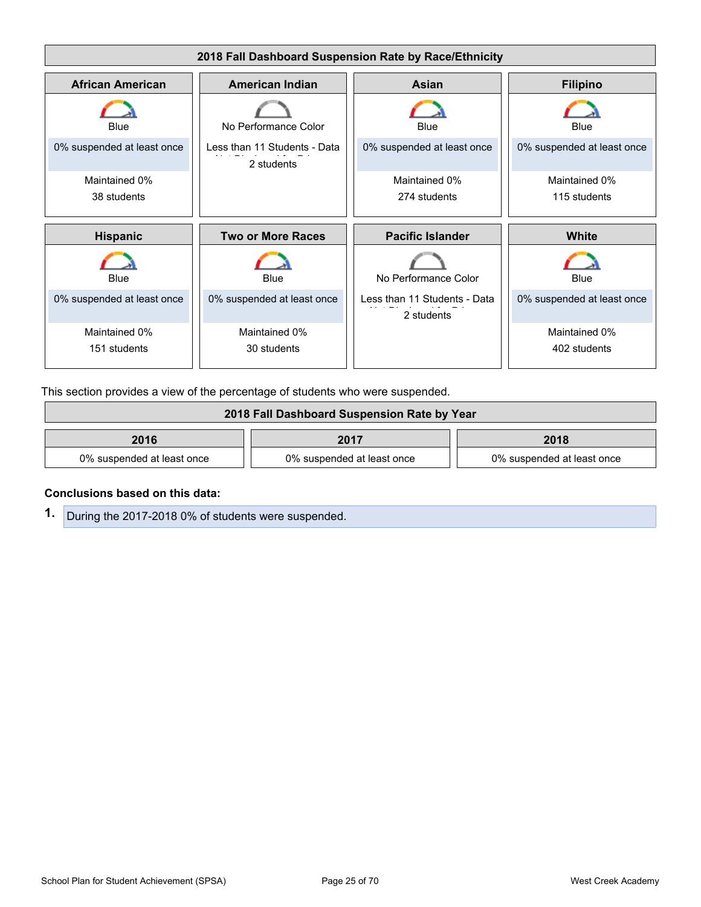### 2018 Fall Dashboard Suspension Rate by Race/Ethnicity

| African American | American Indian | Asian | Filipino |
|---|---|---|---|
| Blue | No Performance Color | Blue | Blue |
| 0% suspended at least once | Less than 11 Students - Data Not Displayed for Privacy | 0% suspended at least once | 0% suspended at least once |
| Maintained 0% | 2 students | Maintained 0% | Maintained 0% |
| 38 students | | 274 students | 115 students |

| Hispanic | Two or More Races | Pacific Islander | White |
|---|---|---|---|
| Blue | Blue | No Performance Color | Blue |
| 0% suspended at least once | 0% suspended at least once | Less than 11 Students - Data Not Displayed for Privacy | 0% suspended at least once |
| Maintained 0% | Maintained 0% | 2 students | Maintained 0% |
| 151 students | 30 students | | 402 students |

This section provides a view of the percentage of students who were suspended.

### 2018 Fall Dashboard Suspension Rate by Year

| 2016 | 2017 | 2018 |
|---|---|---|
| 0% suspended at least once | 0% suspended at least once | 0% suspended at least once |

**Conclusions based on this data:**

1. During the 2017-2018 0% of students were suspended.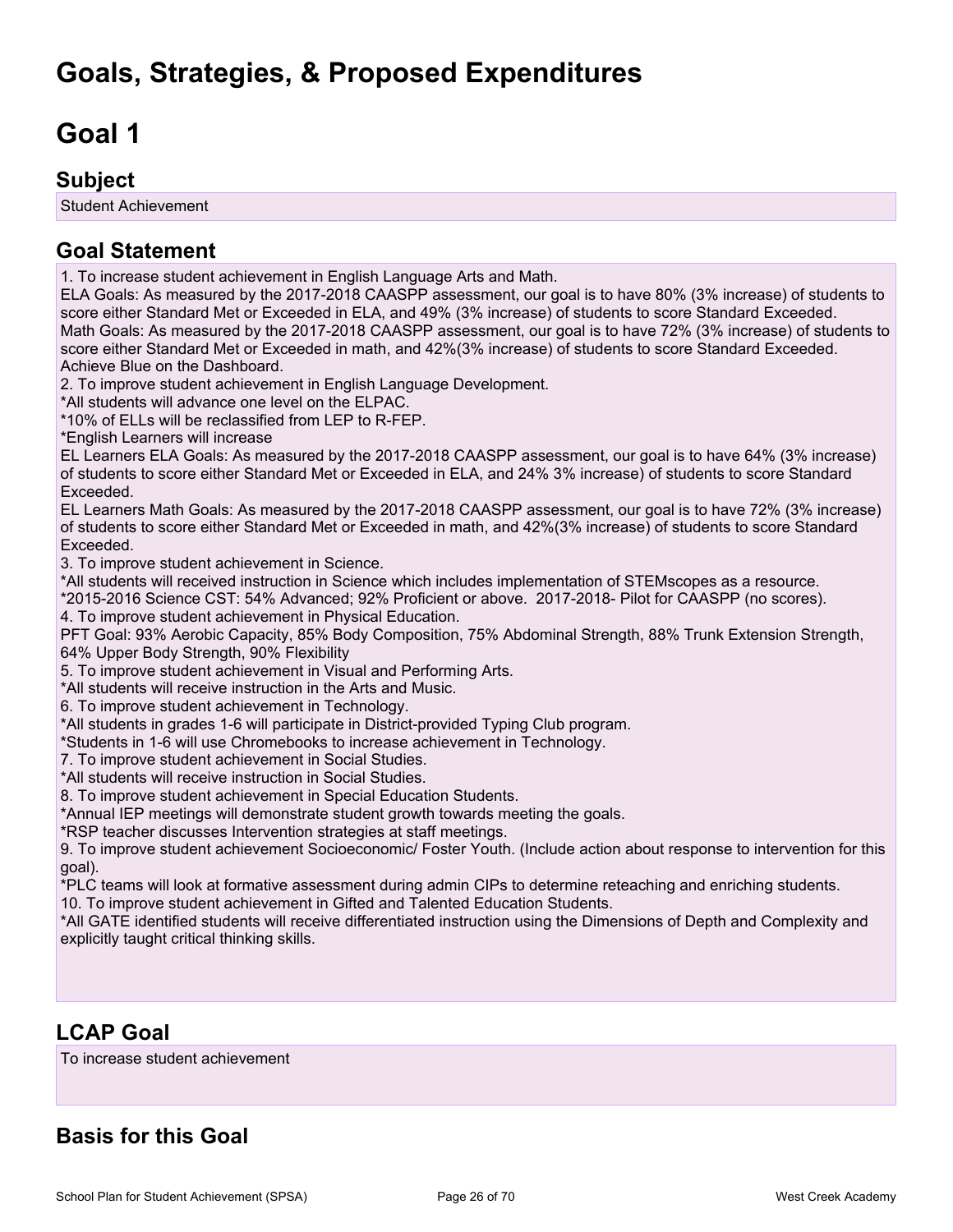# Goals, Strategies, & Proposed Expenditures

# Goal 1

## Subject

Student Achievement

## Goal Statement

1. To increase student achievement in English Language Arts and Math.
ELA Goals: As measured by the 2017-2018 CAASPP assessment, our goal is to have 80% (3% increase) of students to score either Standard Met or Exceeded in ELA, and 49% (3% increase) of students to score Standard Exceeded.
Math Goals: As measured by the 2017-2018 CAASPP assessment, our goal is to have 72% (3% increase) of students to score either Standard Met or Exceeded in math, and 42%(3% increase) of students to score Standard Exceeded.
Achieve Blue on the Dashboard.
2. To improve student achievement in English Language Development.
*All students will advance one level on the ELPAC.
*10% of ELLs will be reclassified from LEP to R-FEP.
*English Learners will increase
EL Learners ELA Goals: As measured by the 2017-2018 CAASPP assessment, our goal is to have 64% (3% increase) of students to score either Standard Met or Exceeded in ELA, and 24% 3% increase) of students to score Standard Exceeded.
EL Learners Math Goals: As measured by the 2017-2018 CAASPP assessment, our goal is to have 72% (3% increase) of students to score either Standard Met or Exceeded in math, and 42%(3% increase) of students to score Standard Exceeded.
3. To improve student achievement in Science.
*All students will received instruction in Science which includes implementation of STEMscopes as a resource.
*2015-2016 Science CST: 54% Advanced; 92% Proficient or above. 2017-2018- Pilot for CAASPP (no scores).
4. To improve student achievement in Physical Education.
PFT Goal: 93% Aerobic Capacity, 85% Body Composition, 75% Abdominal Strength, 88% Trunk Extension Strength, 64% Upper Body Strength, 90% Flexibility
5. To improve student achievement in Visual and Performing Arts.
*All students will receive instruction in the Arts and Music.
6. To improve student achievement in Technology.
*All students in grades 1-6 will participate in District-provided Typing Club program.
*Students in 1-6 will use Chromebooks to increase achievement in Technology.
7. To improve student achievement in Social Studies.
*All students will receive instruction in Social Studies.
8. To improve student achievement in Special Education Students.
*Annual IEP meetings will demonstrate student growth towards meeting the goals.
*RSP teacher discusses Intervention strategies at staff meetings.
9. To improve student achievement Socioeconomic/ Foster Youth. (Include action about response to intervention for this goal).
*PLC teams will look at formative assessment during admin CIPs to determine reteaching and enriching students.
10. To improve student achievement in Gifted and Talented Education Students.
*All GATE identified students will receive differentiated instruction using the Dimensions of Depth and Complexity and explicitly taught critical thinking skills.

## LCAP Goal

To increase student achievement

## Basis for this Goal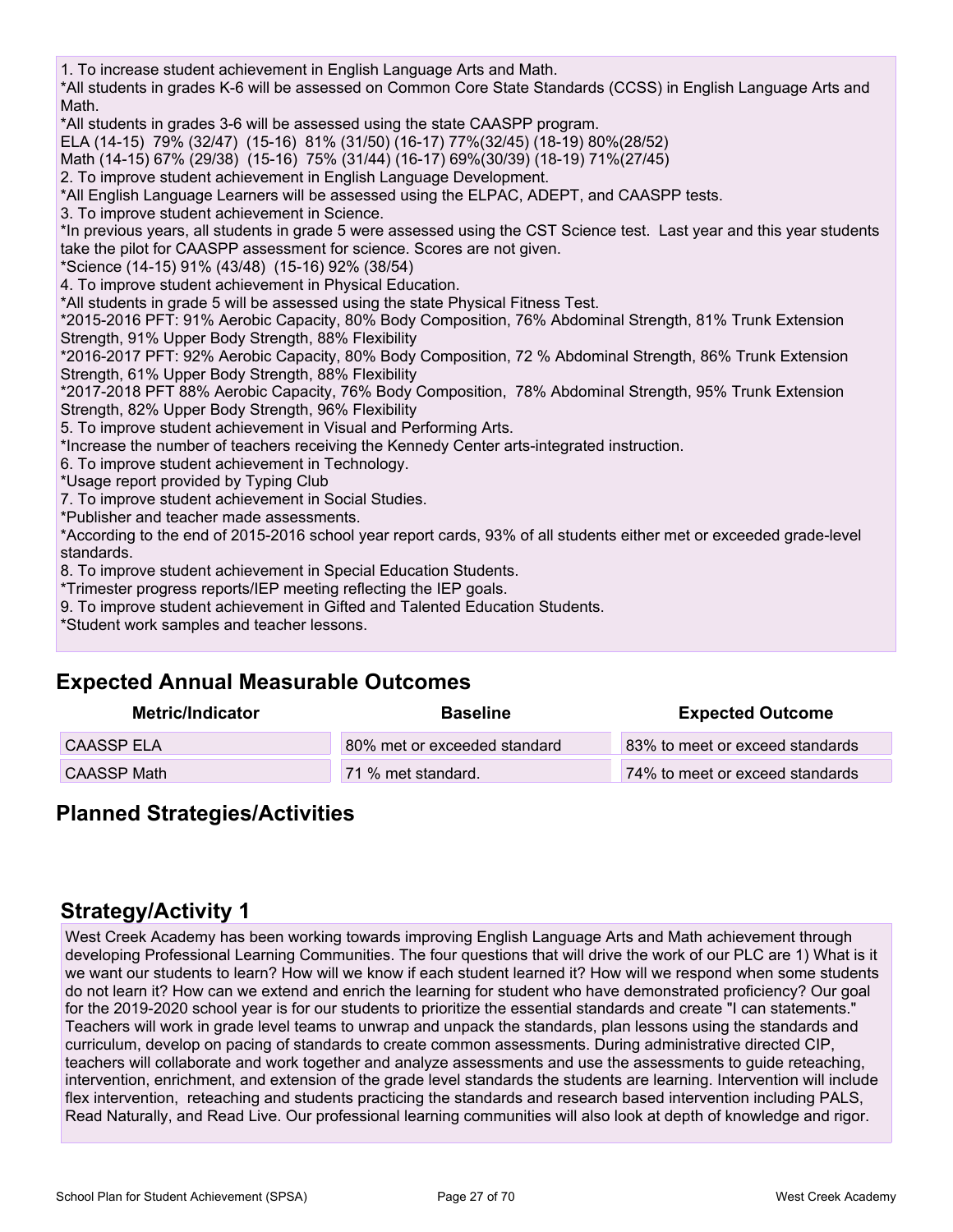1. To increase student achievement in English Language Arts and Math.
*All students in grades K-6 will be assessed on Common Core State Standards (CCSS) in English Language Arts and Math.
*All students in grades 3-6 will be assessed using the state CAASPP program.
ELA (14-15) 79% (32/47) (15-16) 81% (31/50) (16-17) 77%(32/45) (18-19) 80%(28/52)
Math (14-15) 67% (29/38) (15-16) 75% (31/44) (16-17) 69%(30/39) (18-19) 71%(27/45)
2. To improve student achievement in English Language Development.
*All English Language Learners will be assessed using the ELPAC, ADEPT, and CAASPP tests.
3. To improve student achievement in Science.
*In previous years, all students in grade 5 were assessed using the CST Science test. Last year and this year students take the pilot for CAASPP assessment for science. Scores are not given.
*Science (14-15) 91% (43/48) (15-16) 92% (38/54)
4. To improve student achievement in Physical Education.
*All students in grade 5 will be assessed using the state Physical Fitness Test.
*2015-2016 PFT: 91% Aerobic Capacity, 80% Body Composition, 76% Abdominal Strength, 81% Trunk Extension Strength, 91% Upper Body Strength, 88% Flexibility
*2016-2017 PFT: 92% Aerobic Capacity, 80% Body Composition, 72 % Abdominal Strength, 86% Trunk Extension Strength, 61% Upper Body Strength, 88% Flexibility
*2017-2018 PFT 88% Aerobic Capacity, 76% Body Composition, 78% Abdominal Strength, 95% Trunk Extension Strength, 82% Upper Body Strength, 96% Flexibility
5. To improve student achievement in Visual and Performing Arts.
*Increase the number of teachers receiving the Kennedy Center arts-integrated instruction.
6. To improve student achievement in Technology.
*Usage report provided by Typing Club
7. To improve student achievement in Social Studies.
*Publisher and teacher made assessments.
*According to the end of 2015-2016 school year report cards, 93% of all students either met or exceeded grade-level standards.
8. To improve student achievement in Special Education Students.
*Trimester progress reports/IEP meeting reflecting the IEP goals.
9. To improve student achievement in Gifted and Talented Education Students.
*Student work samples and teacher lessons.

## Expected Annual Measurable Outcomes

| Metric/Indicator | Baseline | Expected Outcome |
|---|---|---|
| CAASSP ELA | 80% met or exceeded standard | 83% to meet or exceed standards |
| CAASSP Math | 71 % met standard. | 74% to meet or exceed standards |

## Planned Strategies/Activities

## Strategy/Activity 1

West Creek Academy has been working towards improving English Language Arts and Math achievement through developing Professional Learning Communities. The four questions that will drive the work of our PLC are 1) What is it we want our students to learn? How will we know if each student learned it? How will we respond when some students do not learn it? How can we extend and enrich the learning for student who have demonstrated proficiency? Our goal for the 2019-2020 school year is for our students to prioritize the essential standards and create "I can statements." Teachers will work in grade level teams to unwrap and unpack the standards, plan lessons using the standards and curriculum, develop on pacing of standards to create common assessments. During administrative directed CIP, teachers will collaborate and work together and analyze assessments and use the assessments to guide reteaching, intervention, enrichment, and extension of the grade level standards the students are learning. Intervention will include flex intervention, reteaching and students practicing the standards and research based intervention including PALS, Read Naturally, and Read Live. Our professional learning communities will also look at depth of knowledge and rigor.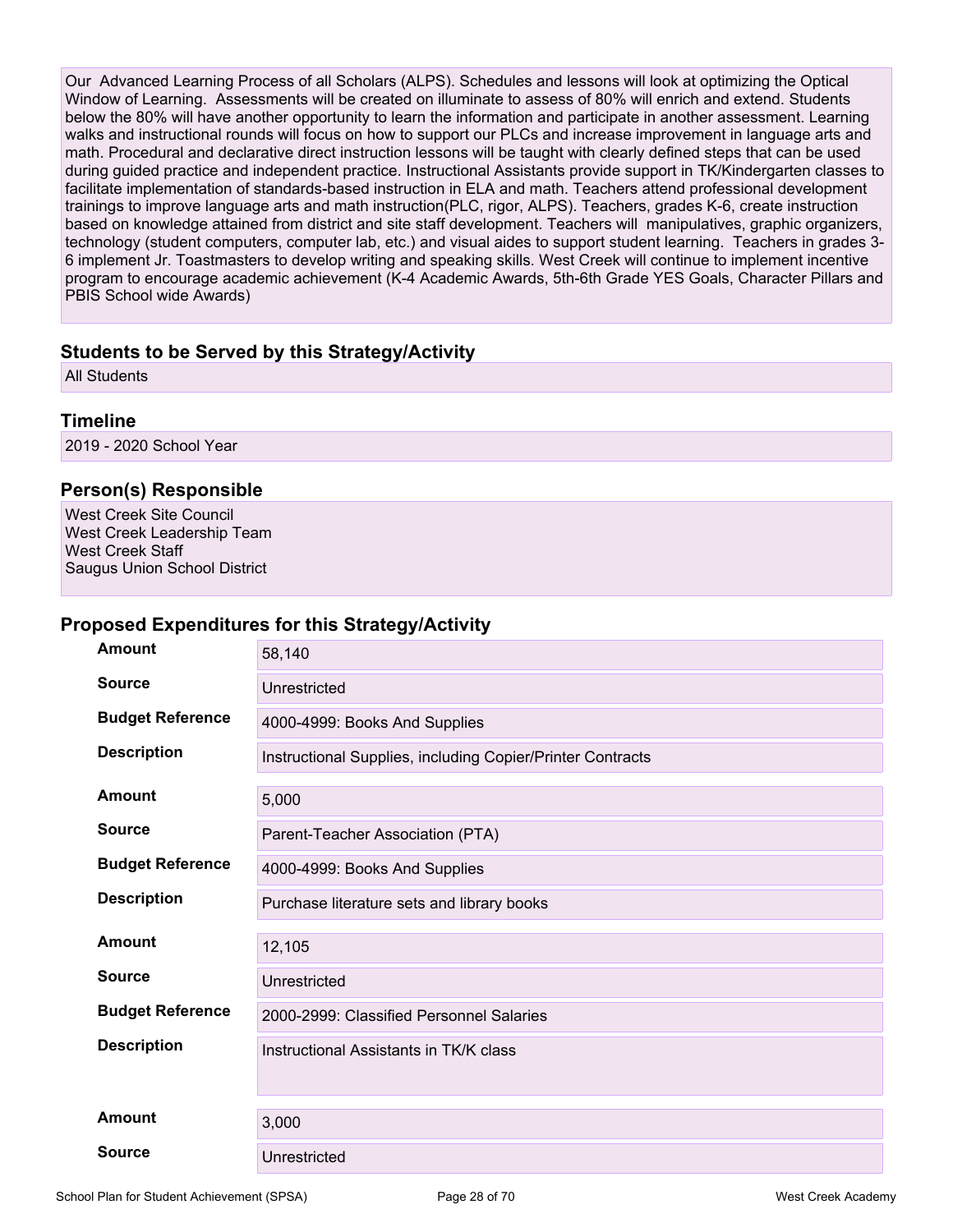Our Advanced Learning Process of all Scholars (ALPS). Schedules and lessons will look at optimizing the Optical Window of Learning. Assessments will be created on illuminate to assess of 80% will enrich and extend. Students below the 80% will have another opportunity to learn the information and participate in another assessment. Learning walks and instructional rounds will focus on how to support our PLCs and increase improvement in language arts and math. Procedural and declarative direct instruction lessons will be taught with clearly defined steps that can be used during guided practice and independent practice. Instructional Assistants provide support in TK/Kindergarten classes to facilitate implementation of standards-based instruction in ELA and math. Teachers attend professional development trainings to improve language arts and math instruction(PLC, rigor, ALPS). Teachers, grades K-6, create instruction based on knowledge attained from district and site staff development. Teachers will manipulatives, graphic organizers, technology (student computers, computer lab, etc.) and visual aides to support student learning. Teachers in grades 3-6 implement Jr. Toastmasters to develop writing and speaking skills. West Creek will continue to implement incentive program to encourage academic achievement (K-4 Academic Awards, 5th-6th Grade YES Goals, Character Pillars and PBIS School wide Awards)

### Students to be Served by this Strategy/Activity

All Students

### Timeline

2019 - 2020 School Year

### Person(s) Responsible

West Creek Site Council
West Creek Leadership Team
West Creek Staff
Saugus Union School District

### Proposed Expenditures for this Strategy/Activity

| | |
|---|---|
| **Amount** | 58,140 |
| **Source** | Unrestricted |
| **Budget Reference** | 4000-4999: Books And Supplies |
| **Description** | Instructional Supplies, including Copier/Printer Contracts |

| | |
|---|---|
| **Amount** | 5,000 |
| **Source** | Parent-Teacher Association (PTA) |
| **Budget Reference** | 4000-4999: Books And Supplies |
| **Description** | Purchase literature sets and library books |

| | |
|---|---|
| **Amount** | 12,105 |
| **Source** | Unrestricted |
| **Budget Reference** | 2000-2999: Classified Personnel Salaries |
| **Description** | Instructional Assistants in TK/K class |

| | |
|---|---|
| **Amount** | 3,000 |
| **Source** | Unrestricted |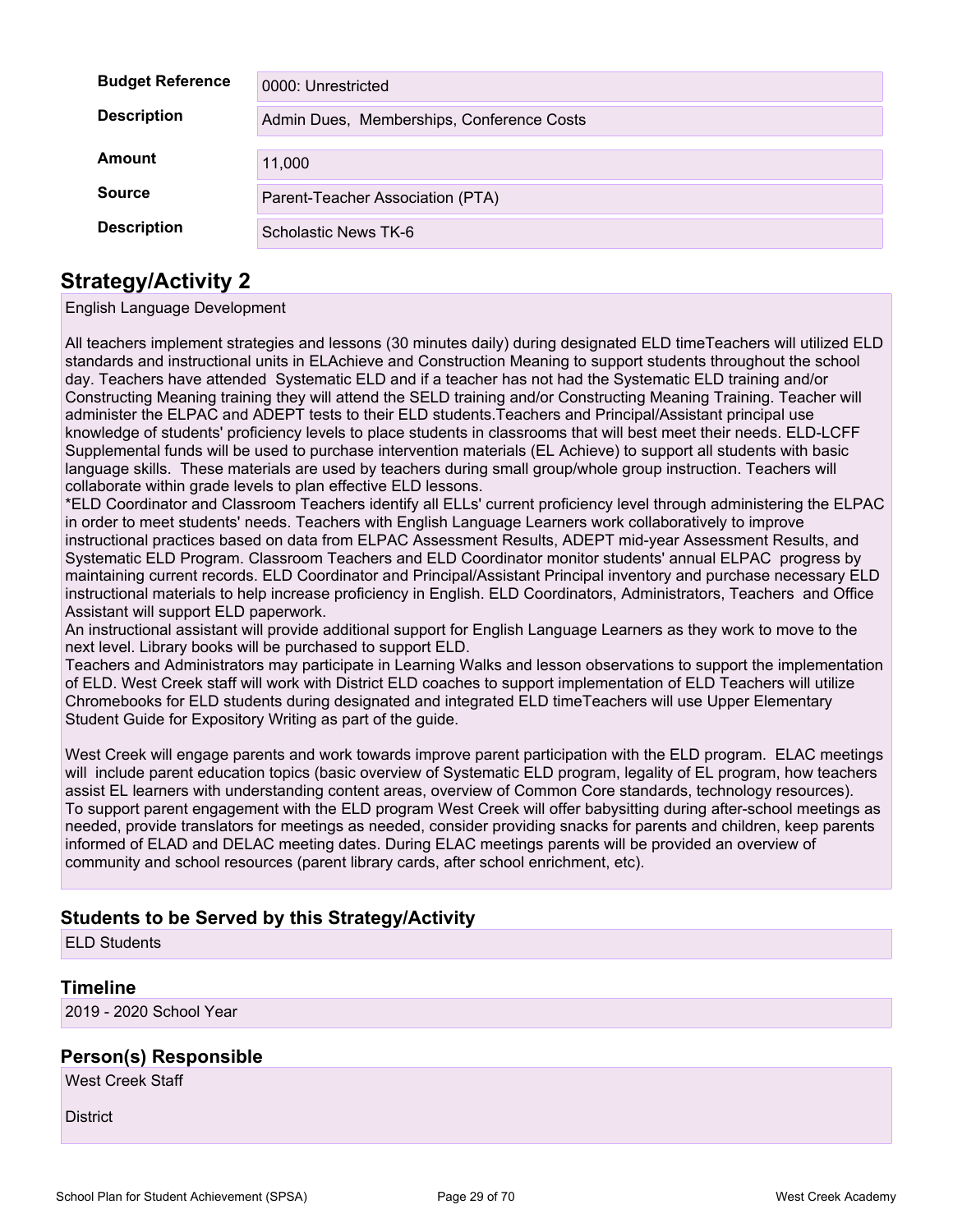| | |
|---|---|
| **Budget Reference** | 0000: Unrestricted |
| **Description** | Admin Dues, Memberships, Conference Costs |
| **Amount** | 11,000 |
| **Source** | Parent-Teacher Association (PTA) |
| **Description** | Scholastic News TK-6 |

## Strategy/Activity 2

English Language Development

All teachers implement strategies and lessons (30 minutes daily) during designated ELD timeTeachers will utilized ELD standards and instructional units in ELAchieve and Construction Meaning to support students throughout the school day. Teachers have attended Systematic ELD and if a teacher has not had the Systematic ELD training and/or Constructing Meaning training they will attend the SELD training and/or Constructing Meaning Training. Teacher will administer the ELPAC and ADEPT tests to their ELD students.Teachers and Principal/Assistant principal use knowledge of students' proficiency levels to place students in classrooms that will best meet their needs. ELD-LCFF Supplemental funds will be used to purchase intervention materials (EL Achieve) to support all students with basic language skills. These materials are used by teachers during small group/whole group instruction. Teachers will collaborate within grade levels to plan effective ELD lessons.
*ELD Coordinator and Classroom Teachers identify all ELLs' current proficiency level through administering the ELPAC in order to meet students' needs. Teachers with English Language Learners work collaboratively to improve instructional practices based on data from ELPAC Assessment Results, ADEPT mid-year Assessment Results, and Systematic ELD Program. Classroom Teachers and ELD Coordinator monitor students' annual ELPAC progress by maintaining current records. ELD Coordinator and Principal/Assistant Principal inventory and purchase necessary ELD instructional materials to help increase proficiency in English. ELD Coordinators, Administrators, Teachers and Office Assistant will support ELD paperwork.
An instructional assistant will provide additional support for English Language Learners as they work to move to the next level. Library books will be purchased to support ELD.
Teachers and Administrators may participate in Learning Walks and lesson observations to support the implementation of ELD. West Creek staff will work with District ELD coaches to support implementation of ELD Teachers will utilize Chromebooks for ELD students during designated and integrated ELD timeTeachers will use Upper Elementary Student Guide for Expository Writing as part of the guide.

West Creek will engage parents and work towards improve parent participation with the ELD program. ELAC meetings will include parent education topics (basic overview of Systematic ELD program, legality of EL program, how teachers assist EL learners with understanding content areas, overview of Common Core standards, technology resources).
To support parent engagement with the ELD program West Creek will offer babysitting during after-school meetings as needed, provide translators for meetings as needed, consider providing snacks for parents and children, keep parents informed of ELAD and DELAC meeting dates. During ELAC meetings parents will be provided an overview of community and school resources (parent library cards, after school enrichment, etc).

### Students to be Served by this Strategy/Activity

ELD Students

### Timeline

2019 - 2020 School Year

### Person(s) Responsible

West Creek Staff

District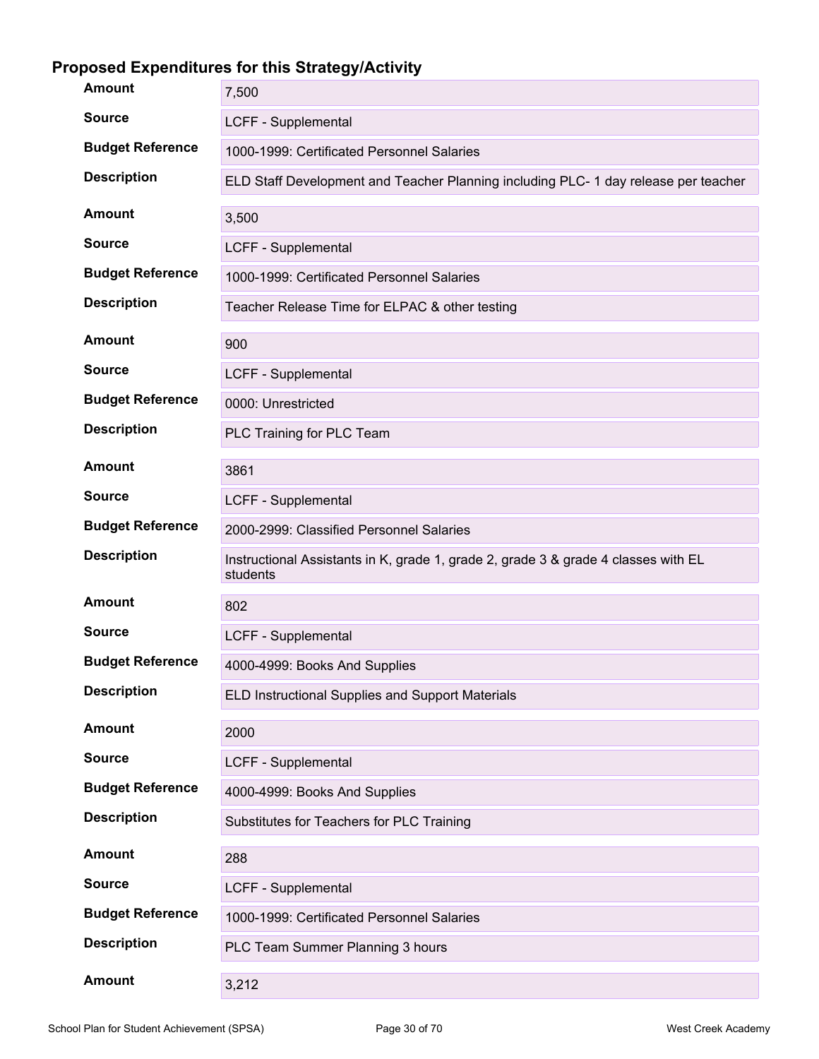## Proposed Expenditures for this Strategy/Activity

| | |
|---|---|
| **Amount** | 7,500 |
| **Source** | LCFF - Supplemental |
| **Budget Reference** | 1000-1999: Certificated Personnel Salaries |
| **Description** | ELD Staff Development and Teacher Planning including PLC- 1 day release per teacher |

| | |
|---|---|
| **Amount** | 3,500 |
| **Source** | LCFF - Supplemental |
| **Budget Reference** | 1000-1999: Certificated Personnel Salaries |
| **Description** | Teacher Release Time for ELPAC & other testing |

| | |
|---|---|
| **Amount** | 900 |
| **Source** | LCFF - Supplemental |
| **Budget Reference** | 0000: Unrestricted |
| **Description** | PLC Training for PLC Team |

| | |
|---|---|
| **Amount** | 3861 |
| **Source** | LCFF - Supplemental |
| **Budget Reference** | 2000-2999: Classified Personnel Salaries |
| **Description** | Instructional Assistants in K, grade 1, grade 2, grade 3 & grade 4 classes with EL students |

| | |
|---|---|
| **Amount** | 802 |
| **Source** | LCFF - Supplemental |
| **Budget Reference** | 4000-4999: Books And Supplies |
| **Description** | ELD Instructional Supplies and Support Materials |

| | |
|---|---|
| **Amount** | 2000 |
| **Source** | LCFF - Supplemental |
| **Budget Reference** | 4000-4999: Books And Supplies |
| **Description** | Substitutes for Teachers for PLC Training |

| | |
|---|---|
| **Amount** | 288 |
| **Source** | LCFF - Supplemental |
| **Budget Reference** | 1000-1999: Certificated Personnel Salaries |
| **Description** | PLC Team Summer Planning 3 hours |

| | |
|---|---|
| **Amount** | 3,212 |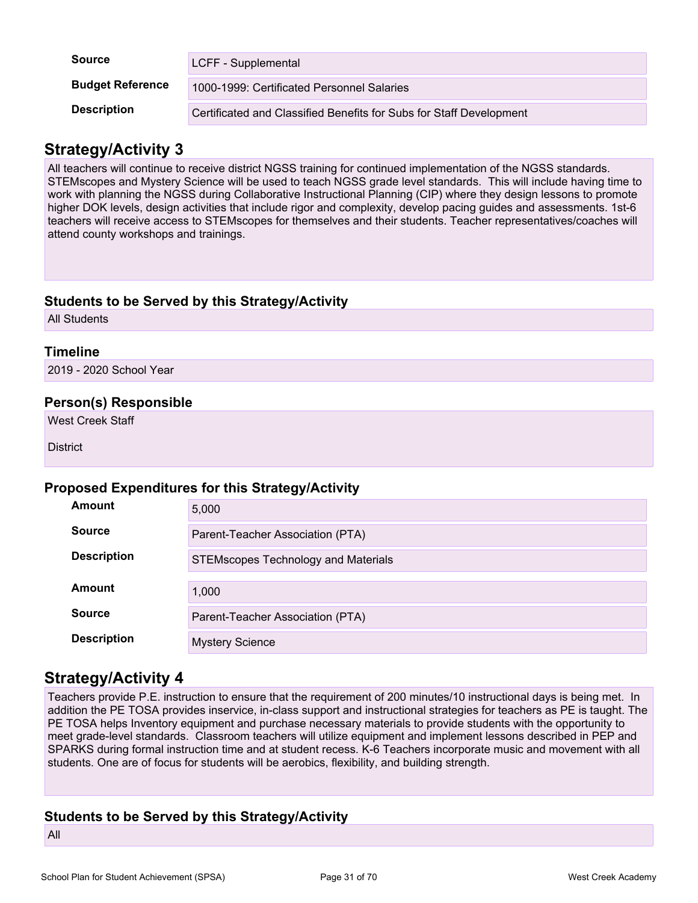| | |
|---|---|
| **Source** | LCFF - Supplemental |
| **Budget Reference** | 1000-1999: Certificated Personnel Salaries |
| **Description** | Certificated and Classified Benefits for Subs for Staff Development |

## Strategy/Activity 3

All teachers will continue to receive district NGSS training for continued implementation of the NGSS standards. STEMscopes and Mystery Science will be used to teach NGSS grade level standards. This will include having time to work with planning the NGSS during Collaborative Instructional Planning (CIP) where they design lessons to promote higher DOK levels, design activities that include rigor and complexity, develop pacing guides and assessments. 1st-6 teachers will receive access to STEMscopes for themselves and their students. Teacher representatives/coaches will attend county workshops and trainings.

### Students to be Served by this Strategy/Activity

All Students

### Timeline

2019 - 2020 School Year

### Person(s) Responsible

West Creek Staff

District

### Proposed Expenditures for this Strategy/Activity

| | |
|---|---|
| **Amount** | 5,000 |
| **Source** | Parent-Teacher Association (PTA) |
| **Description** | STEMscopes Technology and Materials |

| | |
|---|---|
| **Amount** | 1,000 |
| **Source** | Parent-Teacher Association (PTA) |
| **Description** | Mystery Science |

## Strategy/Activity 4

Teachers provide P.E. instruction to ensure that the requirement of 200 minutes/10 instructional days is being met. In addition the PE TOSA provides inservice, in-class support and instructional strategies for teachers as PE is taught. The PE TOSA helps Inventory equipment and purchase necessary materials to provide students with the opportunity to meet grade-level standards. Classroom teachers will utilize equipment and implement lessons described in PEP and SPARKS during formal instruction time and at student recess. K-6 Teachers incorporate music and movement with all students. One are of focus for students will be aerobics, flexibility, and building strength.

### Students to be Served by this Strategy/Activity

All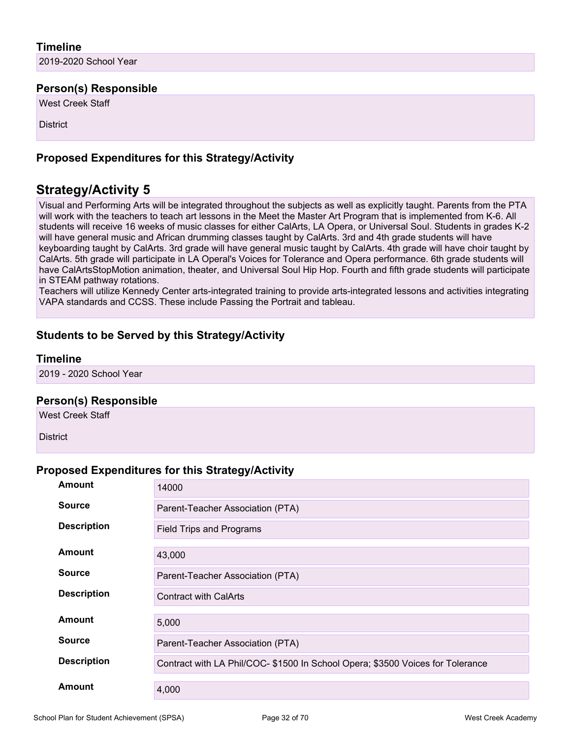### Timeline

2019-2020 School Year

### Person(s) Responsible

West Creek Staff

District

### Proposed Expenditures for this Strategy/Activity

## Strategy/Activity 5

Visual and Performing Arts will be integrated throughout the subjects as well as explicitly taught. Parents from the PTA will work with the teachers to teach art lessons in the Meet the Master Art Program that is implemented from K-6. All students will receive 16 weeks of music classes for either CalArts, LA Opera, or Universal Soul. Students in grades K-2 will have general music and African drumming classes taught by CalArts. 3rd and 4th grade students will have keyboarding taught by CalArts. 3rd grade will have general music taught by CalArts. 4th grade will have choir taught by CalArts. 5th grade will participate in LA Operal's Voices for Tolerance and Opera performance. 6th grade students will have CalArtsStopMotion animation, theater, and Universal Soul Hip Hop. Fourth and fifth grade students will participate in STEAM pathway rotations.
Teachers will utilize Kennedy Center arts-integrated training to provide arts-integrated lessons and activities integrating VAPA standards and CCSS. These include Passing the Portrait and tableau.

### Students to be Served by this Strategy/Activity

### Timeline

2019 - 2020 School Year

### Person(s) Responsible

West Creek Staff

District

### Proposed Expenditures for this Strategy/Activity

| | |
|---|---|
| **Amount** | 14000 |
| **Source** | Parent-Teacher Association (PTA) |
| **Description** | Field Trips and Programs |

| | |
|---|---|
| **Amount** | 43,000 |
| **Source** | Parent-Teacher Association (PTA) |
| **Description** | Contract with CalArts |

| | |
|---|---|
| **Amount** | 5,000 |
| **Source** | Parent-Teacher Association (PTA) |
| **Description** | Contract with LA Phil/COC- $1500 In School Opera; $3500 Voices for Tolerance |

| | |
|---|---|
| **Amount** | 4,000 |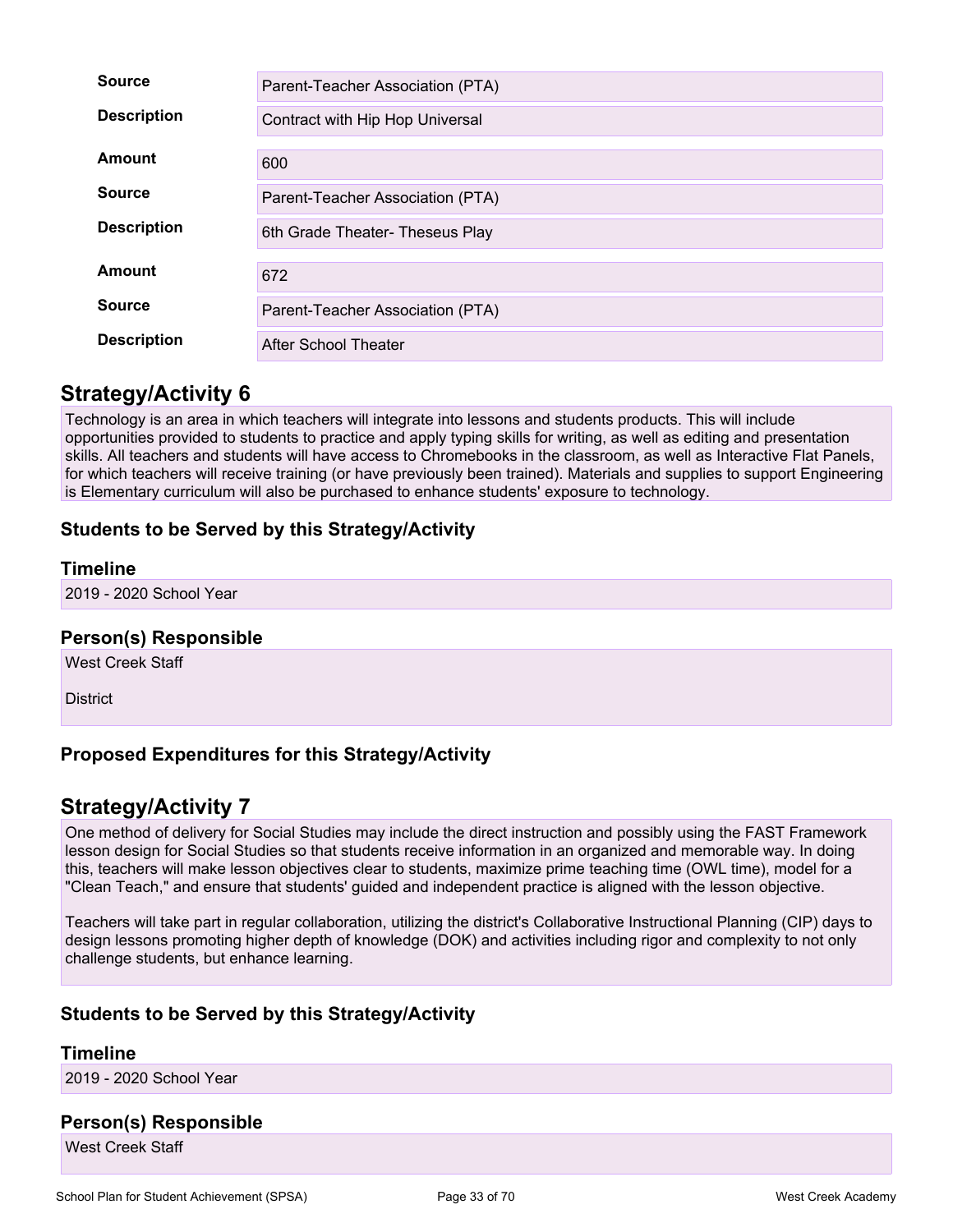| | |
|---|---|
| **Source** | Parent-Teacher Association (PTA) |
| **Description** | Contract with Hip Hop Universal |
| **Amount** | 600 |
| **Source** | Parent-Teacher Association (PTA) |
| **Description** | 6th Grade Theater- Theseus Play |
| **Amount** | 672 |
| **Source** | Parent-Teacher Association (PTA) |
| **Description** | After School Theater |

## Strategy/Activity 6

Technology is an area in which teachers will integrate into lessons and students products. This will include opportunities provided to students to practice and apply typing skills for writing, as well as editing and presentation skills. All teachers and students will have access to Chromebooks in the classroom, as well as Interactive Flat Panels, for which teachers will receive training (or have previously been trained). Materials and supplies to support Engineering is Elementary curriculum will also be purchased to enhance students' exposure to technology.

### Students to be Served by this Strategy/Activity

### Timeline

2019 - 2020 School Year

### Person(s) Responsible

West Creek Staff

District

### Proposed Expenditures for this Strategy/Activity

## Strategy/Activity 7

One method of delivery for Social Studies may include the direct instruction and possibly using the FAST Framework lesson design for Social Studies so that students receive information in an organized and memorable way. In doing this, teachers will make lesson objectives clear to students, maximize prime teaching time (OWL time), model for a "Clean Teach," and ensure that students' guided and independent practice is aligned with the lesson objective.

Teachers will take part in regular collaboration, utilizing the district's Collaborative Instructional Planning (CIP) days to design lessons promoting higher depth of knowledge (DOK) and activities including rigor and complexity to not only challenge students, but enhance learning.

### Students to be Served by this Strategy/Activity

### Timeline

2019 - 2020 School Year

### Person(s) Responsible

West Creek Staff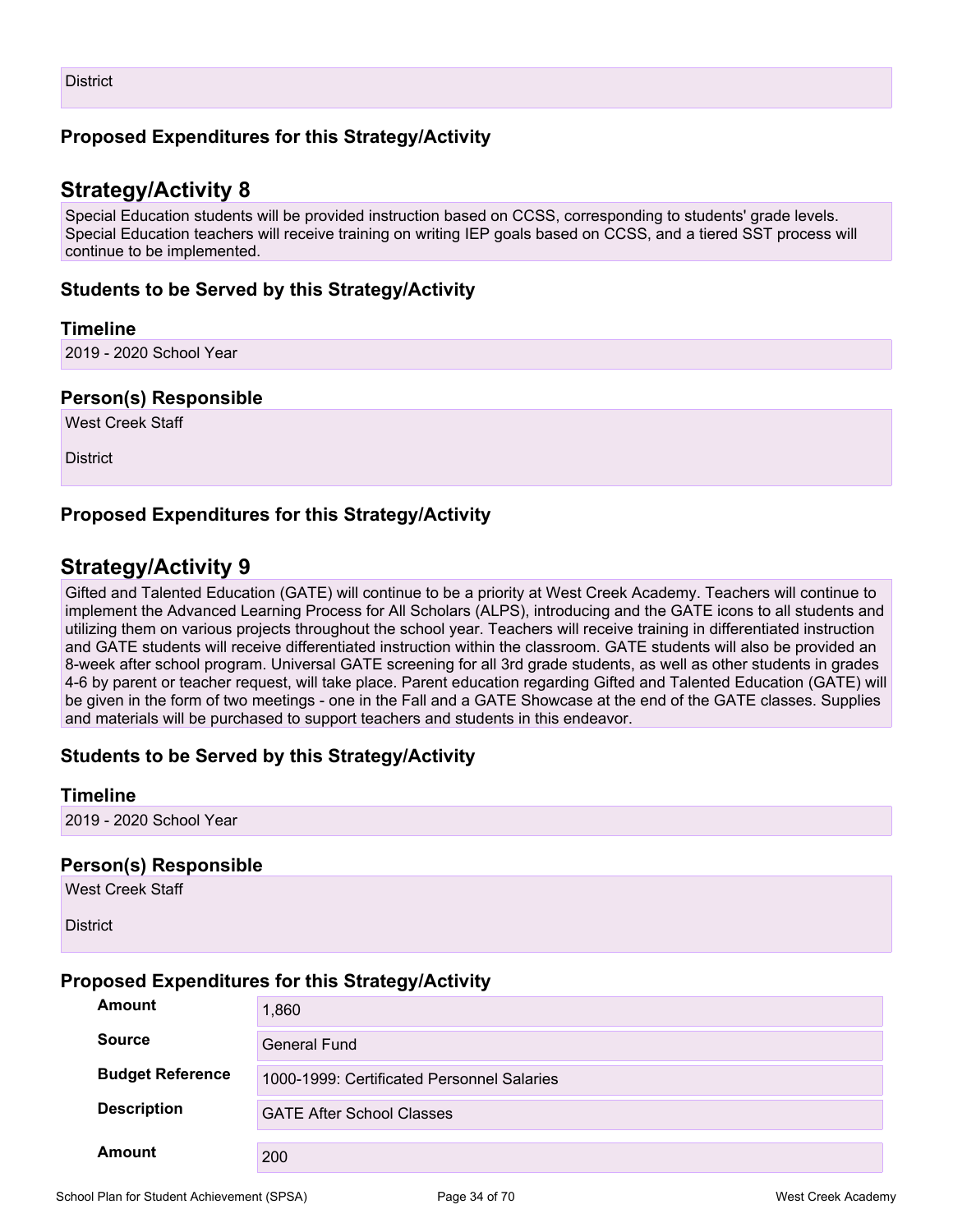District

### Proposed Expenditures for this Strategy/Activity

## Strategy/Activity 8

Special Education students will be provided instruction based on CCSS, corresponding to students' grade levels. Special Education teachers will receive training on writing IEP goals based on CCSS, and a tiered SST process will continue to be implemented.

### Students to be Served by this Strategy/Activity

### Timeline

2019 - 2020 School Year

### Person(s) Responsible

West Creek Staff

District

### Proposed Expenditures for this Strategy/Activity

## Strategy/Activity 9

Gifted and Talented Education (GATE) will continue to be a priority at West Creek Academy. Teachers will continue to implement the Advanced Learning Process for All Scholars (ALPS), introducing and the GATE icons to all students and utilizing them on various projects throughout the school year. Teachers will receive training in differentiated instruction and GATE students will receive differentiated instruction within the classroom. GATE students will also be provided an 8-week after school program. Universal GATE screening for all 3rd grade students, as well as other students in grades 4-6 by parent or teacher request, will take place. Parent education regarding Gifted and Talented Education (GATE) will be given in the form of two meetings - one in the Fall and a GATE Showcase at the end of the GATE classes. Supplies and materials will be purchased to support teachers and students in this endeavor.

### Students to be Served by this Strategy/Activity

### Timeline

2019 - 2020 School Year

### Person(s) Responsible

West Creek Staff

District

### Proposed Expenditures for this Strategy/Activity

| | |
|---|---|
| **Amount** | 1,860 |
| **Source** | General Fund |
| **Budget Reference** | 1000-1999: Certificated Personnel Salaries |
| **Description** | GATE After School Classes |
| **Amount** | 200 |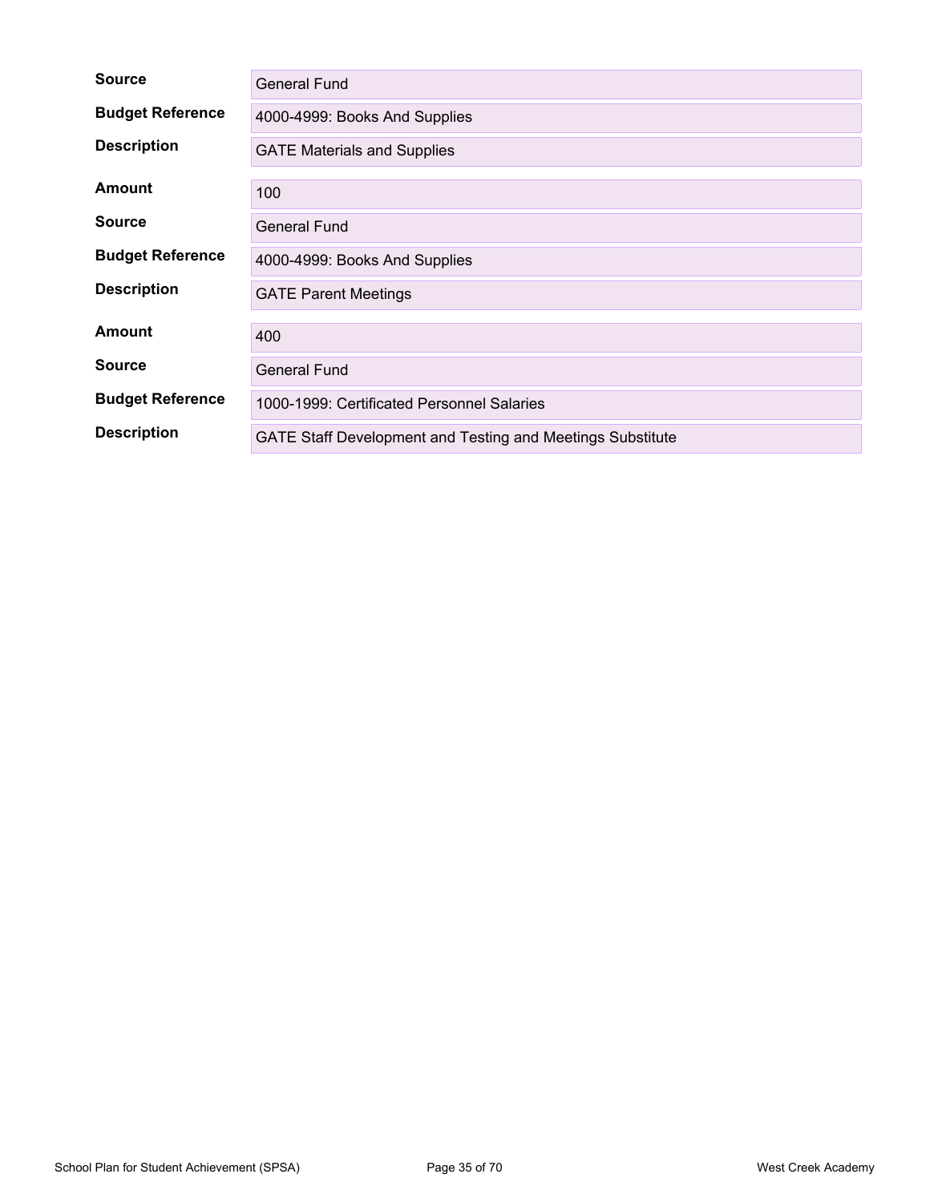| | |
|---|---|
| **Source** | General Fund |
| **Budget Reference** | 4000-4999: Books And Supplies |
| **Description** | GATE Materials and Supplies |

| | |
|---|---|
| **Amount** | 100 |
| **Source** | General Fund |
| **Budget Reference** | 4000-4999: Books And Supplies |
| **Description** | GATE Parent Meetings |

| | |
|---|---|
| **Amount** | 400 |
| **Source** | General Fund |
| **Budget Reference** | 1000-1999: Certificated Personnel Salaries |
| **Description** | GATE Staff Development and Testing and Meetings Substitute |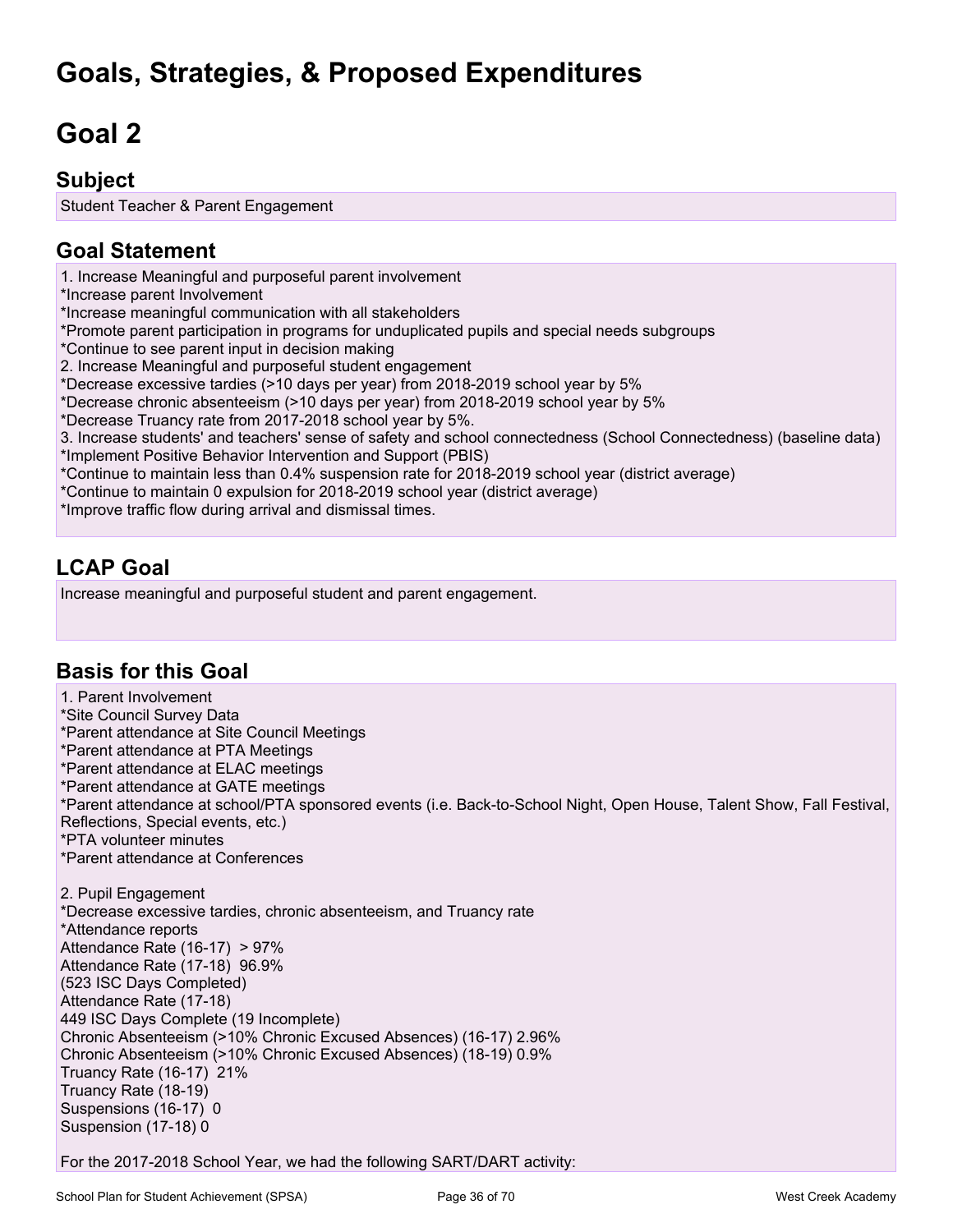# Goals, Strategies, & Proposed Expenditures

# Goal 2

## Subject

Student Teacher & Parent Engagement

## Goal Statement

1. Increase Meaningful and purposeful parent involvement
*Increase parent Involvement
*Increase meaningful communication with all stakeholders
*Promote parent participation in programs for unduplicated pupils and special needs subgroups
*Continue to see parent input in decision making
2. Increase Meaningful and purposeful student engagement
*Decrease excessive tardies (>10 days per year) from 2018-2019 school year by 5%
*Decrease chronic absenteeism (>10 days per year) from 2018-2019 school year by 5%
*Decrease Truancy rate from 2017-2018 school year by 5%.
3. Increase students' and teachers' sense of safety and school connectedness (School Connectedness) (baseline data)
*Implement Positive Behavior Intervention and Support (PBIS)
*Continue to maintain less than 0.4% suspension rate for 2018-2019 school year (district average)
*Continue to maintain 0 expulsion for 2018-2019 school year (district average)
*Improve traffic flow during arrival and dismissal times.

## LCAP Goal

Increase meaningful and purposeful student and parent engagement.

## Basis for this Goal

1. Parent Involvement
*Site Council Survey Data
*Parent attendance at Site Council Meetings
*Parent attendance at PTA Meetings
*Parent attendance at ELAC meetings
*Parent attendance at GATE meetings
*Parent attendance at school/PTA sponsored events (i.e. Back-to-School Night, Open House, Talent Show, Fall Festival, Reflections, Special events, etc.)
*PTA volunteer minutes
*Parent attendance at Conferences

2. Pupil Engagement
*Decrease excessive tardies, chronic absenteeism, and Truancy rate
*Attendance reports
Attendance Rate (16-17) > 97%
Attendance Rate (17-18) 96.9%
(523 ISC Days Completed)
Attendance Rate (17-18)
449 ISC Days Complete (19 Incomplete)
Chronic Absenteeism (>10% Chronic Excused Absences) (16-17) 2.96%
Chronic Absenteeism (>10% Chronic Excused Absences) (18-19) 0.9%
Truancy Rate (16-17) 21%
Truancy Rate (18-19)
Suspensions (16-17) 0
Suspension (17-18) 0

For the 2017-2018 School Year, we had the following SART/DART activity: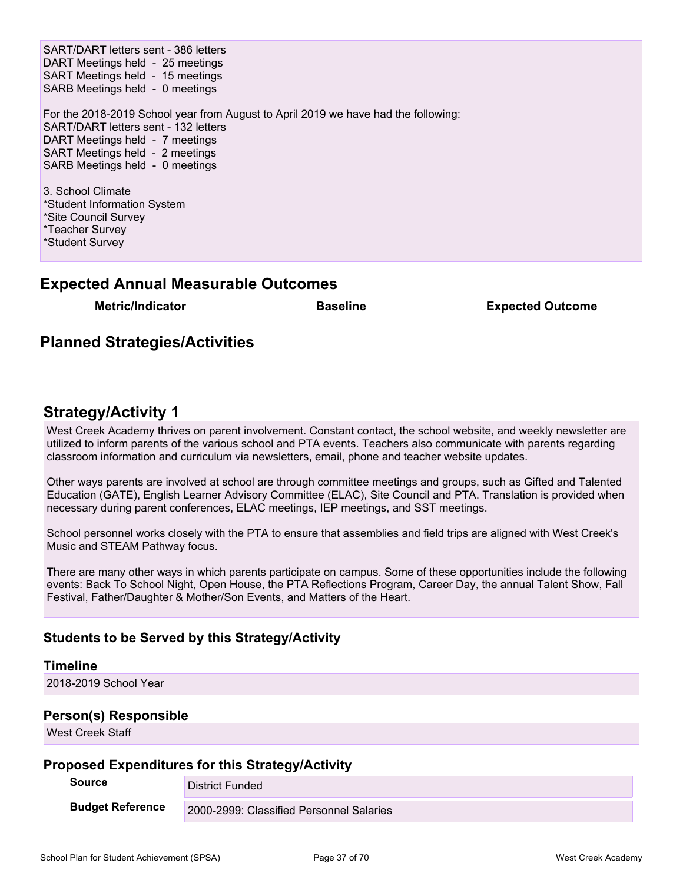SART/DART letters sent - 386 letters
DART Meetings held - 25 meetings
SART Meetings held - 15 meetings
SARB Meetings held - 0 meetings

For the 2018-2019 School year from August to April 2019 we have had the following:
SART/DART letters sent - 132 letters
DART Meetings held - 7 meetings
SART Meetings held - 2 meetings
SARB Meetings held - 0 meetings

3. School Climate
*Student Information System
*Site Council Survey
*Teacher Survey
*Student Survey

## Expected Annual Measurable Outcomes

| Metric/Indicator | Baseline | Expected Outcome |
| --- | --- | --- |

## Planned Strategies/Activities

## Strategy/Activity 1

West Creek Academy thrives on parent involvement. Constant contact, the school website, and weekly newsletter are utilized to inform parents of the various school and PTA events. Teachers also communicate with parents regarding classroom information and curriculum via newsletters, email, phone and teacher website updates.

Other ways parents are involved at school are through committee meetings and groups, such as Gifted and Talented Education (GATE), English Learner Advisory Committee (ELAC), Site Council and PTA. Translation is provided when necessary during parent conferences, ELAC meetings, IEP meetings, and SST meetings.

School personnel works closely with the PTA to ensure that assemblies and field trips are aligned with West Creek's Music and STEAM Pathway focus.

There are many other ways in which parents participate on campus. Some of these opportunities include the following events: Back To School Night, Open House, the PTA Reflections Program, Career Day, the annual Talent Show, Fall Festival, Father/Daughter & Mother/Son Events, and Matters of the Heart.

### Students to be Served by this Strategy/Activity

### Timeline

2018-2019 School Year

### Person(s) Responsible

West Creek Staff

### Proposed Expenditures for this Strategy/Activity

| | |
| --- | --- |
| **Source** | District Funded |
| **Budget Reference** | 2000-2999: Classified Personnel Salaries |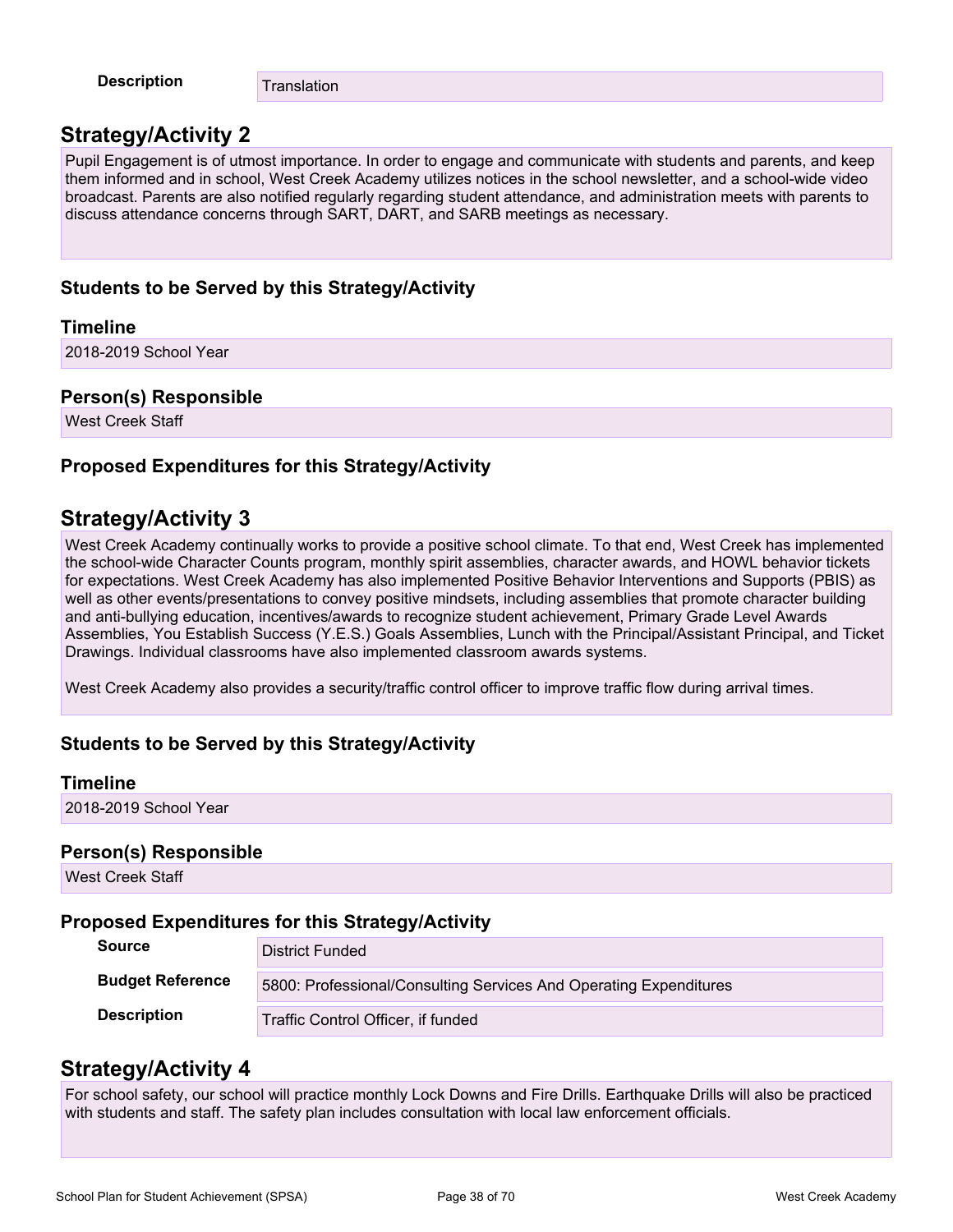| | |
|---|---|
| **Description** | Translation |

## Strategy/Activity 2

Pupil Engagement is of utmost importance. In order to engage and communicate with students and parents, and keep them informed and in school, West Creek Academy utilizes notices in the school newsletter, and a school-wide video broadcast. Parents are also notified regularly regarding student attendance, and administration meets with parents to discuss attendance concerns through SART, DART, and SARB meetings as necessary.

### Students to be Served by this Strategy/Activity

### Timeline

2018-2019 School Year

### Person(s) Responsible

West Creek Staff

### Proposed Expenditures for this Strategy/Activity

## Strategy/Activity 3

West Creek Academy continually works to provide a positive school climate. To that end, West Creek has implemented the school-wide Character Counts program, monthly spirit assemblies, character awards, and HOWL behavior tickets for expectations. West Creek Academy has also implemented Positive Behavior Interventions and Supports (PBIS) as well as other events/presentations to convey positive mindsets, including assemblies that promote character building and anti-bullying education, incentives/awards to recognize student achievement, Primary Grade Level Awards Assemblies, You Establish Success (Y.E.S.) Goals Assemblies, Lunch with the Principal/Assistant Principal, and Ticket Drawings. Individual classrooms have also implemented classroom awards systems.

West Creek Academy also provides a security/traffic control officer to improve traffic flow during arrival times.

### Students to be Served by this Strategy/Activity

### Timeline

2018-2019 School Year

### Person(s) Responsible

West Creek Staff

### Proposed Expenditures for this Strategy/Activity

| | |
|---|---|
| **Source** | District Funded |
| **Budget Reference** | 5800: Professional/Consulting Services And Operating Expenditures |
| **Description** | Traffic Control Officer, if funded |

## Strategy/Activity 4

For school safety, our school will practice monthly Lock Downs and Fire Drills. Earthquake Drills will also be practiced with students and staff. The safety plan includes consultation with local law enforcement officials.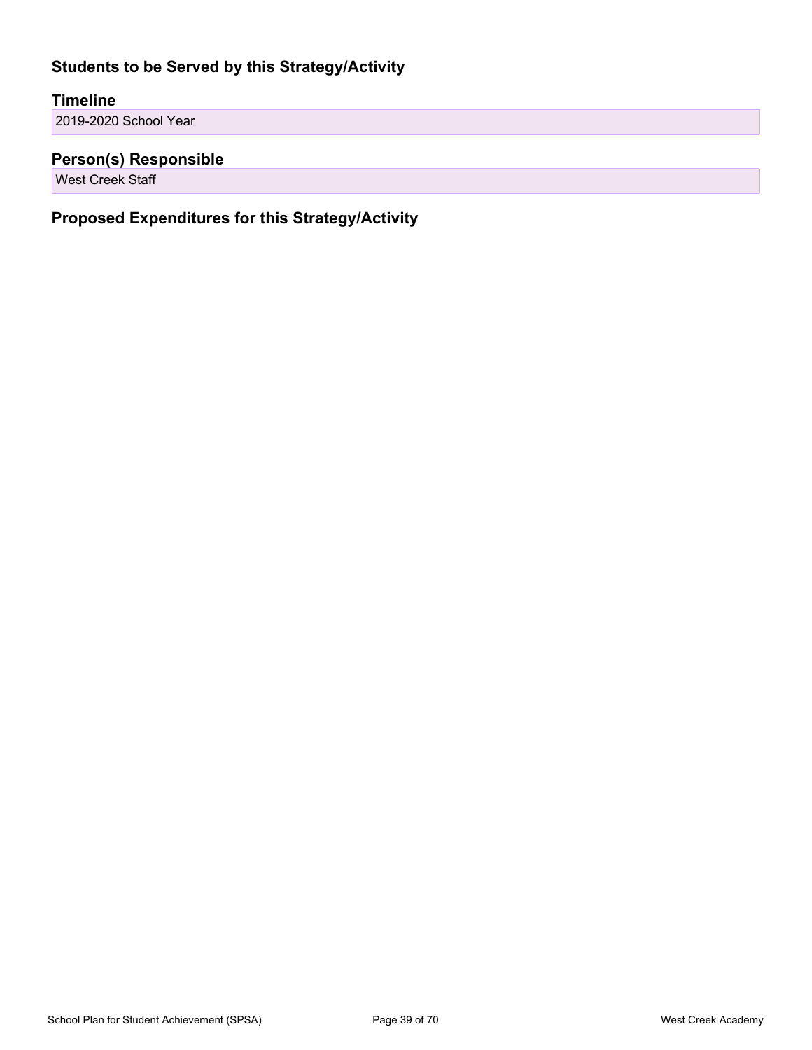## Students to be Served by this Strategy/Activity

## Timeline

2019-2020 School Year

## Person(s) Responsible

West Creek Staff

## Proposed Expenditures for this Strategy/Activity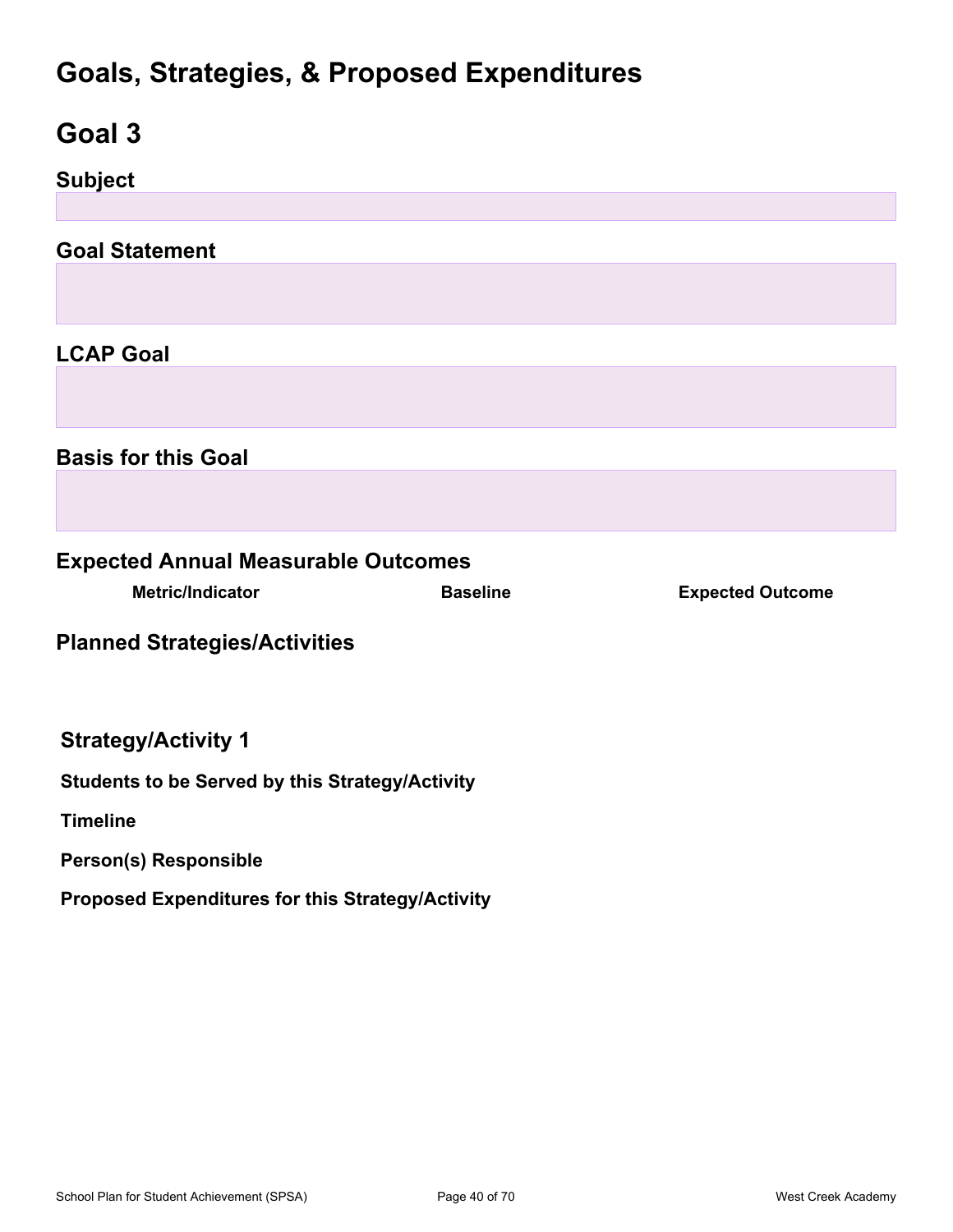# Goals, Strategies, & Proposed Expenditures

# Goal 3

## Subject

## Goal Statement

## LCAP Goal

## Basis for this Goal

## Expected Annual Measurable Outcomes

| Metric/Indicator | Baseline | Expected Outcome |
| --- | --- | --- |

## Planned Strategies/Activities

### Strategy/Activity 1

**Students to be Served by this Strategy/Activity**

**Timeline**

**Person(s) Responsible**

**Proposed Expenditures for this Strategy/Activity**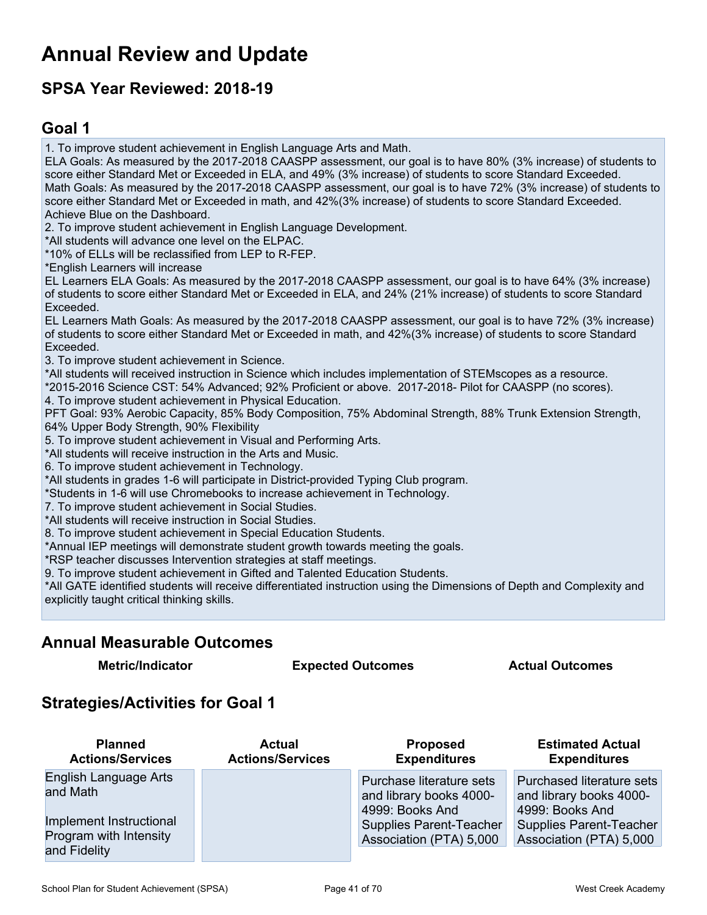# Annual Review and Update

## SPSA Year Reviewed: 2018-19

## Goal 1

1. To improve student achievement in English Language Arts and Math.
ELA Goals: As measured by the 2017-2018 CAASPP assessment, our goal is to have 80% (3% increase) of students to score either Standard Met or Exceeded in ELA, and 49% (3% increase) of students to score Standard Exceeded.
Math Goals: As measured by the 2017-2018 CAASPP assessment, our goal is to have 72% (3% increase) of students to score either Standard Met or Exceeded in math, and 42%(3% increase) of students to score Standard Exceeded.
Achieve Blue on the Dashboard.
2. To improve student achievement in English Language Development.
*All students will advance one level on the ELPAC.
*10% of ELLs will be reclassified from LEP to R-FEP.
*English Learners will increase
EL Learners ELA Goals: As measured by the 2017-2018 CAASPP assessment, our goal is to have 64% (3% increase) of students to score either Standard Met or Exceeded in ELA, and 24% (21% increase) of students to score Standard Exceeded.
EL Learners Math Goals: As measured by the 2017-2018 CAASPP assessment, our goal is to have 72% (3% increase) of students to score either Standard Met or Exceeded in math, and 42%(3% increase) of students to score Standard Exceeded.
3. To improve student achievement in Science.
*All students will received instruction in Science which includes implementation of STEMscopes as a resource.
*2015-2016 Science CST: 54% Advanced; 92% Proficient or above. 2017-2018- Pilot for CAASPP (no scores).
4. To improve student achievement in Physical Education.
PFT Goal: 93% Aerobic Capacity, 85% Body Composition, 75% Abdominal Strength, 88% Trunk Extension Strength, 64% Upper Body Strength, 90% Flexibility
5. To improve student achievement in Visual and Performing Arts.
*All students will receive instruction in the Arts and Music.
6. To improve student achievement in Technology.
*All students in grades 1-6 will participate in District-provided Typing Club program.
*Students in 1-6 will use Chromebooks to increase achievement in Technology.
7. To improve student achievement in Social Studies.
*All students will receive instruction in Social Studies.
8. To improve student achievement in Special Education Students.
*Annual IEP meetings will demonstrate student growth towards meeting the goals.
*RSP teacher discusses Intervention strategies at staff meetings.
9. To improve student achievement in Gifted and Talented Education Students.
*All GATE identified students will receive differentiated instruction using the Dimensions of Depth and Complexity and explicitly taught critical thinking skills.

## Annual Measurable Outcomes

| Metric/Indicator | Expected Outcomes | Actual Outcomes |
|---|---|---|

## Strategies/Activities for Goal 1

| Planned Actions/Services | Actual Actions/Services | Proposed Expenditures | Estimated Actual Expenditures |
|---|---|---|---|
| English Language Arts and Math<br><br>Implement Instructional Program with Intensity and Fidelity | | Purchase literature sets and library books 4000-4999: Books And Supplies Parent-Teacher Association (PTA) 5,000 | Purchased literature sets and library books 4000-4999: Books And Supplies Parent-Teacher Association (PTA) 5,000 |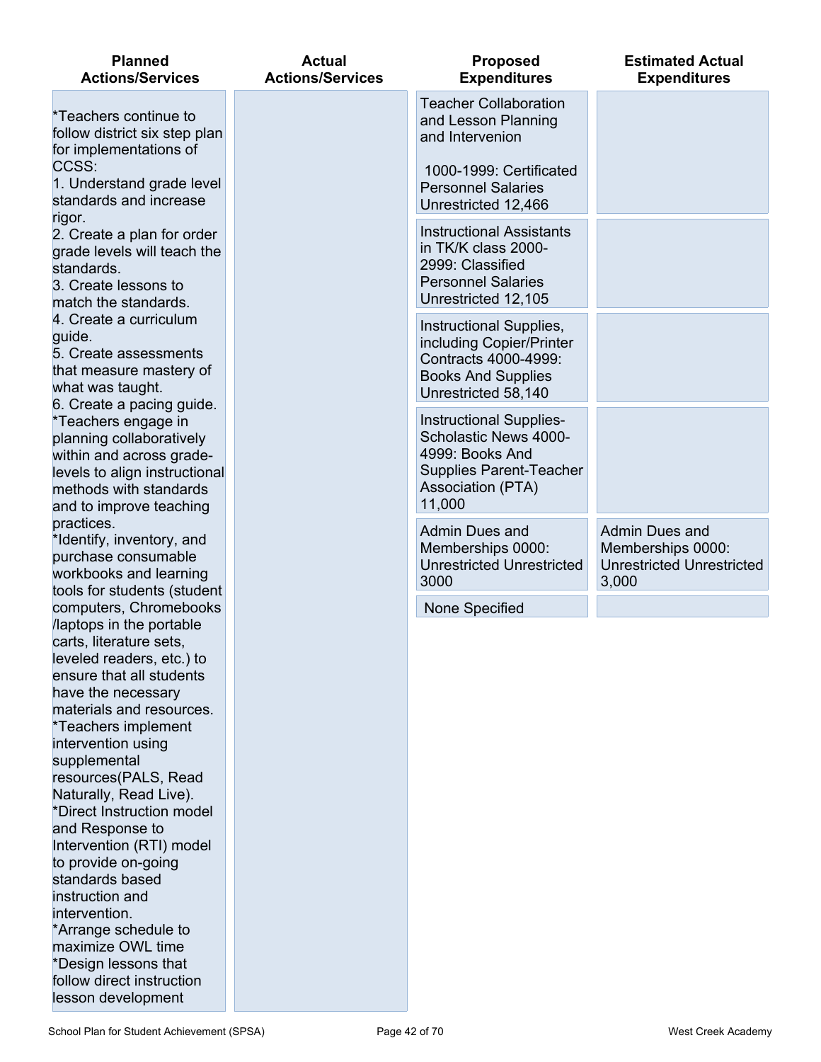| Planned Actions/Services | Actual Actions/Services | Proposed Expenditures | Estimated Actual Expenditures |
|---|---|---|---|
| *Teachers continue to follow district six step plan for implementations of CCSS:<br>1. Understand grade level standards and increase rigor.<br>2. Create a plan for order grade levels will teach the standards.<br>3. Create lessons to match the standards.<br>4. Create a curriculum guide.<br>5. Create assessments that measure mastery of what was taught.<br>6. Create a pacing guide.<br>*Teachers engage in planning collaboratively within and across grade-levels to align instructional methods with standards and to improve teaching practices.<br>*Identify, inventory, and purchase consumable workbooks and learning tools for students (student computers, Chromebooks /laptops in the portable carts, literature sets, leveled readers, etc.) to ensure that all students have the necessary materials and resources.<br>*Teachers implement intervention using supplemental resources(PALS, Read Naturally, Read Live).<br>*Direct Instruction model and Response to Intervention (RTI) model to provide on-going standards based instruction and intervention.<br>*Arrange schedule to maximize OWL time<br>*Design lessons that follow direct instruction lesson development | | Teacher Collaboration and Lesson Planning and Intervention<br><br>1000-1999: Certificated Personnel Salaries Unrestricted 12,466 | |
| | | Instructional Assistants in TK/K class 2000-2999: Classified Personnel Salaries Unrestricted 12,105 | |
| | | Instructional Supplies, including Copier/Printer Contracts 4000-4999: Books And Supplies Unrestricted 58,140 | |
| | | Instructional Supplies- Scholastic News 4000-4999: Books And Supplies Parent-Teacher Association (PTA) 11,000 | |
| | | Admin Dues and Memberships 0000: Unrestricted Unrestricted 3000 | Admin Dues and Memberships 0000: Unrestricted Unrestricted 3,000 |
| | | None Specified | |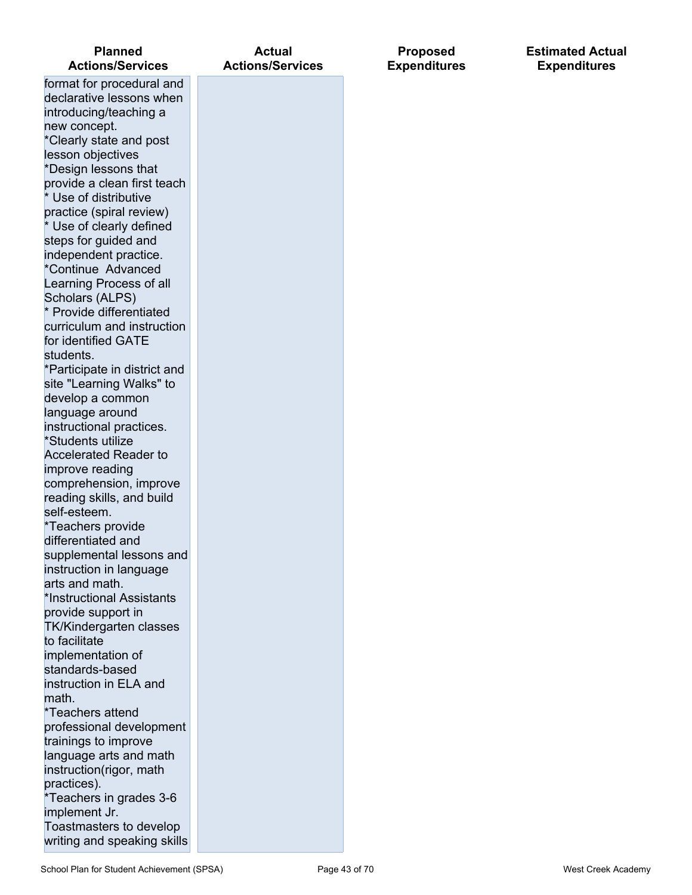| Planned Actions/Services | Actual Actions/Services | Proposed Expenditures | Estimated Actual Expenditures |
|---|---|---|---|
| format for procedural and declarative lessons when introducing/teaching a new concept.<br>*Clearly state and post lesson objectives<br>*Design lessons that provide a clean first teach<br>* Use of distributive practice (spiral review)<br>* Use of clearly defined steps for guided and independent practice.<br>*Continue Advanced Learning Process of all Scholars (ALPS)<br>* Provide differentiated curriculum and instruction for identified GATE students.<br>*Participate in district and site "Learning Walks" to develop a common language around instructional practices.<br>*Students utilize Accelerated Reader to improve reading comprehension, improve reading skills, and build self-esteem.<br>*Teachers provide differentiated and supplemental lessons and instruction in language arts and math.<br>*Instructional Assistants provide support in TK/Kindergarten classes to facilitate implementation of standards-based instruction in ELA and math.<br>*Teachers attend professional development trainings to improve language arts and math instruction(rigor, math practices).<br>*Teachers in grades 3-6 implement Jr. Toastmasters to develop writing and speaking skills | | | |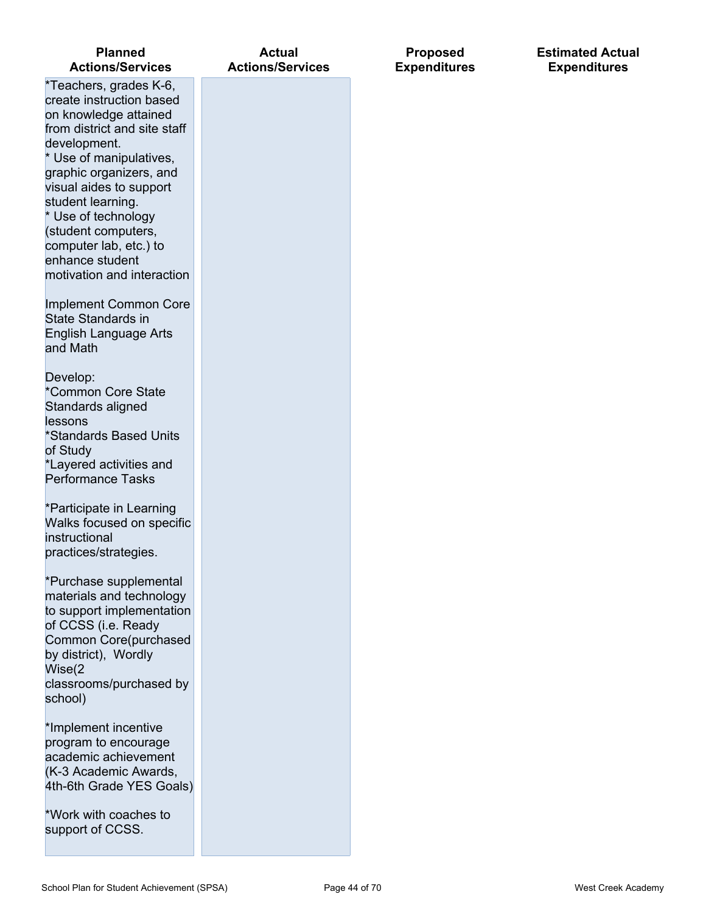| Planned Actions/Services | Actual Actions/Services | Proposed Expenditures | Estimated Actual Expenditures |
|---|---|---|---|
| *Teachers, grades K-6, create instruction based on knowledge attained from district and site staff development.<br>* Use of manipulatives, graphic organizers, and visual aides to support student learning.<br>* Use of technology (student computers, computer lab, etc.) to enhance student motivation and interaction<br><br>Implement Common Core State Standards in English Language Arts and Math<br><br>Develop:<br>*Common Core State Standards aligned lessons<br>*Standards Based Units of Study<br>*Layered activities and Performance Tasks<br><br>*Participate in Learning Walks focused on specific instructional practices/strategies.<br><br>*Purchase supplemental materials and technology to support implementation of CCSS (i.e. Ready Common Core(purchased by district), Wordly Wise(2 classrooms/purchased by school)<br><br>*Implement incentive program to encourage academic achievement (K-3 Academic Awards, 4th-6th Grade YES Goals)<br><br>*Work with coaches to support of CCSS. | | | |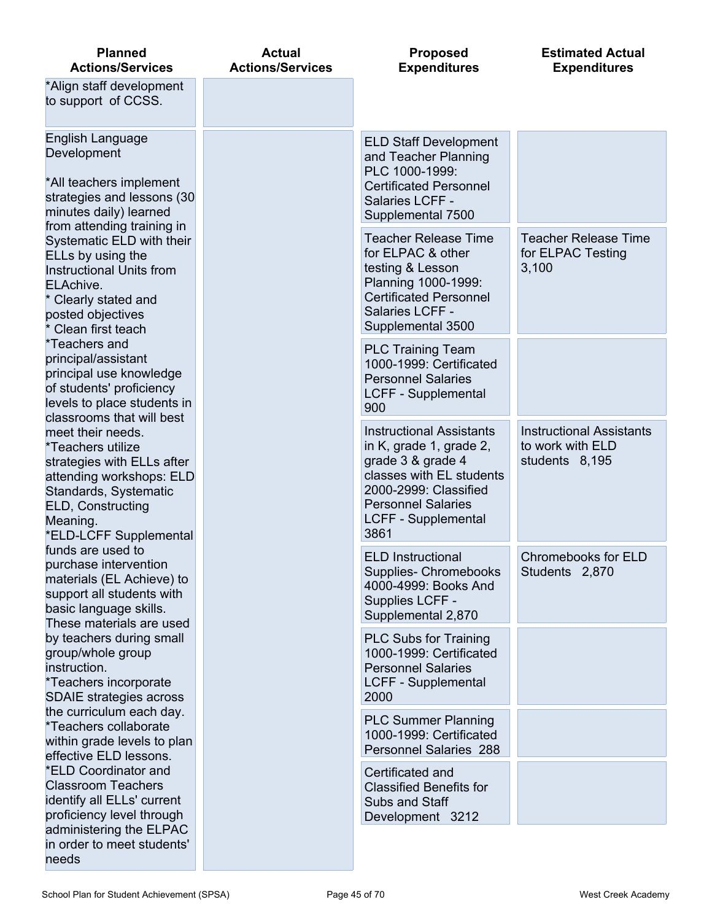| Planned Actions/Services | Actual Actions/Services | Proposed Expenditures | Estimated Actual Expenditures |
|---|---|---|---|
| *Align staff development to support of CCSS. | | | |
| English Language Development<br><br>*All teachers implement strategies and lessons (30 minutes daily) learned from attending training in Systematic ELD with their ELLs by using the Instructional Units from ELAchive.<br>* Clearly stated and posted objectives<br>* Clean first teach<br>*Teachers and principal/assistant principal use knowledge of students' proficiency levels to place students in classrooms that will best meet their needs.<br>*Teachers utilize strategies with ELLs after attending workshops: ELD Standards, Systematic ELD, Constructing Meaning.<br>*ELD-LCFF Supplemental funds are used to purchase intervention materials (EL Achieve) to support all students with basic language skills. These materials are used by teachers during small group/whole group instruction.<br>*Teachers incorporate SDAIE strategies across the curriculum each day.<br>*Teachers collaborate within grade levels to plan effective ELD lessons.<br>*ELD Coordinator and Classroom Teachers identify all ELLs' current proficiency level through administering the ELPAC in order to meet students' needs | | ELD Staff Development and Teacher Planning PLC 1000-1999: Certificated Personnel Salaries LCFF - Supplemental 7500 | |
| | | Teacher Release Time for ELPAC & other testing & Lesson Planning 1000-1999: Certificated Personnel Salaries LCFF - Supplemental 3500 | Teacher Release Time for ELPAC Testing 3,100 |
| | | PLC Training Team 1000-1999: Certificated Personnel Salaries LCFF - Supplemental 900 | |
| | | Instructional Assistants in K, grade 1, grade 2, grade 3 & grade 4 classes with EL students 2000-2999: Classified Personnel Salaries LCFF - Supplemental 3861 | Instructional Assistants to work with ELD students 8,195 |
| | | ELD Instructional Supplies- Chromebooks 4000-4999: Books And Supplies LCFF - Supplemental 2,870 | Chromebooks for ELD Students 2,870 |
| | | PLC Subs for Training 1000-1999: Certificated Personnel Salaries LCFF - Supplemental 2000 | |
| | | PLC Summer Planning 1000-1999: Certificated Personnel Salaries 288 | |
| | | Certificated and Classified Benefits for Subs and Staff Development 3212 | |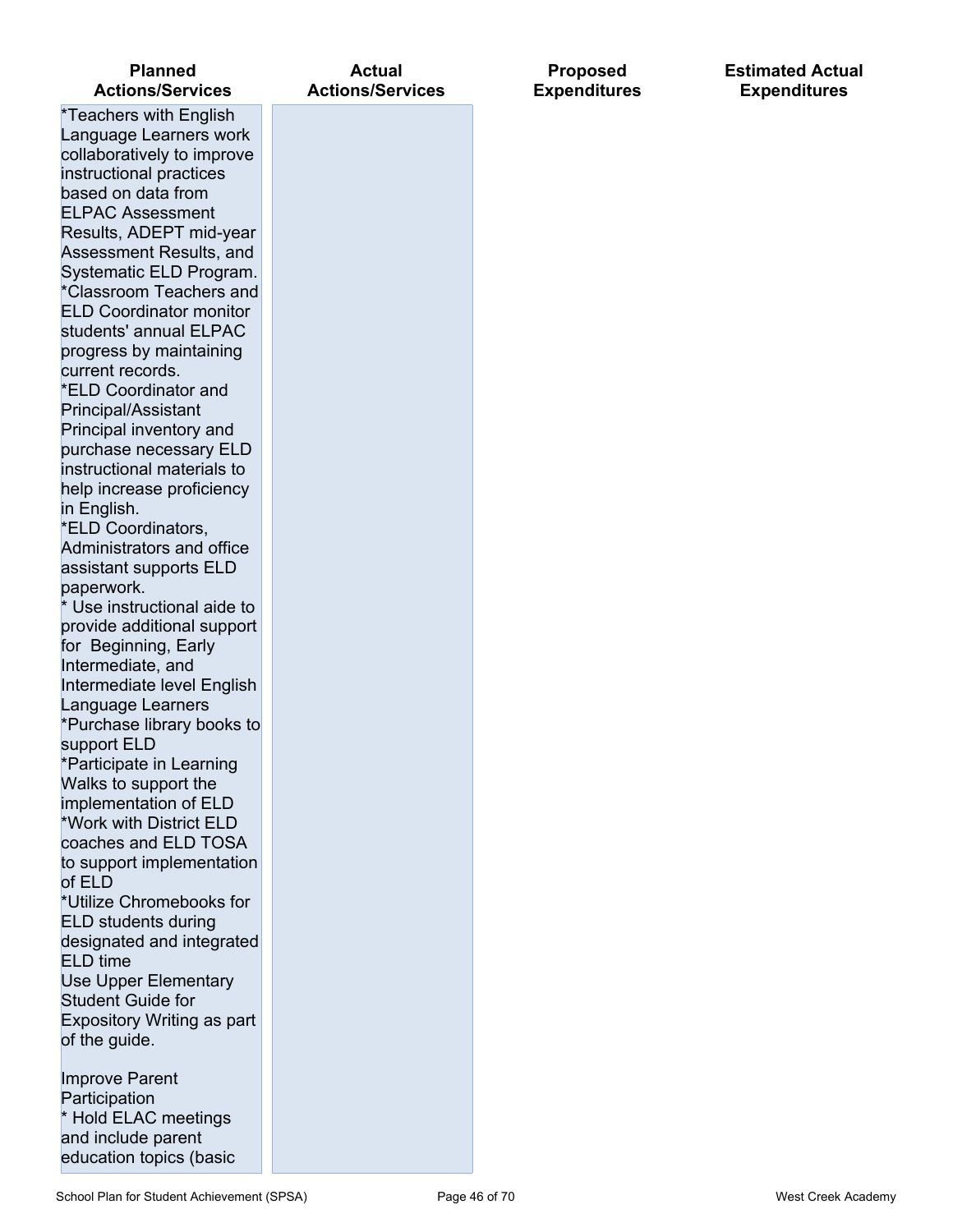| Planned Actions/Services | Actual Actions/Services | Proposed Expenditures | Estimated Actual Expenditures |
| --- | --- | --- | --- |
| *Teachers with English Language Learners work collaboratively to improve instructional practices based on data from ELPAC Assessment Results, ADEPT mid-year Assessment Results, and Systematic ELD Program.<br>*Classroom Teachers and ELD Coordinator monitor students' annual ELPAC progress by maintaining current records.<br>*ELD Coordinator and Principal/Assistant Principal inventory and purchase necessary ELD instructional materials to help increase proficiency in English.<br>*ELD Coordinators, Administrators and office assistant supports ELD paperwork.<br>* Use instructional aide to provide additional support for Beginning, Early Intermediate, and Intermediate level English Language Learners<br>*Purchase library books to support ELD<br>*Participate in Learning Walks to support the implementation of ELD<br>*Work with District ELD coaches and ELD TOSA to support implementation of ELD<br>*Utilize Chromebooks for ELD students during designated and integrated ELD time<br>Use Upper Elementary Student Guide for Expository Writing as part of the guide.<br><br>Improve Parent Participation<br>* Hold ELAC meetings and include parent education topics (basic | | | |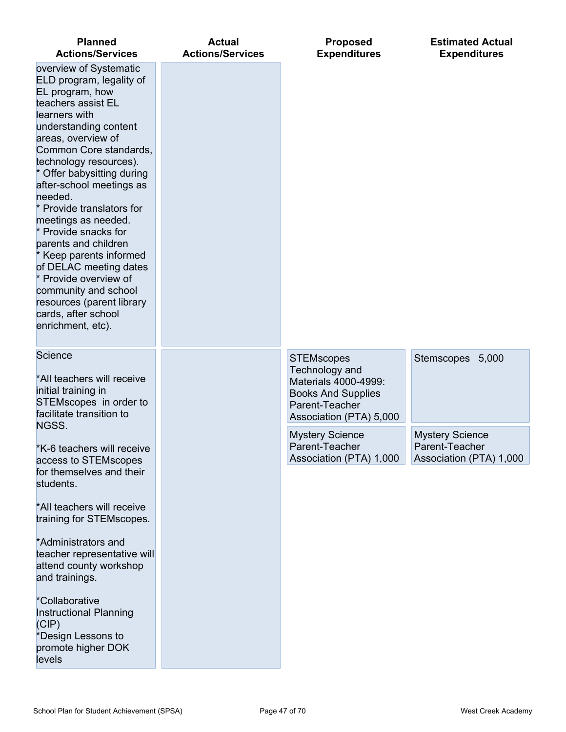| Planned Actions/Services | Actual Actions/Services | Proposed Expenditures | Estimated Actual Expenditures |
|---|---|---|---|
| overview of Systematic ELD program, legality of EL program, how teachers assist EL learners with understanding content areas, overview of Common Core standards, technology resources).<br>* Offer babysitting during after-school meetings as needed.<br>* Provide translators for meetings as needed.<br>* Provide snacks for parents and children<br>* Keep parents informed of DELAC meeting dates<br>* Provide overview of community and school resources (parent library cards, after school enrichment, etc). | | | |
| Science<br><br>*All teachers will receive initial training in STEMscopes in order to facilitate transition to NGSS.<br><br>*K-6 teachers will receive access to STEMscopes for themselves and their students.<br><br>*All teachers will receive training for STEMscopes.<br><br>*Administrators and teacher representative will attend county workshop and trainings.<br><br>*Collaborative Instructional Planning (CIP)<br>*Design Lessons to promote higher DOK levels | | STEMscopes Technology and Materials 4000-4999: Books And Supplies Parent-Teacher Association (PTA) 5,000<br><br>Mystery Science Parent-Teacher Association (PTA) 1,000 | Stemscopes 5,000<br><br>Mystery Science Parent-Teacher Association (PTA) 1,000 |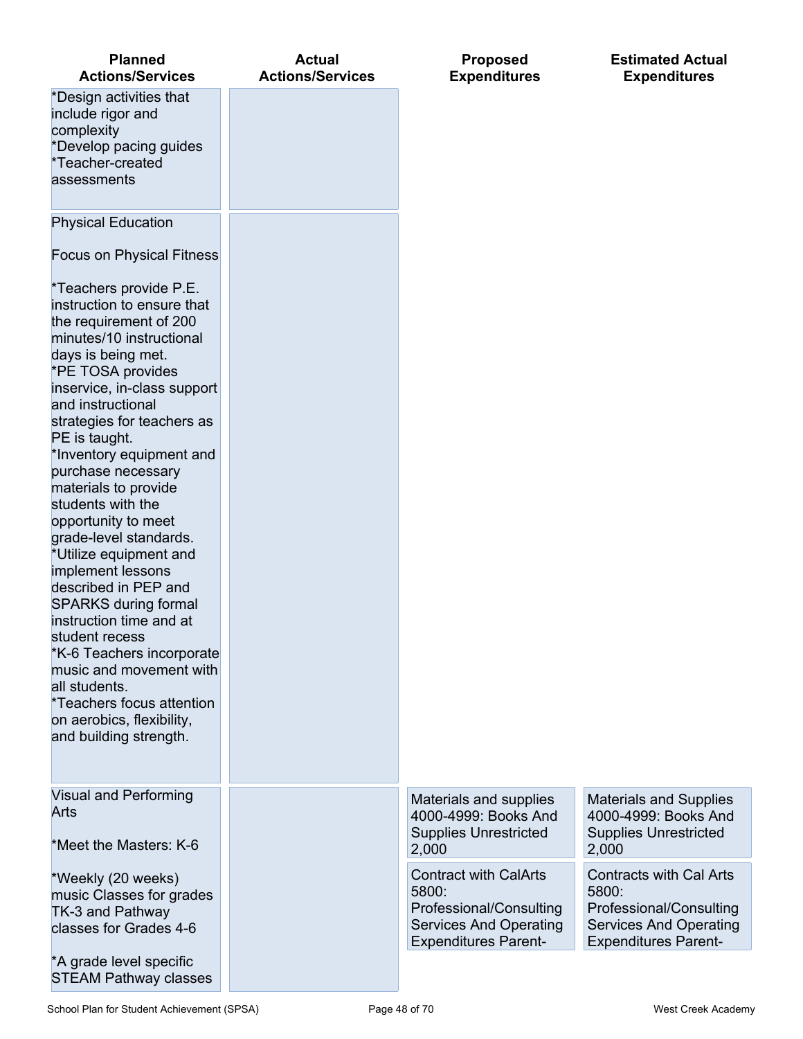| Planned Actions/Services | Actual Actions/Services | Proposed Expenditures | Estimated Actual Expenditures |
|---|---|---|---|
| *Design activities that include rigor and complexity<br>*Develop pacing guides<br>*Teacher-created assessments | | | |
| Physical Education<br><br>Focus on Physical Fitness<br><br>*Teachers provide P.E. instruction to ensure that the requirement of 200 minutes/10 instructional days is being met.<br>*PE TOSA provides inservice, in-class support and instructional strategies for teachers as PE is taught.<br>*Inventory equipment and purchase necessary materials to provide students with the opportunity to meet grade-level standards.<br>*Utilize equipment and implement lessons described in PEP and SPARKS during formal instruction time and at student recess<br>*K-6 Teachers incorporate music and movement with all students.<br>*Teachers focus attention on aerobics, flexibility, and building strength. | | | |
| Visual and Performing Arts<br><br>*Meet the Masters: K-6<br><br>*Weekly (20 weeks) music Classes for grades TK-3 and Pathway classes for Grades 4-6<br><br>*A grade level specific STEAM Pathway classes | | Materials and supplies 4000-4999: Books And Supplies Unrestricted 2,000<br><br>Contract with CalArts 5800: Professional/Consulting Services And Operating Expenditures Parent- | Materials and Supplies 4000-4999: Books And Supplies Unrestricted 2,000<br><br>Contracts with Cal Arts 5800: Professional/Consulting Services And Operating Expenditures Parent- |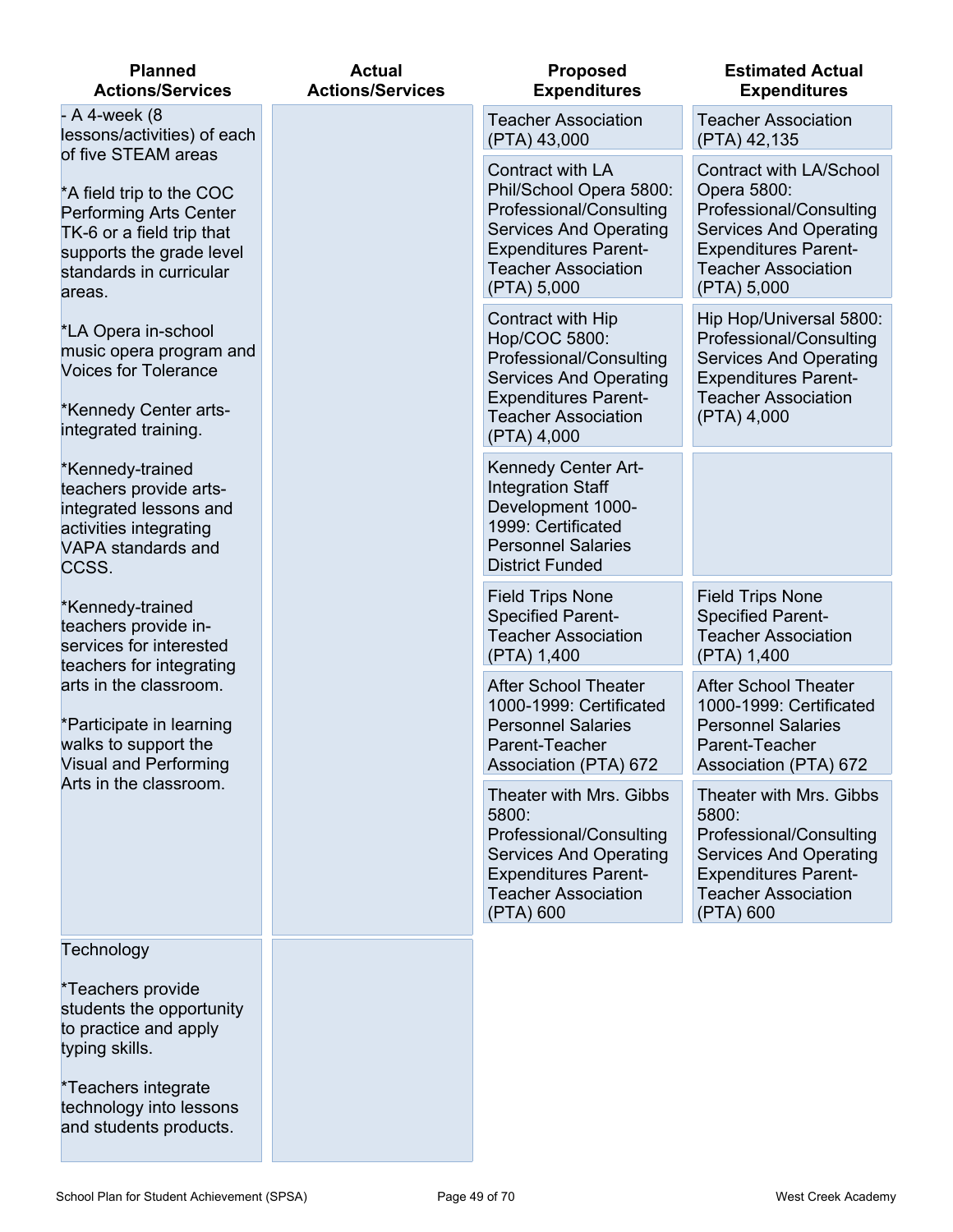| Planned Actions/Services | Actual Actions/Services | Proposed Expenditures | Estimated Actual Expenditures |
|---|---|---|---|
| - A 4-week (8 lessons/activities) of each of five STEAM areas<br><br>*A field trip to the COC Performing Arts Center TK-6 or a field trip that supports the grade level standards in curricular areas.<br><br>*LA Opera in-school music opera program and Voices for Tolerance<br><br>*Kennedy Center arts-integrated training.<br><br>*Kennedy-trained teachers provide arts-integrated lessons and activities integrating VAPA standards and CCSS.<br><br>*Kennedy-trained teachers provide in-services for interested teachers for integrating arts in the classroom.<br><br>*Participate in learning walks to support the Visual and Performing Arts in the classroom. | | Teacher Association (PTA) 43,000 | Teacher Association (PTA) 42,135 |
| | | Contract with LA Phil/School Opera 5800: Professional/Consulting Services And Operating Expenditures Parent-Teacher Association (PTA) 5,000 | Contract with LA/School Opera 5800: Professional/Consulting Services And Operating Expenditures Parent-Teacher Association (PTA) 5,000 |
| | | Contract with Hip Hop/COC 5800: Professional/Consulting Services And Operating Expenditures Parent-Teacher Association (PTA) 4,000 | Hip Hop/Universal 5800: Professional/Consulting Services And Operating Expenditures Parent-Teacher Association (PTA) 4,000 |
| | | Kennedy Center Art-Integration Staff Development 1000-1999: Certificated Personnel Salaries District Funded | |
| | | Field Trips None Specified Parent-Teacher Association (PTA) 1,400 | Field Trips None Specified Parent-Teacher Association (PTA) 1,400 |
| | | After School Theater 1000-1999: Certificated Personnel Salaries Parent-Teacher Association (PTA) 672 | After School Theater 1000-1999: Certificated Personnel Salaries Parent-Teacher Association (PTA) 672 |
| | | Theater with Mrs. Gibbs 5800: Professional/Consulting Services And Operating Expenditures Parent-Teacher Association (PTA) 600 | Theater with Mrs. Gibbs 5800: Professional/Consulting Services And Operating Expenditures Parent-Teacher Association (PTA) 600 |
| Technology<br><br>*Teachers provide students the opportunity to practice and apply typing skills.<br><br>*Teachers integrate technology into lessons and students products. | | | |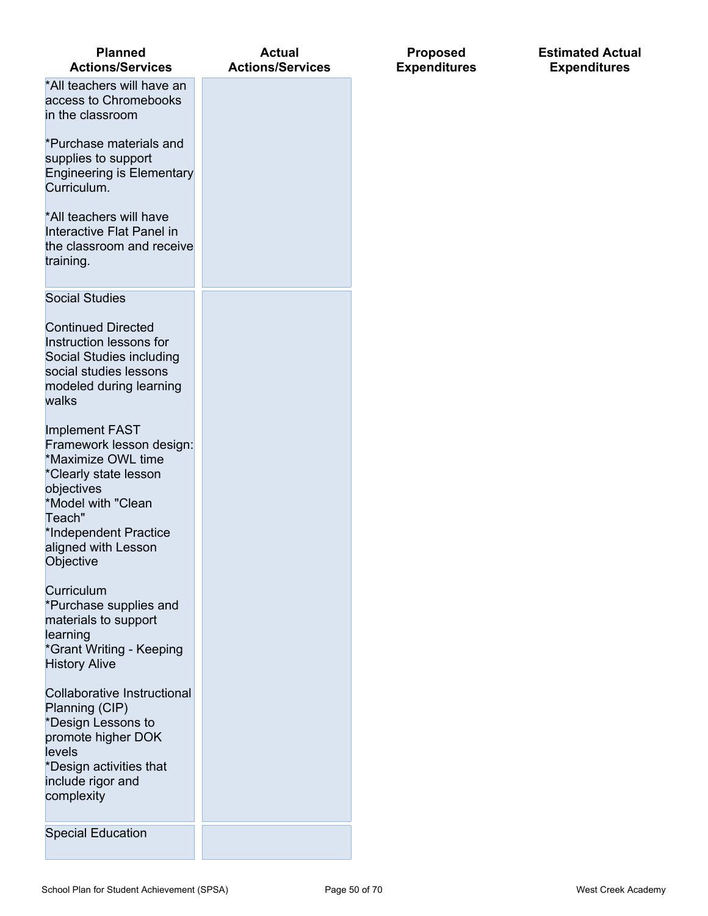| Planned Actions/Services | Actual Actions/Services | Proposed Expenditures | Estimated Actual Expenditures |
| --- | --- | --- | --- |
| *All teachers will have an access to Chromebooks in the classroom<br><br>*Purchase materials and supplies to support Engineering is Elementary Curriculum.<br><br>*All teachers will have Interactive Flat Panel in the classroom and receive training. | | | |
| Social Studies<br><br>Continued Directed Instruction lessons for Social Studies including social studies lessons modeled during learning walks<br><br>Implement FAST Framework lesson design:<br>*Maximize OWL time<br>*Clearly state lesson objectives<br>*Model with "Clean Teach"<br>*Independent Practice aligned with Lesson Objective<br><br>Curriculum<br>*Purchase supplies and materials to support learning<br>*Grant Writing - Keeping History Alive<br><br>Collaborative Instructional Planning (CIP)<br>*Design Lessons to promote higher DOK levels<br>*Design activities that include rigor and complexity | | | |
| Special Education | | | |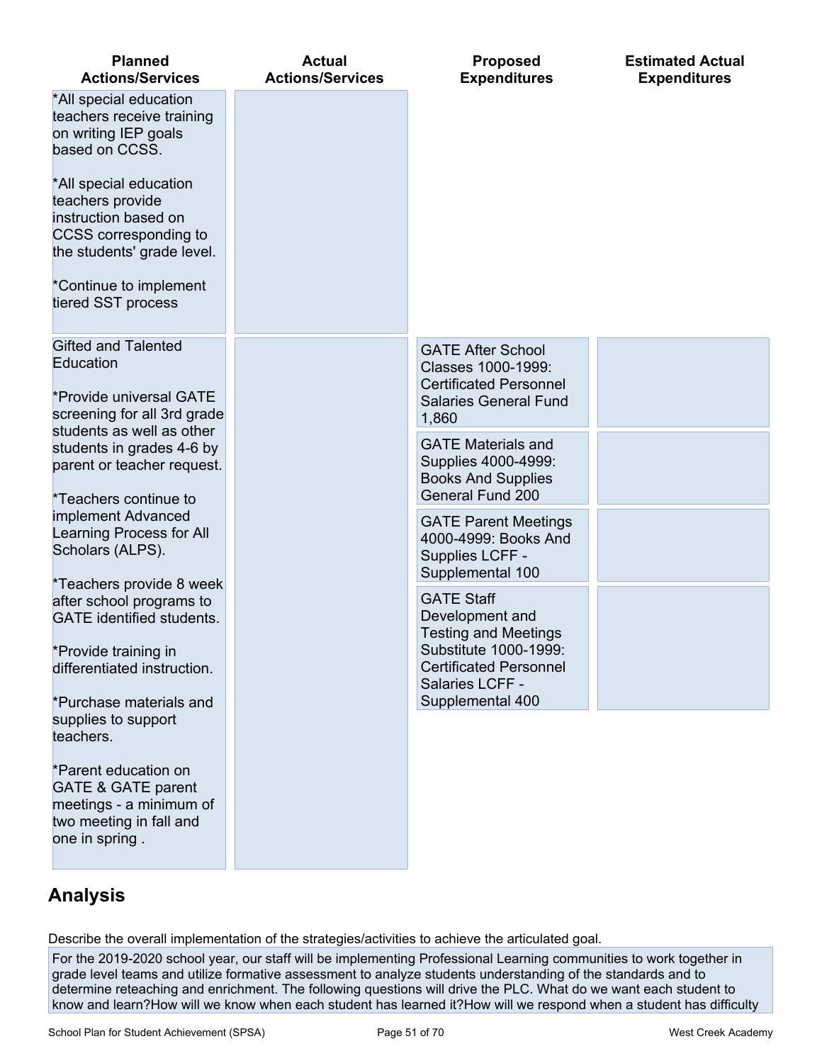| Planned Actions/Services | Actual Actions/Services | Proposed Expenditures | Estimated Actual Expenditures |
| --- | --- | --- | --- |
| *All special education teachers receive training on writing IEP goals based on CCSS.<br><br>*All special education teachers provide instruction based on CCSS corresponding to the students' grade level.<br><br>*Continue to implement tiered SST process | | | |
| Gifted and Talented Education<br><br>*Provide universal GATE screening for all 3rd grade students as well as other students in grades 4-6 by parent or teacher request.<br><br>*Teachers continue to implement Advanced Learning Process for All Scholars (ALPS).<br><br>*Teachers provide 8 week after school programs to GATE identified students.<br><br>*Provide training in differentiated instruction.<br><br>*Purchase materials and supplies to support teachers.<br><br>*Parent education on GATE & GATE parent meetings - a minimum of two meeting in fall and one in spring . | | GATE After School Classes 1000-1999: Certificated Personnel Salaries General Fund 1,860<br><br>GATE Materials and Supplies 4000-4999: Books And Supplies General Fund 200<br><br>GATE Parent Meetings 4000-4999: Books And Supplies LCFF - Supplemental 100<br><br>GATE Staff Development and Testing and Meetings Substitute 1000-1999: Certificated Personnel Salaries LCFF - Supplemental 400 | |

## Analysis

Describe the overall implementation of the strategies/activities to achieve the articulated goal.

For the 2019-2020 school year, our staff will be implementing Professional Learning communities to work together in grade level teams and utilize formative assessment to analyze students understanding of the standards and to determine reteaching and enrichment. The following questions will drive the PLC. What do we want each student to know and learn?How will we know when each student has learned it?How will we respond when a student has difficulty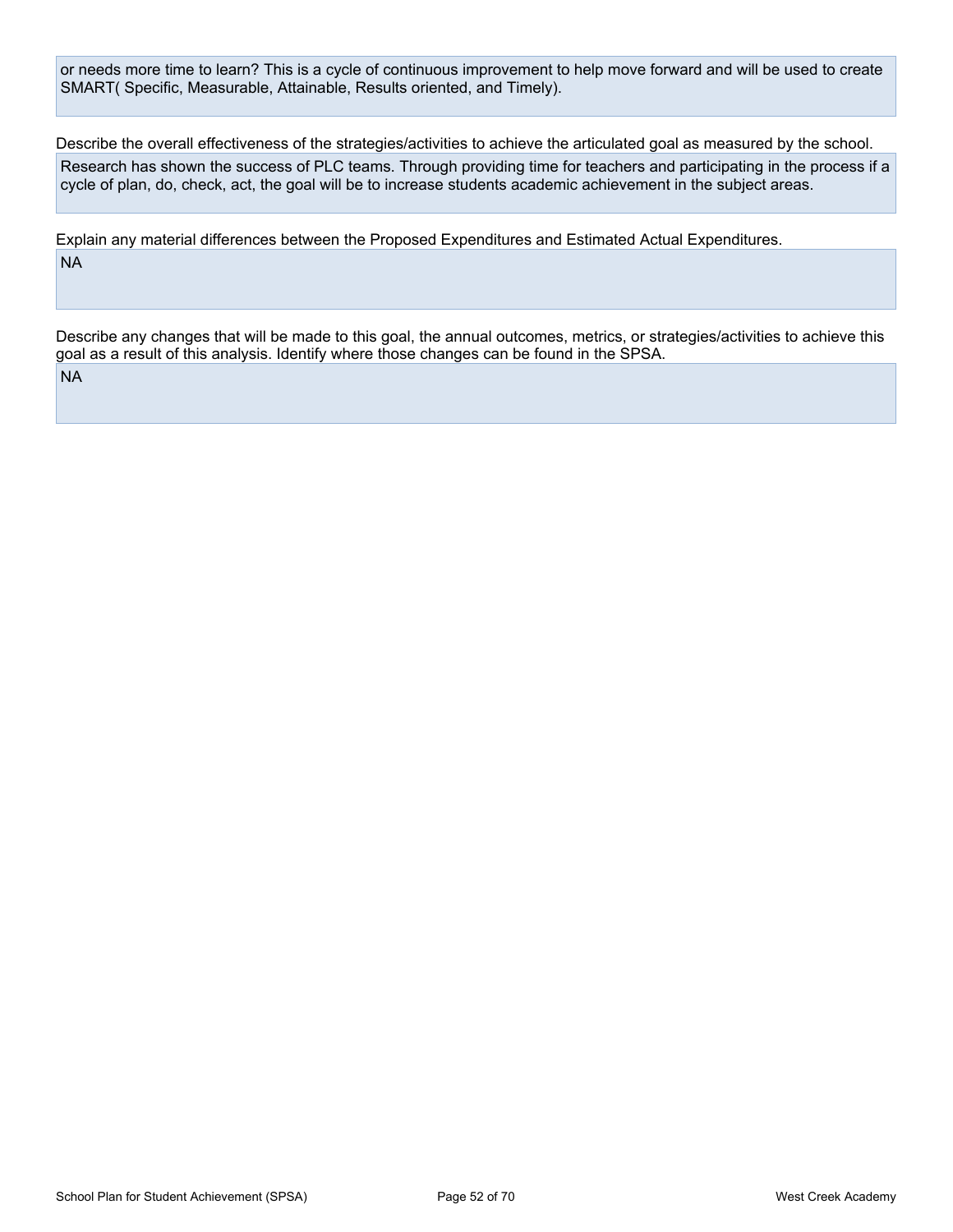or needs more time to learn? This is a cycle of continuous improvement to help move forward and will be used to create SMART( Specific, Measurable, Attainable, Results oriented, and Timely).

Describe the overall effectiveness of the strategies/activities to achieve the articulated goal as measured by the school.

Research has shown the success of PLC teams. Through providing time for teachers and participating in the process if a cycle of plan, do, check, act, the goal will be to increase students academic achievement in the subject areas.

Explain any material differences between the Proposed Expenditures and Estimated Actual Expenditures.

NA

Describe any changes that will be made to this goal, the annual outcomes, metrics, or strategies/activities to achieve this goal as a result of this analysis. Identify where those changes can be found in the SPSA.

NA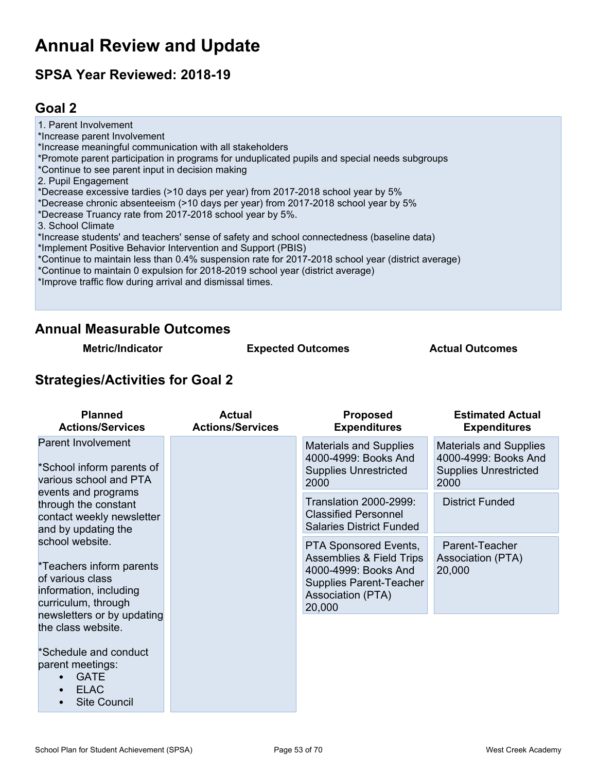# Annual Review and Update

## SPSA Year Reviewed: 2018-19

## Goal 2

1. Parent Involvement
*Increase parent Involvement
*Increase meaningful communication with all stakeholders
*Promote parent participation in programs for unduplicated pupils and special needs subgroups
*Continue to see parent input in decision making
2. Pupil Engagement
*Decrease excessive tardies (>10 days per year) from 2017-2018 school year by 5%
*Decrease chronic absenteeism (>10 days per year) from 2017-2018 school year by 5%
*Decrease Truancy rate from 2017-2018 school year by 5%.
3. School Climate
*Increase students' and teachers' sense of safety and school connectedness (baseline data)
*Implement Positive Behavior Intervention and Support (PBIS)
*Continue to maintain less than 0.4% suspension rate for 2017-2018 school year (district average)
*Continue to maintain 0 expulsion for 2018-2019 school year (district average)
*Improve traffic flow during arrival and dismissal times.

## Annual Measurable Outcomes

| Metric/Indicator | Expected Outcomes | Actual Outcomes |
|---|---|---|

## Strategies/Activities for Goal 2

| Planned Actions/Services | Actual Actions/Services | Proposed Expenditures | Estimated Actual Expenditures |
|---|---|---|---|
| Parent Involvement<br><br>*School inform parents of various school and PTA events and programs through the constant contact weekly newsletter and by updating the school website.<br><br>*Teachers inform parents of various class information, including curriculum, through newsletters or by updating the class website.<br><br>*Schedule and conduct parent meetings:<br>• GATE<br>• ELAC<br>• Site Council | | Materials and Supplies 4000-4999: Books And Supplies Unrestricted 2000 | Materials and Supplies 4000-4999: Books And Supplies Unrestricted 2000 |
| | | Translation 2000-2999: Classified Personnel Salaries District Funded | District Funded |
| | | PTA Sponsored Events, Assemblies & Field Trips 4000-4999: Books And Supplies Parent-Teacher Association (PTA) 20,000 | Parent-Teacher Association (PTA) 20,000 |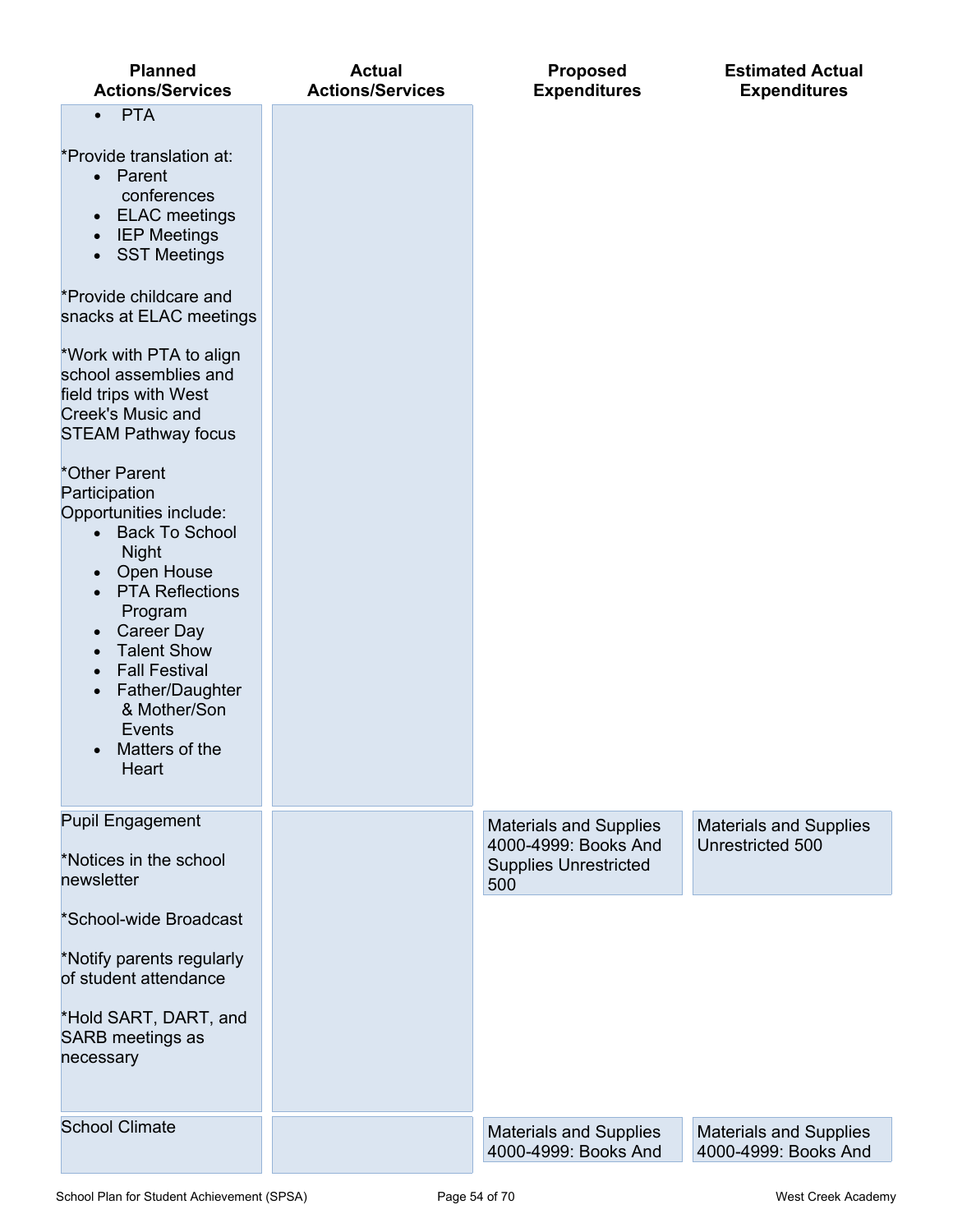| Planned Actions/Services | Actual Actions/Services | Proposed Expenditures | Estimated Actual Expenditures |
|---|---|---|---|
| • PTA<br><br>*Provide translation at:<br>• Parent conferences<br>• ELAC meetings<br>• IEP Meetings<br>• SST Meetings<br><br>*Provide childcare and snacks at ELAC meetings<br><br>*Work with PTA to align school assemblies and field trips with West Creek's Music and STEAM Pathway focus<br><br>*Other Parent Participation Opportunities include:<br>• Back To School Night<br>• Open House<br>• PTA Reflections Program<br>• Career Day<br>• Talent Show<br>• Fall Festival<br>• Father/Daughter & Mother/Son Events<br>• Matters of the Heart | | | |
| Pupil Engagement<br><br>*Notices in the school newsletter<br><br>*School-wide Broadcast<br><br>*Notify parents regularly of student attendance<br><br>*Hold SART, DART, and SARB meetings as necessary | | Materials and Supplies 4000-4999: Books And Supplies Unrestricted 500 | Materials and Supplies Unrestricted 500 |
| School Climate | | Materials and Supplies 4000-4999: Books And | Materials and Supplies 4000-4999: Books And |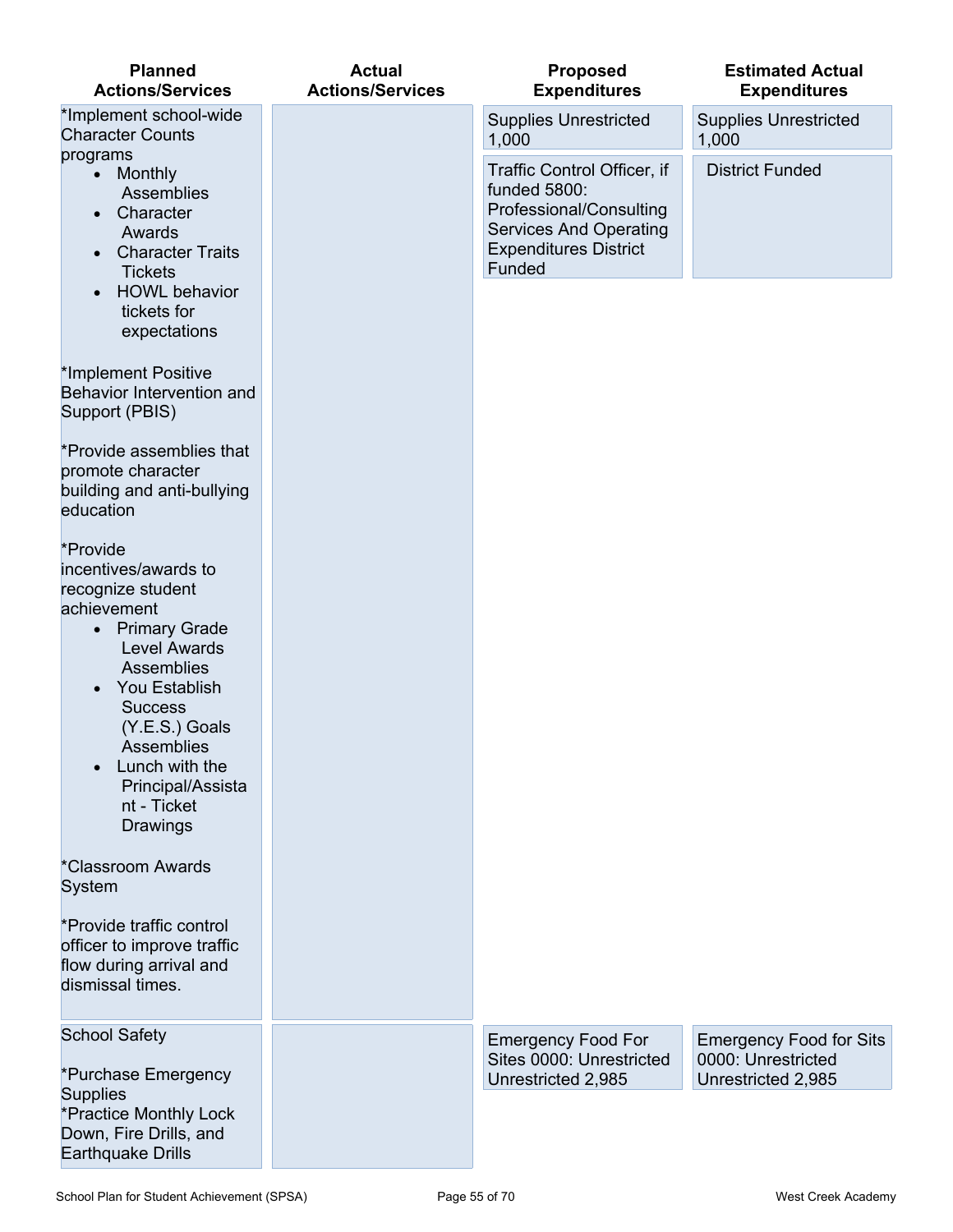| Planned Actions/Services | Actual Actions/Services | Proposed Expenditures | Estimated Actual Expenditures |
|---|---|---|---|
| *Implement school-wide Character Counts programs<br>• Monthly Assemblies<br>• Character Awards<br>• Character Traits Tickets<br>• HOWL behavior tickets for expectations<br><br>*Implement Positive Behavior Intervention and Support (PBIS)<br><br>*Provide assemblies that promote character building and anti-bullying education<br><br>*Provide incentives/awards to recognize student achievement<br>• Primary Grade Level Awards Assemblies<br>• You Establish Success (Y.E.S.) Goals Assemblies<br>• Lunch with the Principal/Assistant - Ticket Drawings<br><br>*Classroom Awards System<br><br>*Provide traffic control officer to improve traffic flow during arrival and dismissal times. | | Supplies Unrestricted 1,000<br><br>Traffic Control Officer, if funded 5800: Professional/Consulting Services And Operating Expenditures District Funded | Supplies Unrestricted 1,000<br><br>District Funded |
| School Safety<br><br>*Purchase Emergency Supplies<br>*Practice Monthly Lock Down, Fire Drills, and Earthquake Drills | | Emergency Food For Sites 0000: Unrestricted Unrestricted 2,985 | Emergency Food for Sits 0000: Unrestricted Unrestricted 2,985 |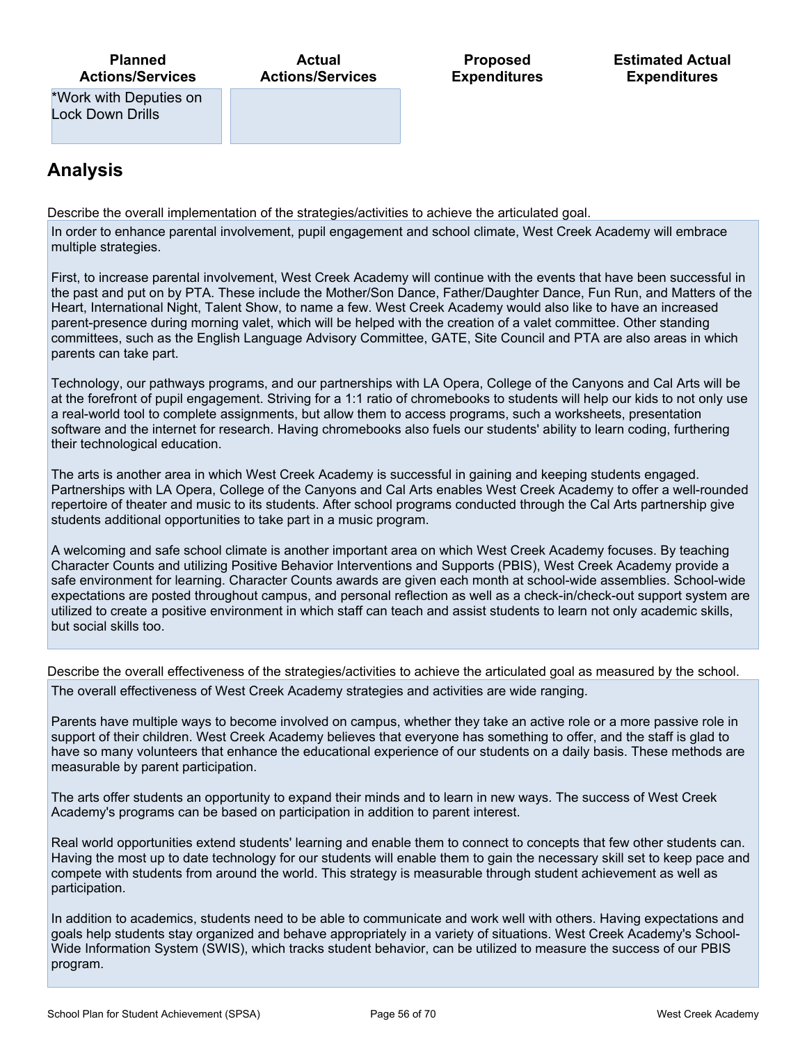| Planned Actions/Services | Actual Actions/Services | Proposed Expenditures | Estimated Actual Expenditures |
|---|---|---|---|
| *Work with Deputies on Lock Down Drills | | | |

## Analysis

Describe the overall implementation of the strategies/activities to achieve the articulated goal.

In order to enhance parental involvement, pupil engagement and school climate, West Creek Academy will embrace multiple strategies.

First, to increase parental involvement, West Creek Academy will continue with the events that have been successful in the past and put on by PTA. These include the Mother/Son Dance, Father/Daughter Dance, Fun Run, and Matters of the Heart, International Night, Talent Show, to name a few. West Creek Academy would also like to have an increased parent-presence during morning valet, which will be helped with the creation of a valet committee. Other standing committees, such as the English Language Advisory Committee, GATE, Site Council and PTA are also areas in which parents can take part.

Technology, our pathways programs, and our partnerships with LA Opera, College of the Canyons and Cal Arts will be at the forefront of pupil engagement. Striving for a 1:1 ratio of chromebooks to students will help our kids to not only use a real-world tool to complete assignments, but allow them to access programs, such a worksheets, presentation software and the internet for research. Having chromebooks also fuels our students' ability to learn coding, furthering their technological education.

The arts is another area in which West Creek Academy is successful in gaining and keeping students engaged. Partnerships with LA Opera, College of the Canyons and Cal Arts enables West Creek Academy to offer a well-rounded repertoire of theater and music to its students. After school programs conducted through the Cal Arts partnership give students additional opportunities to take part in a music program.

A welcoming and safe school climate is another important area on which West Creek Academy focuses. By teaching Character Counts and utilizing Positive Behavior Interventions and Supports (PBIS), West Creek Academy provide a safe environment for learning. Character Counts awards are given each month at school-wide assemblies. School-wide expectations are posted throughout campus, and personal reflection as well as a check-in/check-out support system are utilized to create a positive environment in which staff can teach and assist students to learn not only academic skills, but social skills too.

Describe the overall effectiveness of the strategies/activities to achieve the articulated goal as measured by the school.

The overall effectiveness of West Creek Academy strategies and activities are wide ranging.

Parents have multiple ways to become involved on campus, whether they take an active role or a more passive role in support of their children. West Creek Academy believes that everyone has something to offer, and the staff is glad to have so many volunteers that enhance the educational experience of our students on a daily basis. These methods are measurable by parent participation.

The arts offer students an opportunity to expand their minds and to learn in new ways. The success of West Creek Academy's programs can be based on participation in addition to parent interest.

Real world opportunities extend students' learning and enable them to connect to concepts that few other students can. Having the most up to date technology for our students will enable them to gain the necessary skill set to keep pace and compete with students from around the world. This strategy is measurable through student achievement as well as participation.

In addition to academics, students need to be able to communicate and work well with others. Having expectations and goals help students stay organized and behave appropriately in a variety of situations. West Creek Academy's School-Wide Information System (SWIS), which tracks student behavior, can be utilized to measure the success of our PBIS program.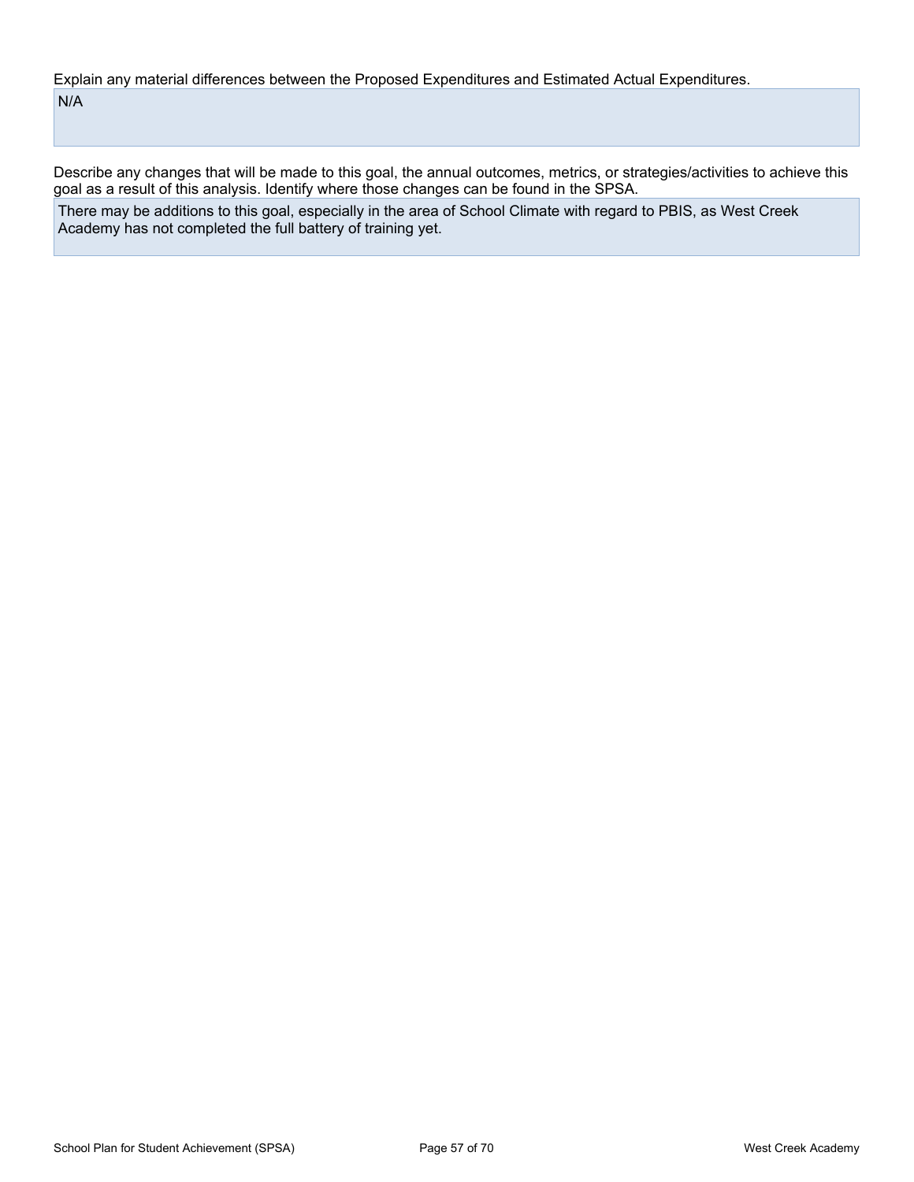Explain any material differences between the Proposed Expenditures and Estimated Actual Expenditures.

N/A

Describe any changes that will be made to this goal, the annual outcomes, metrics, or strategies/activities to achieve this goal as a result of this analysis. Identify where those changes can be found in the SPSA.

There may be additions to this goal, especially in the area of School Climate with regard to PBIS, as West Creek Academy has not completed the full battery of training yet.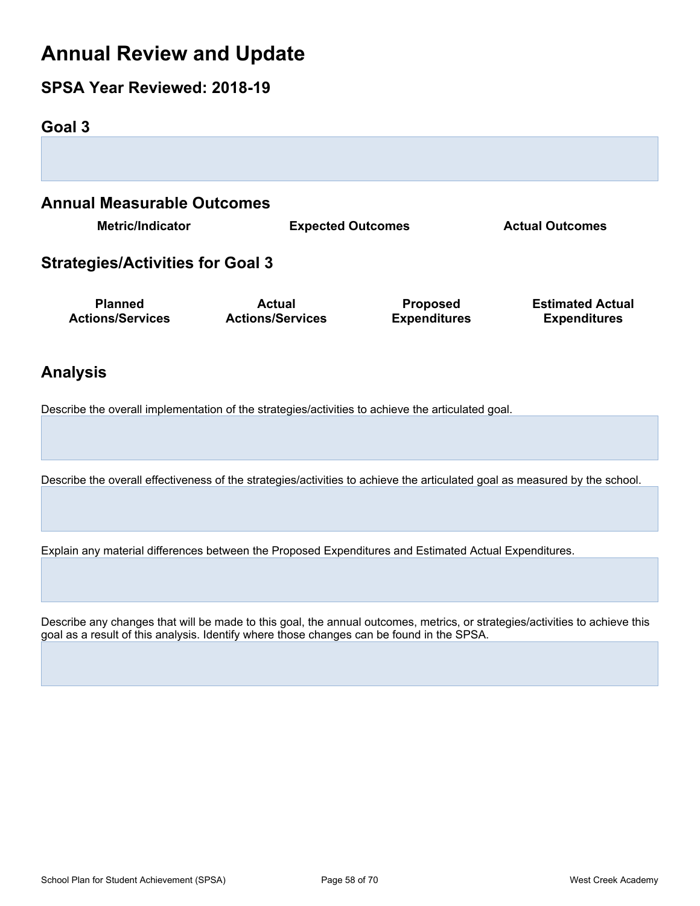# Annual Review and Update

## SPSA Year Reviewed: 2018-19

## Goal 3

## Annual Measurable Outcomes

| Metric/Indicator | Expected Outcomes | Actual Outcomes |
| --- | --- | --- |

## Strategies/Activities for Goal 3

| Planned Actions/Services | Actual Actions/Services | Proposed Expenditures | Estimated Actual Expenditures |
| --- | --- | --- | --- |

## Analysis

Describe the overall implementation of the strategies/activities to achieve the articulated goal.

Describe the overall effectiveness of the strategies/activities to achieve the articulated goal as measured by the school.

Explain any material differences between the Proposed Expenditures and Estimated Actual Expenditures.

Describe any changes that will be made to this goal, the annual outcomes, metrics, or strategies/activities to achieve this goal as a result of this analysis. Identify where those changes can be found in the SPSA.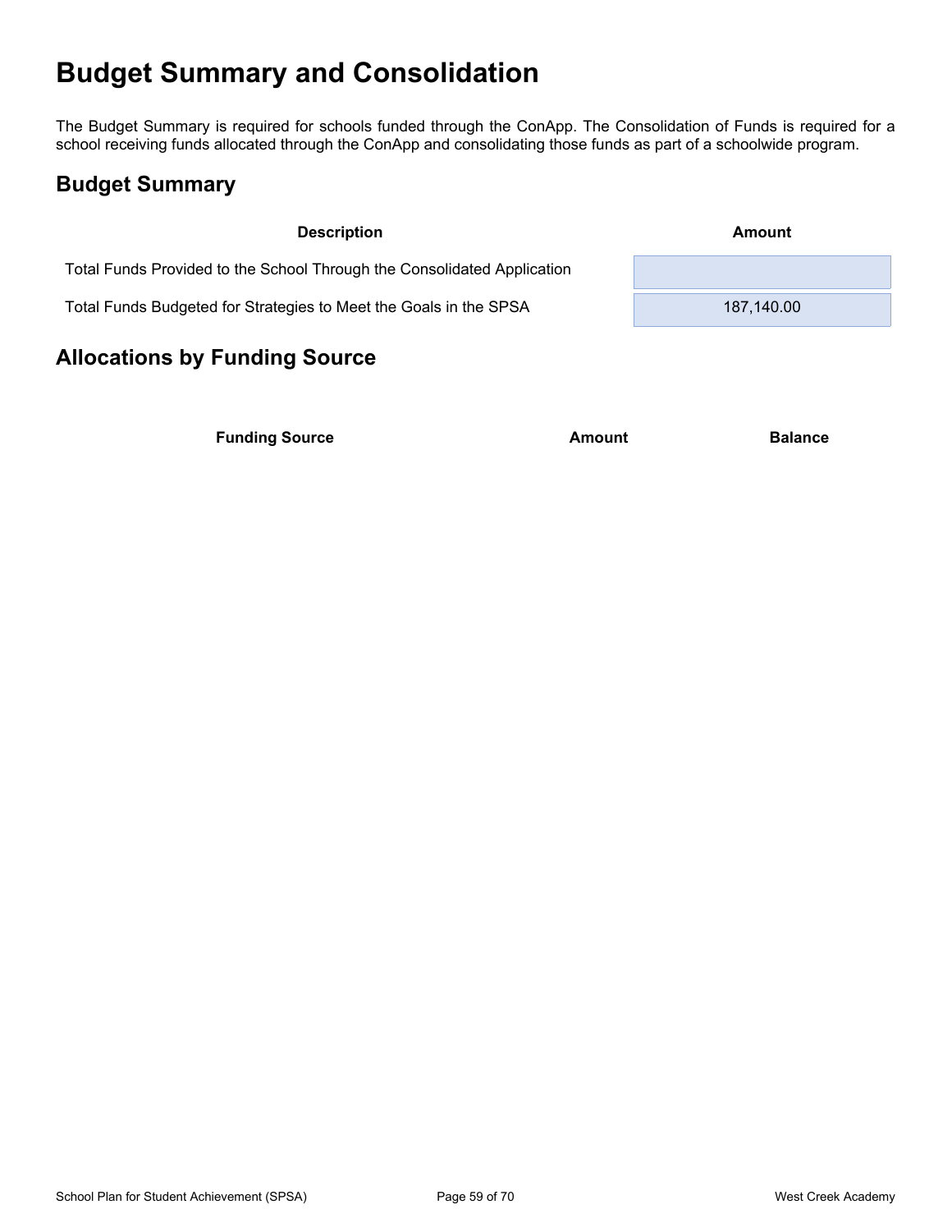# Budget Summary and Consolidation

The Budget Summary is required for schools funded through the ConApp. The Consolidation of Funds is required for a school receiving funds allocated through the ConApp and consolidating those funds as part of a schoolwide program.

## Budget Summary

| Description | Amount |
|---|---|
| Total Funds Provided to the School Through the Consolidated Application | |
| Total Funds Budgeted for Strategies to Meet the Goals in the SPSA | 187,140.00 |

## Allocations by Funding Source

| Funding Source | Amount | Balance |
|---|---|---|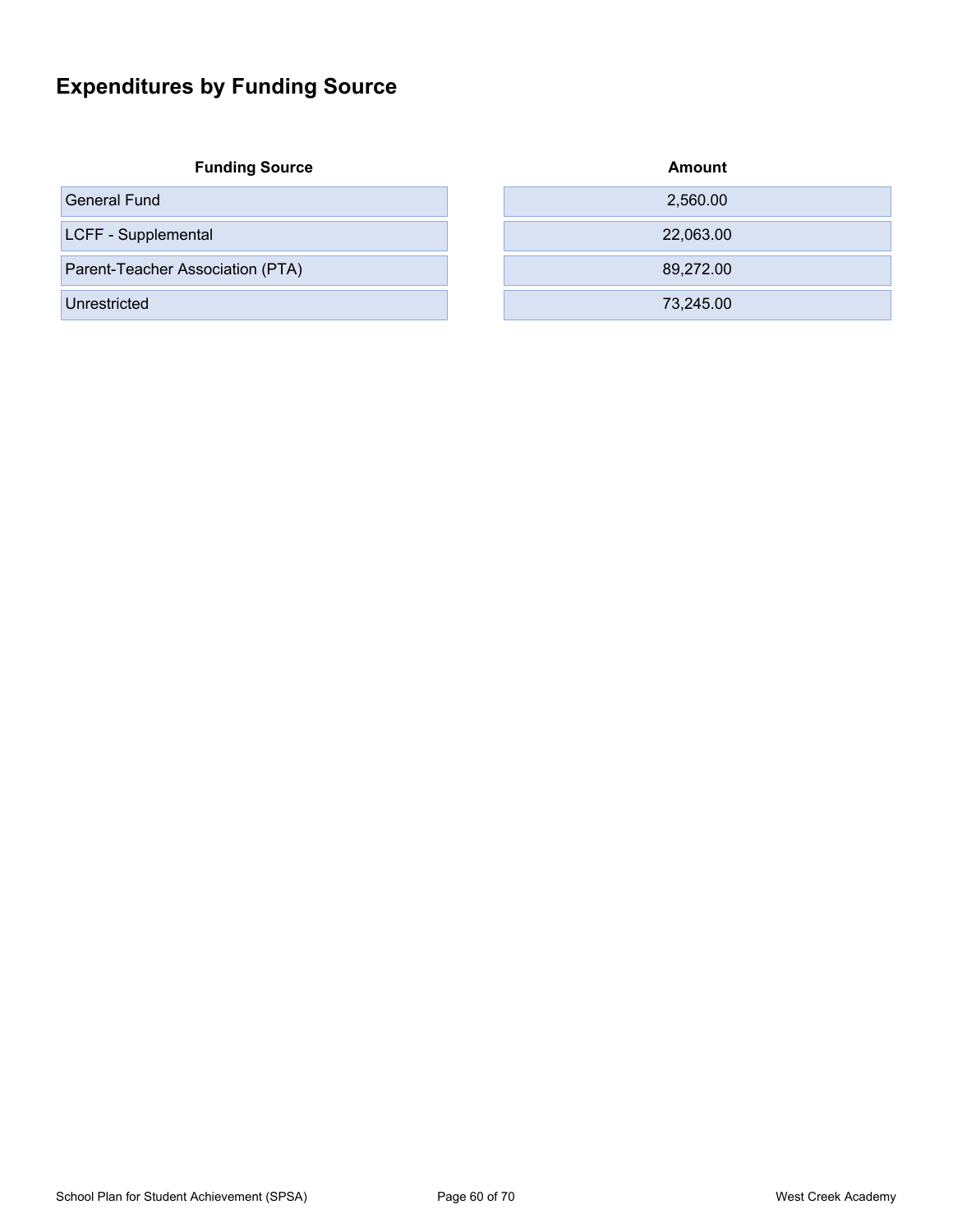# Expenditures by Funding Source

| Funding Source | Amount |
|---|---|
| General Fund | 2,560.00 |
| LCFF - Supplemental | 22,063.00 |
| Parent-Teacher Association (PTA) | 89,272.00 |
| Unrestricted | 73,245.00 |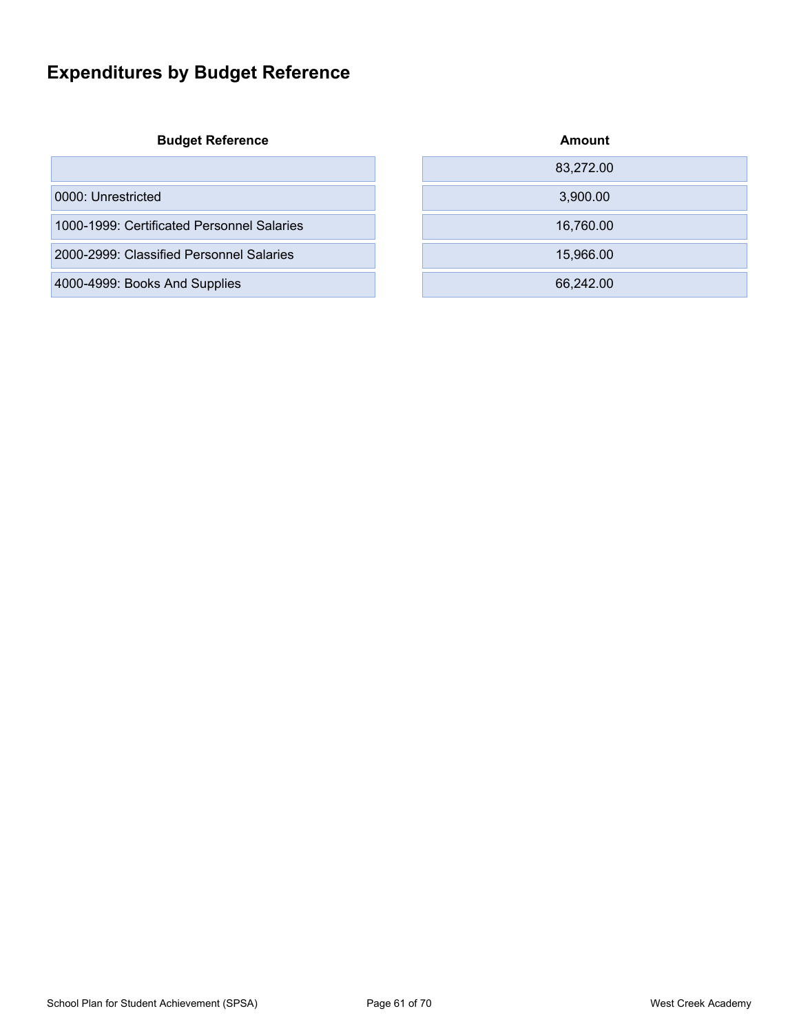# Expenditures by Budget Reference

| Budget Reference | Amount |
|---|---|
| | 83,272.00 |
| 0000: Unrestricted | 3,900.00 |
| 1000-1999: Certificated Personnel Salaries | 16,760.00 |
| 2000-2999: Classified Personnel Salaries | 15,966.00 |
| 4000-4999: Books And Supplies | 66,242.00 |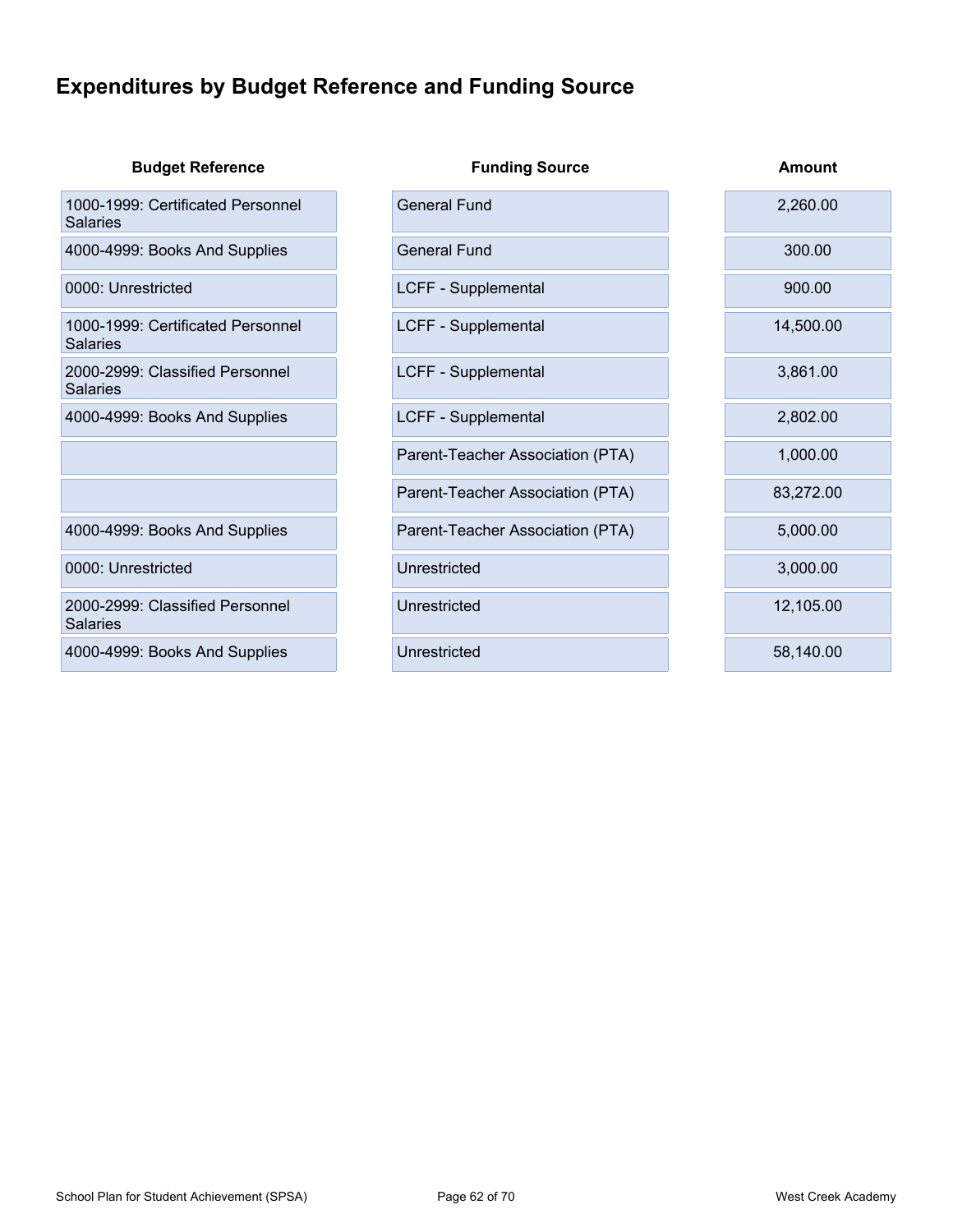# Expenditures by Budget Reference and Funding Source

| Budget Reference | Funding Source | Amount |
|---|---|---|
| 1000-1999: Certificated Personnel Salaries | General Fund | 2,260.00 |
| 4000-4999: Books And Supplies | General Fund | 300.00 |
| 0000: Unrestricted | LCFF - Supplemental | 900.00 |
| 1000-1999: Certificated Personnel Salaries | LCFF - Supplemental | 14,500.00 |
| 2000-2999: Classified Personnel Salaries | LCFF - Supplemental | 3,861.00 |
| 4000-4999: Books And Supplies | LCFF - Supplemental | 2,802.00 |
| | Parent-Teacher Association (PTA) | 1,000.00 |
| | Parent-Teacher Association (PTA) | 83,272.00 |
| 4000-4999: Books And Supplies | Parent-Teacher Association (PTA) | 5,000.00 |
| 0000: Unrestricted | Unrestricted | 3,000.00 |
| 2000-2999: Classified Personnel Salaries | Unrestricted | 12,105.00 |
| 4000-4999: Books And Supplies | Unrestricted | 58,140.00 |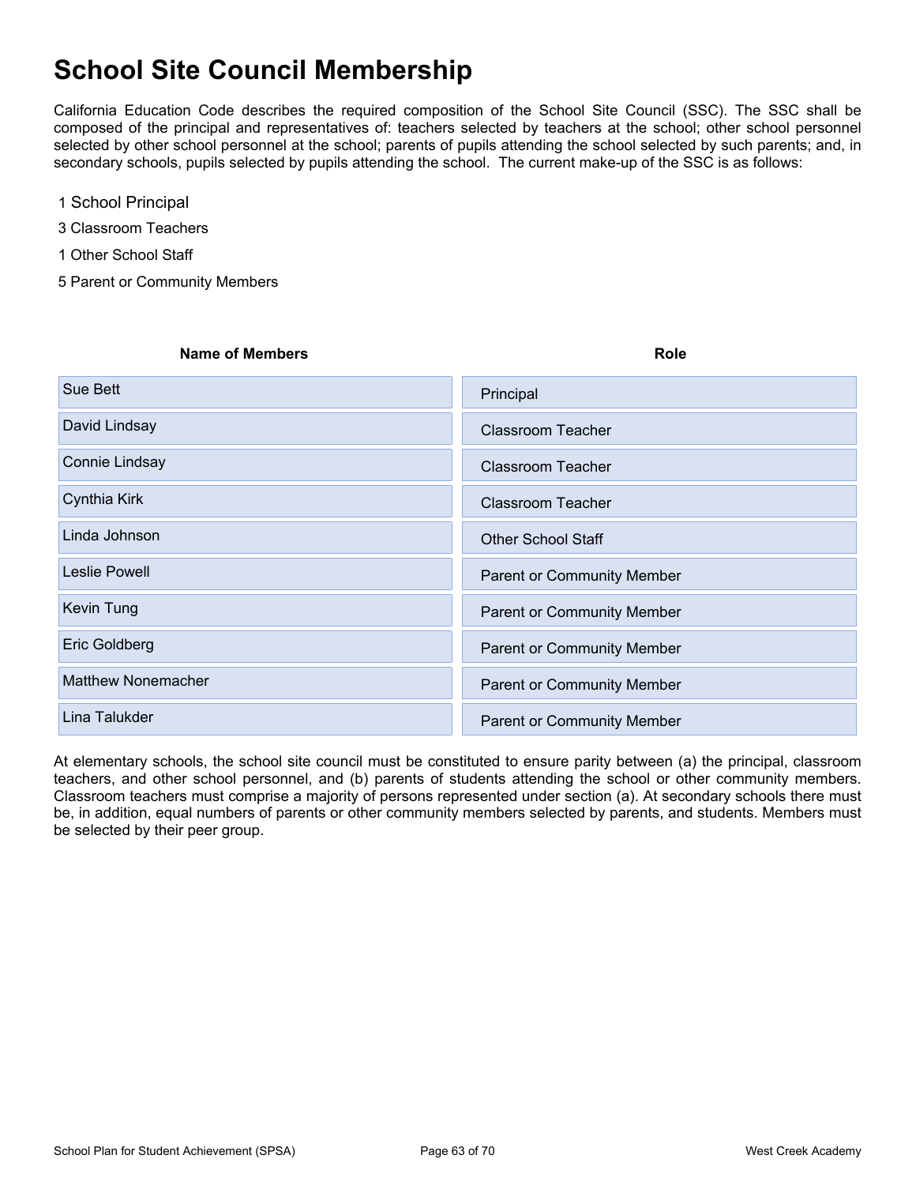# School Site Council Membership

California Education Code describes the required composition of the School Site Council (SSC). The SSC shall be composed of the principal and representatives of: teachers selected by teachers at the school; other school personnel selected by other school personnel at the school; parents of pupils attending the school selected by such parents; and, in secondary schools, pupils selected by pupils attending the school. The current make-up of the SSC is as follows:

1 School Principal

3 Classroom Teachers

1 Other School Staff

5 Parent or Community Members

| Name of Members | Role |
|---|---|
| Sue Bett | Principal |
| David Lindsay | Classroom Teacher |
| Connie Lindsay | Classroom Teacher |
| Cynthia Kirk | Classroom Teacher |
| Linda Johnson | Other School Staff |
| Leslie Powell | Parent or Community Member |
| Kevin Tung | Parent or Community Member |
| Eric Goldberg | Parent or Community Member |
| Matthew Nonemacher | Parent or Community Member |
| Lina Talukder | Parent or Community Member |

At elementary schools, the school site council must be constituted to ensure parity between (a) the principal, classroom teachers, and other school personnel, and (b) parents of students attending the school or other community members. Classroom teachers must comprise a majority of persons represented under section (a). At secondary schools there must be, in addition, equal numbers of parents or other community members selected by parents, and students. Members must be selected by their peer group.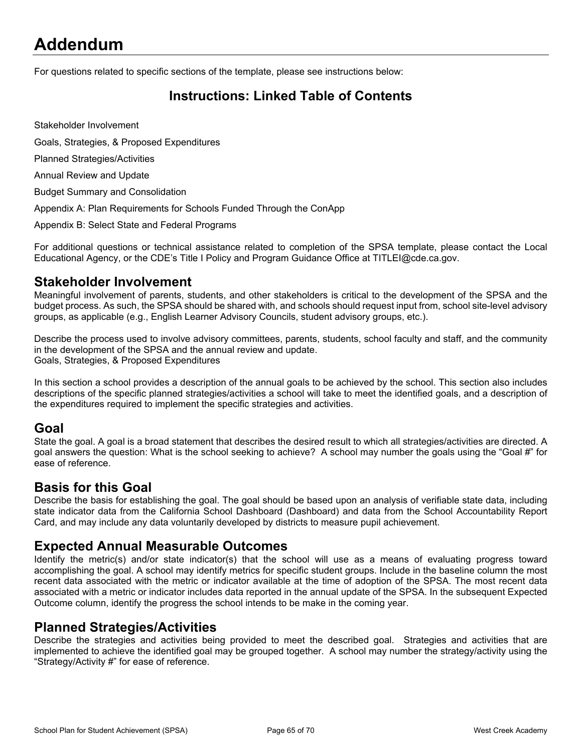# Addendum

For questions related to specific sections of the template, please see instructions below:

## Instructions: Linked Table of Contents

Stakeholder Involvement

Goals, Strategies, & Proposed Expenditures

Planned Strategies/Activities

Annual Review and Update

Budget Summary and Consolidation

Appendix A: Plan Requirements for Schools Funded Through the ConApp

Appendix B: Select State and Federal Programs

For additional questions or technical assistance related to completion of the SPSA template, please contact the Local Educational Agency, or the CDE's Title I Policy and Program Guidance Office at TITLEI@cde.ca.gov.

## Stakeholder Involvement

Meaningful involvement of parents, students, and other stakeholders is critical to the development of the SPSA and the budget process. As such, the SPSA should be shared with, and schools should request input from, school site-level advisory groups, as applicable (e.g., English Learner Advisory Councils, student advisory groups, etc.).

Describe the process used to involve advisory committees, parents, students, school faculty and staff, and the community in the development of the SPSA and the annual review and update.
Goals, Strategies, & Proposed Expenditures

In this section a school provides a description of the annual goals to be achieved by the school. This section also includes descriptions of the specific planned strategies/activities a school will take to meet the identified goals, and a description of the expenditures required to implement the specific strategies and activities.

## Goal

State the goal. A goal is a broad statement that describes the desired result to which all strategies/activities are directed. A goal answers the question: What is the school seeking to achieve? A school may number the goals using the "Goal #" for ease of reference.

## Basis for this Goal

Describe the basis for establishing the goal. The goal should be based upon an analysis of verifiable state data, including state indicator data from the California School Dashboard (Dashboard) and data from the School Accountability Report Card, and may include any data voluntarily developed by districts to measure pupil achievement.

## Expected Annual Measurable Outcomes

Identify the metric(s) and/or state indicator(s) that the school will use as a means of evaluating progress toward accomplishing the goal. A school may identify metrics for specific student groups. Include in the baseline column the most recent data associated with the metric or indicator available at the time of adoption of the SPSA. The most recent data associated with a metric or indicator includes data reported in the annual update of the SPSA. In the subsequent Expected Outcome column, identify the progress the school intends to be make in the coming year.

## Planned Strategies/Activities

Describe the strategies and activities being provided to meet the described goal. Strategies and activities that are implemented to achieve the identified goal may be grouped together. A school may number the strategy/activity using the "Strategy/Activity #" for ease of reference.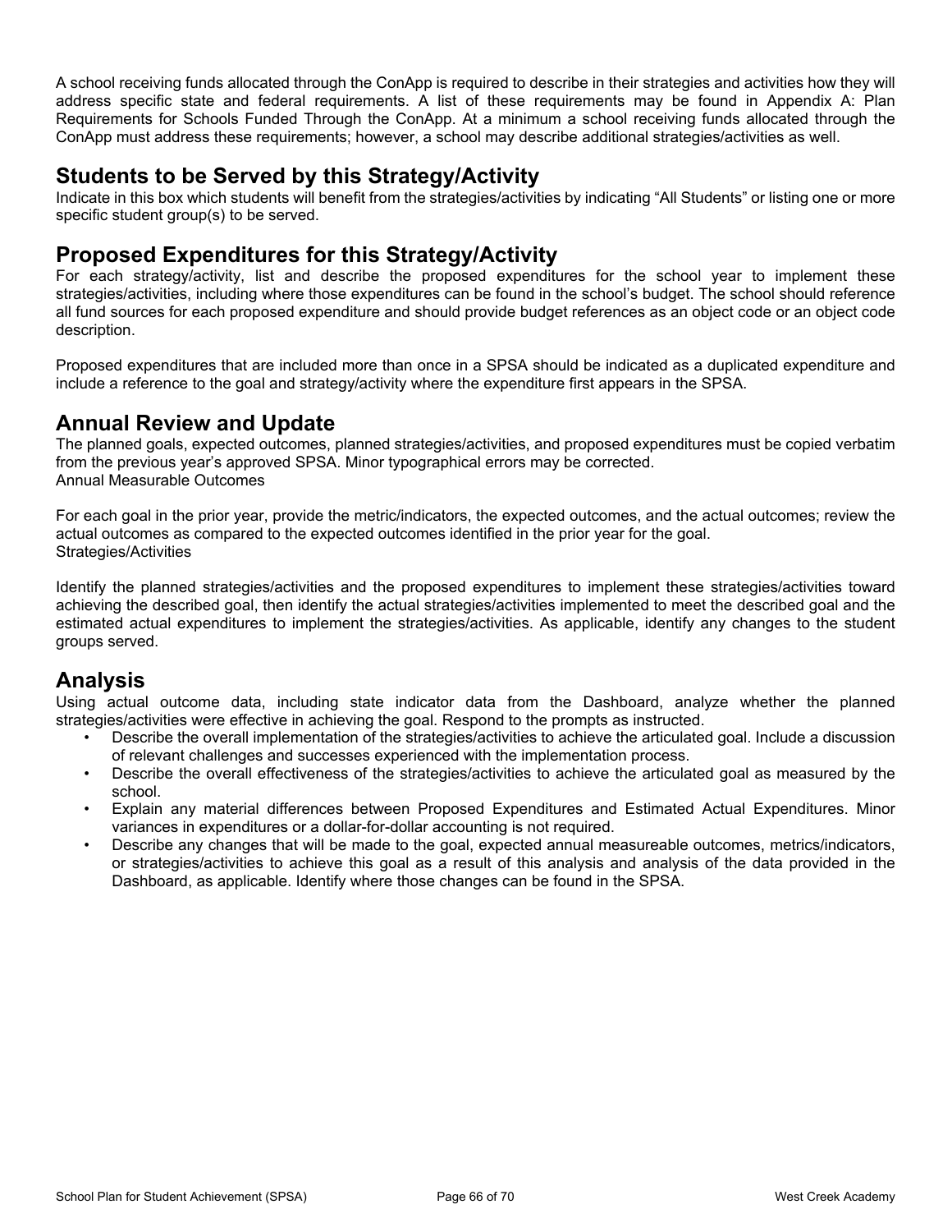A school receiving funds allocated through the ConApp is required to describe in their strategies and activities how they will address specific state and federal requirements. A list of these requirements may be found in Appendix A: Plan Requirements for Schools Funded Through the ConApp. At a minimum a school receiving funds allocated through the ConApp must address these requirements; however, a school may describe additional strategies/activities as well.

## Students to be Served by this Strategy/Activity

Indicate in this box which students will benefit from the strategies/activities by indicating “All Students” or listing one or more specific student group(s) to be served.

## Proposed Expenditures for this Strategy/Activity

For each strategy/activity, list and describe the proposed expenditures for the school year to implement these strategies/activities, including where those expenditures can be found in the school’s budget. The school should reference all fund sources for each proposed expenditure and should provide budget references as an object code or an object code description.

Proposed expenditures that are included more than once in a SPSA should be indicated as a duplicated expenditure and include a reference to the goal and strategy/activity where the expenditure first appears in the SPSA.

## Annual Review and Update

The planned goals, expected outcomes, planned strategies/activities, and proposed expenditures must be copied verbatim from the previous year’s approved SPSA. Minor typographical errors may be corrected.
Annual Measurable Outcomes

For each goal in the prior year, provide the metric/indicators, the expected outcomes, and the actual outcomes; review the actual outcomes as compared to the expected outcomes identified in the prior year for the goal.
Strategies/Activities

Identify the planned strategies/activities and the proposed expenditures to implement these strategies/activities toward achieving the described goal, then identify the actual strategies/activities implemented to meet the described goal and the estimated actual expenditures to implement the strategies/activities. As applicable, identify any changes to the student groups served.

## Analysis

Using actual outcome data, including state indicator data from the Dashboard, analyze whether the planned strategies/activities were effective in achieving the goal. Respond to the prompts as instructed.

- Describe the overall implementation of the strategies/activities to achieve the articulated goal. Include a discussion of relevant challenges and successes experienced with the implementation process.
- Describe the overall effectiveness of the strategies/activities to achieve the articulated goal as measured by the school.
- Explain any material differences between Proposed Expenditures and Estimated Actual Expenditures. Minor variances in expenditures or a dollar-for-dollar accounting is not required.
- Describe any changes that will be made to the goal, expected annual measureable outcomes, metrics/indicators, or strategies/activities to achieve this goal as a result of this analysis and analysis of the data provided in the Dashboard, as applicable. Identify where those changes can be found in the SPSA.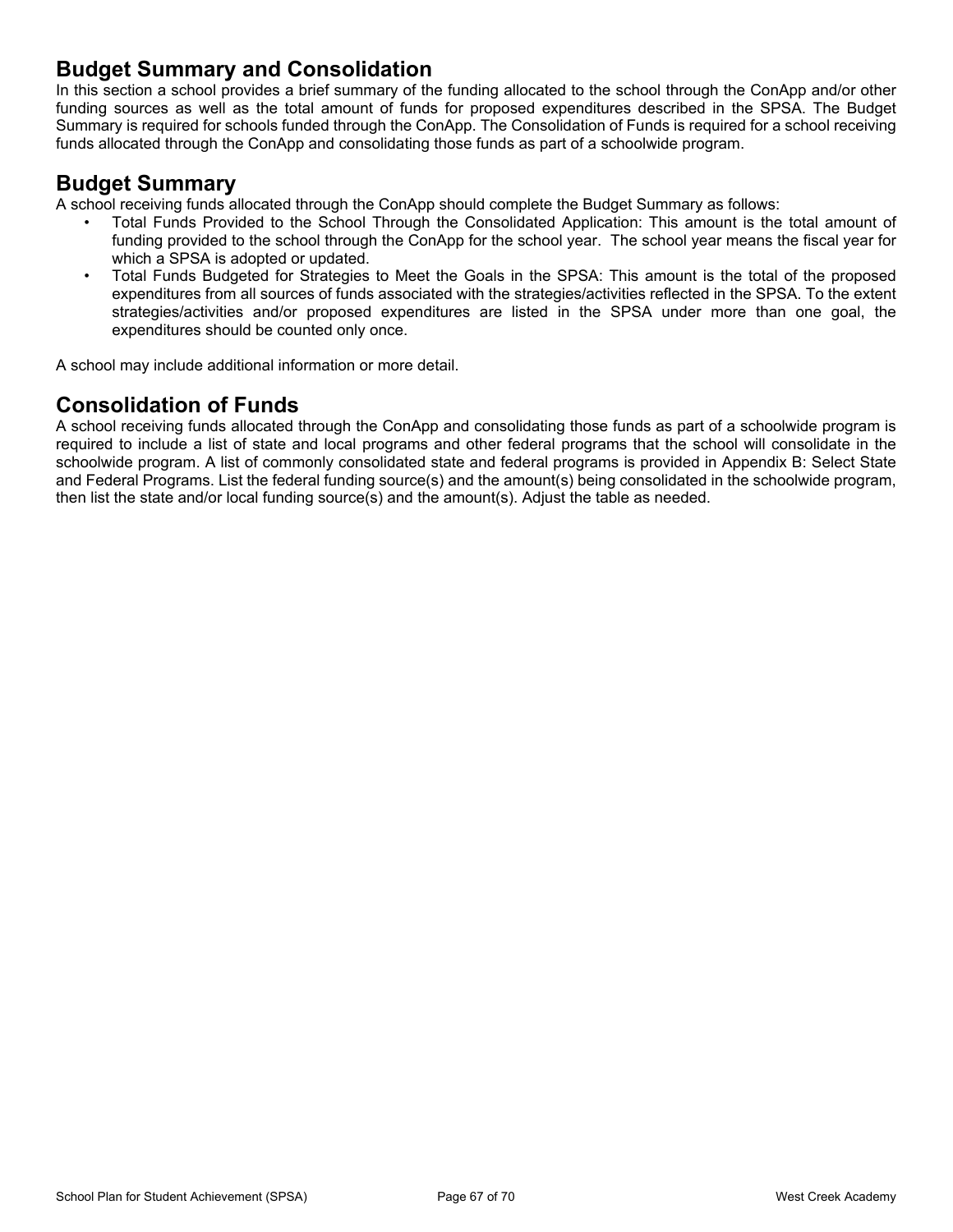## Budget Summary and Consolidation

In this section a school provides a brief summary of the funding allocated to the school through the ConApp and/or other funding sources as well as the total amount of funds for proposed expenditures described in the SPSA. The Budget Summary is required for schools funded through the ConApp. The Consolidation of Funds is required for a school receiving funds allocated through the ConApp and consolidating those funds as part of a schoolwide program.

## Budget Summary

A school receiving funds allocated through the ConApp should complete the Budget Summary as follows:

- Total Funds Provided to the School Through the Consolidated Application: This amount is the total amount of funding provided to the school through the ConApp for the school year. The school year means the fiscal year for which a SPSA is adopted or updated.
- Total Funds Budgeted for Strategies to Meet the Goals in the SPSA: This amount is the total of the proposed expenditures from all sources of funds associated with the strategies/activities reflected in the SPSA. To the extent strategies/activities and/or proposed expenditures are listed in the SPSA under more than one goal, the expenditures should be counted only once.

A school may include additional information or more detail.

## Consolidation of Funds

A school receiving funds allocated through the ConApp and consolidating those funds as part of a schoolwide program is required to include a list of state and local programs and other federal programs that the school will consolidate in the schoolwide program. A list of commonly consolidated state and federal programs is provided in Appendix B: Select State and Federal Programs. List the federal funding source(s) and the amount(s) being consolidated in the schoolwide program, then list the state and/or local funding source(s) and the amount(s). Adjust the table as needed.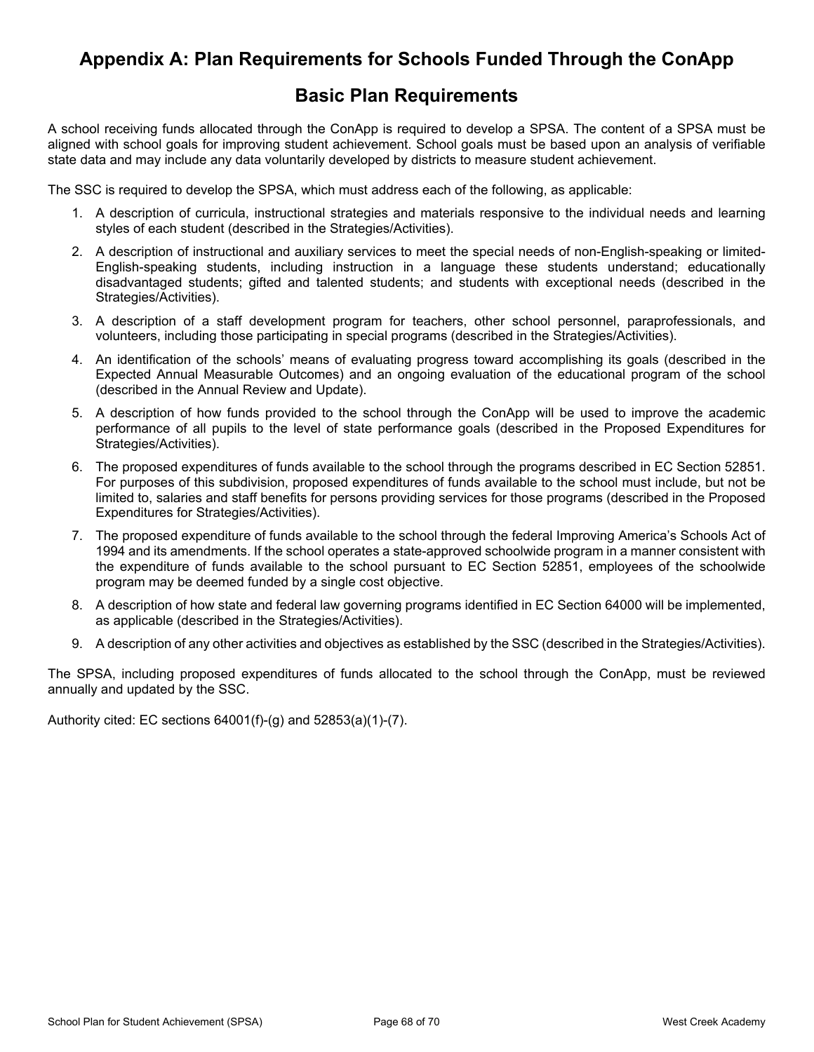# Appendix A: Plan Requirements for Schools Funded Through the ConApp

## Basic Plan Requirements

A school receiving funds allocated through the ConApp is required to develop a SPSA. The content of a SPSA must be aligned with school goals for improving student achievement. School goals must be based upon an analysis of verifiable state data and may include any data voluntarily developed by districts to measure student achievement.

The SSC is required to develop the SPSA, which must address each of the following, as applicable:

1. A description of curricula, instructional strategies and materials responsive to the individual needs and learning styles of each student (described in the Strategies/Activities).
2. A description of instructional and auxiliary services to meet the special needs of non-English-speaking or limited-English-speaking students, including instruction in a language these students understand; educationally disadvantaged students; gifted and talented students; and students with exceptional needs (described in the Strategies/Activities).
3. A description of a staff development program for teachers, other school personnel, paraprofessionals, and volunteers, including those participating in special programs (described in the Strategies/Activities).
4. An identification of the schools' means of evaluating progress toward accomplishing its goals (described in the Expected Annual Measurable Outcomes) and an ongoing evaluation of the educational program of the school (described in the Annual Review and Update).
5. A description of how funds provided to the school through the ConApp will be used to improve the academic performance of all pupils to the level of state performance goals (described in the Proposed Expenditures for Strategies/Activities).
6. The proposed expenditures of funds available to the school through the programs described in EC Section 52851. For purposes of this subdivision, proposed expenditures of funds available to the school must include, but not be limited to, salaries and staff benefits for persons providing services for those programs (described in the Proposed Expenditures for Strategies/Activities).
7. The proposed expenditure of funds available to the school through the federal Improving America's Schools Act of 1994 and its amendments. If the school operates a state-approved schoolwide program in a manner consistent with the expenditure of funds available to the school pursuant to EC Section 52851, employees of the schoolwide program may be deemed funded by a single cost objective.
8. A description of how state and federal law governing programs identified in EC Section 64000 will be implemented, as applicable (described in the Strategies/Activities).
9. A description of any other activities and objectives as established by the SSC (described in the Strategies/Activities).

The SPSA, including proposed expenditures of funds allocated to the school through the ConApp, must be reviewed annually and updated by the SSC.

Authority cited: EC sections 64001(f)-(g) and 52853(a)(1)-(7).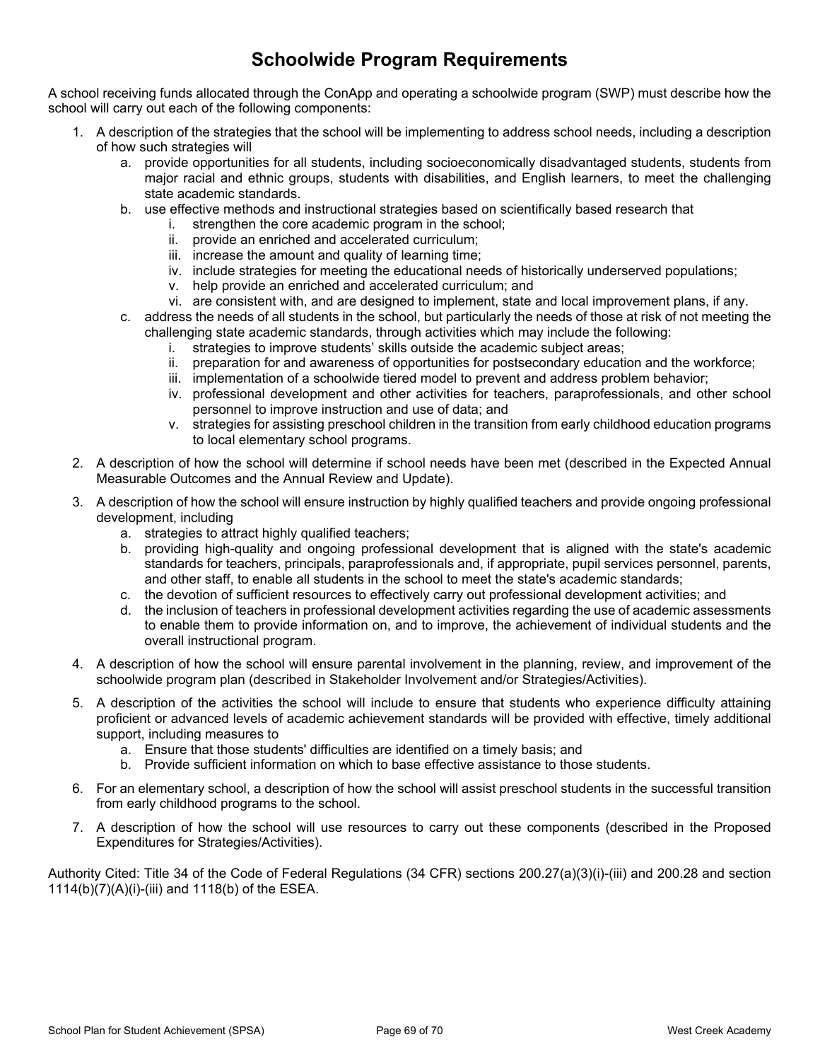# Schoolwide Program Requirements

A school receiving funds allocated through the ConApp and operating a schoolwide program (SWP) must describe how the school will carry out each of the following components:

1. A description of the strategies that the school will be implementing to address school needs, including a description of how such strategies will
   a. provide opportunities for all students, including socioeconomically disadvantaged students, students from major racial and ethnic groups, students with disabilities, and English learners, to meet the challenging state academic standards.
   b. use effective methods and instructional strategies based on scientifically based research that
      i. strengthen the core academic program in the school;
      ii. provide an enriched and accelerated curriculum;
      iii. increase the amount and quality of learning time;
      iv. include strategies for meeting the educational needs of historically underserved populations;
      v. help provide an enriched and accelerated curriculum; and
      vi. are consistent with, and are designed to implement, state and local improvement plans, if any.
   c. address the needs of all students in the school, but particularly the needs of those at risk of not meeting the challenging state academic standards, through activities which may include the following:
      i. strategies to improve students' skills outside the academic subject areas;
      ii. preparation for and awareness of opportunities for postsecondary education and the workforce;
      iii. implementation of a schoolwide tiered model to prevent and address problem behavior;
      iv. professional development and other activities for teachers, paraprofessionals, and other school personnel to improve instruction and use of data; and
      v. strategies for assisting preschool children in the transition from early childhood education programs to local elementary school programs.
2. A description of how the school will determine if school needs have been met (described in the Expected Annual Measurable Outcomes and the Annual Review and Update).
3. A description of how the school will ensure instruction by highly qualified teachers and provide ongoing professional development, including
   a. strategies to attract highly qualified teachers;
   b. providing high-quality and ongoing professional development that is aligned with the state's academic standards for teachers, principals, paraprofessionals and, if appropriate, pupil services personnel, parents, and other staff, to enable all students in the school to meet the state's academic standards;
   c. the devotion of sufficient resources to effectively carry out professional development activities; and
   d. the inclusion of teachers in professional development activities regarding the use of academic assessments to enable them to provide information on, and to improve, the achievement of individual students and the overall instructional program.
4. A description of how the school will ensure parental involvement in the planning, review, and improvement of the schoolwide program plan (described in Stakeholder Involvement and/or Strategies/Activities).
5. A description of the activities the school will include to ensure that students who experience difficulty attaining proficient or advanced levels of academic achievement standards will be provided with effective, timely additional support, including measures to
   a. Ensure that those students' difficulties are identified on a timely basis; and
   b. Provide sufficient information on which to base effective assistance to those students.
6. For an elementary school, a description of how the school will assist preschool students in the successful transition from early childhood programs to the school.
7. A description of how the school will use resources to carry out these components (described in the Proposed Expenditures for Strategies/Activities).

Authority Cited: Title 34 of the Code of Federal Regulations (34 CFR) sections 200.27(a)(3)(i)-(iii) and 200.28 and section 1114(b)(7)(A)(i)-(iii) and 1118(b) of the ESEA.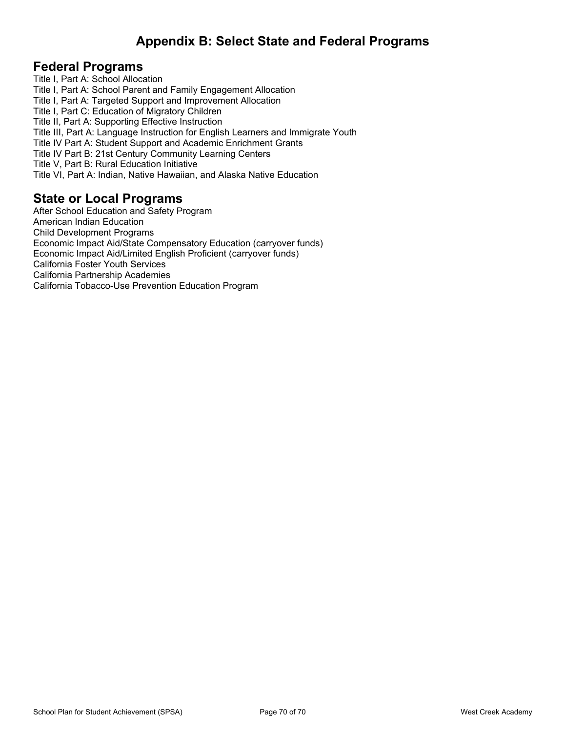# Appendix B: Select State and Federal Programs

## Federal Programs

Title I, Part A: School Allocation
Title I, Part A: School Parent and Family Engagement Allocation
Title I, Part A: Targeted Support and Improvement Allocation
Title I, Part C: Education of Migratory Children
Title II, Part A: Supporting Effective Instruction
Title III, Part A: Language Instruction for English Learners and Immigrate Youth
Title IV Part A: Student Support and Academic Enrichment Grants
Title IV Part B: 21st Century Community Learning Centers
Title V, Part B: Rural Education Initiative
Title VI, Part A: Indian, Native Hawaiian, and Alaska Native Education

## State or Local Programs

After School Education and Safety Program
American Indian Education
Child Development Programs
Economic Impact Aid/State Compensatory Education (carryover funds)
Economic Impact Aid/Limited English Proficient (carryover funds)
California Foster Youth Services
California Partnership Academies
California Tobacco-Use Prevention Education Program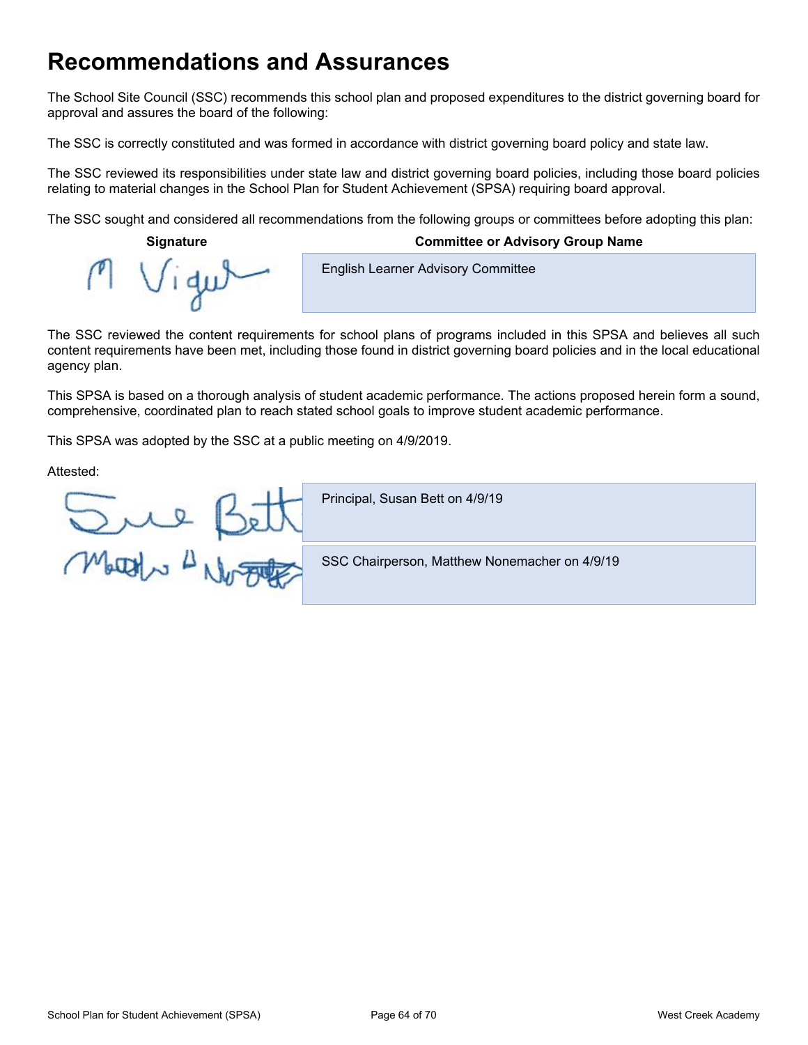# Recommendations and Assurances

The School Site Council (SSC) recommends this school plan and proposed expenditures to the district governing board for approval and assures the board of the following:

The SSC is correctly constituted and was formed in accordance with district governing board policy and state law.

The SSC reviewed its responsibilities under state law and district governing board policies, including those board policies relating to material changes in the School Plan for Student Achievement (SPSA) requiring board approval.

The SSC sought and considered all recommendations from the following groups or committees before adopting this plan:

| Signature | Committee or Advisory Group Name |
|---|---|
| M Viguer | English Learner Advisory Committee |

The SSC reviewed the content requirements for school plans of programs included in this SPSA and believes all such content requirements have been met, including those found in district governing board policies and in the local educational agency plan.

This SPSA is based on a thorough analysis of student academic performance. The actions proposed herein form a sound, comprehensive, coordinated plan to reach stated school goals to improve student academic performance.

This SPSA was adopted by the SSC at a public meeting on 4/9/2019.

Attested:

| | |
|---|---|
| Sue Bett | Principal, Susan Bett on 4/9/19 |
| Matthew Nonemacher | SSC Chairperson, Matthew Nonemacher on 4/9/19 |